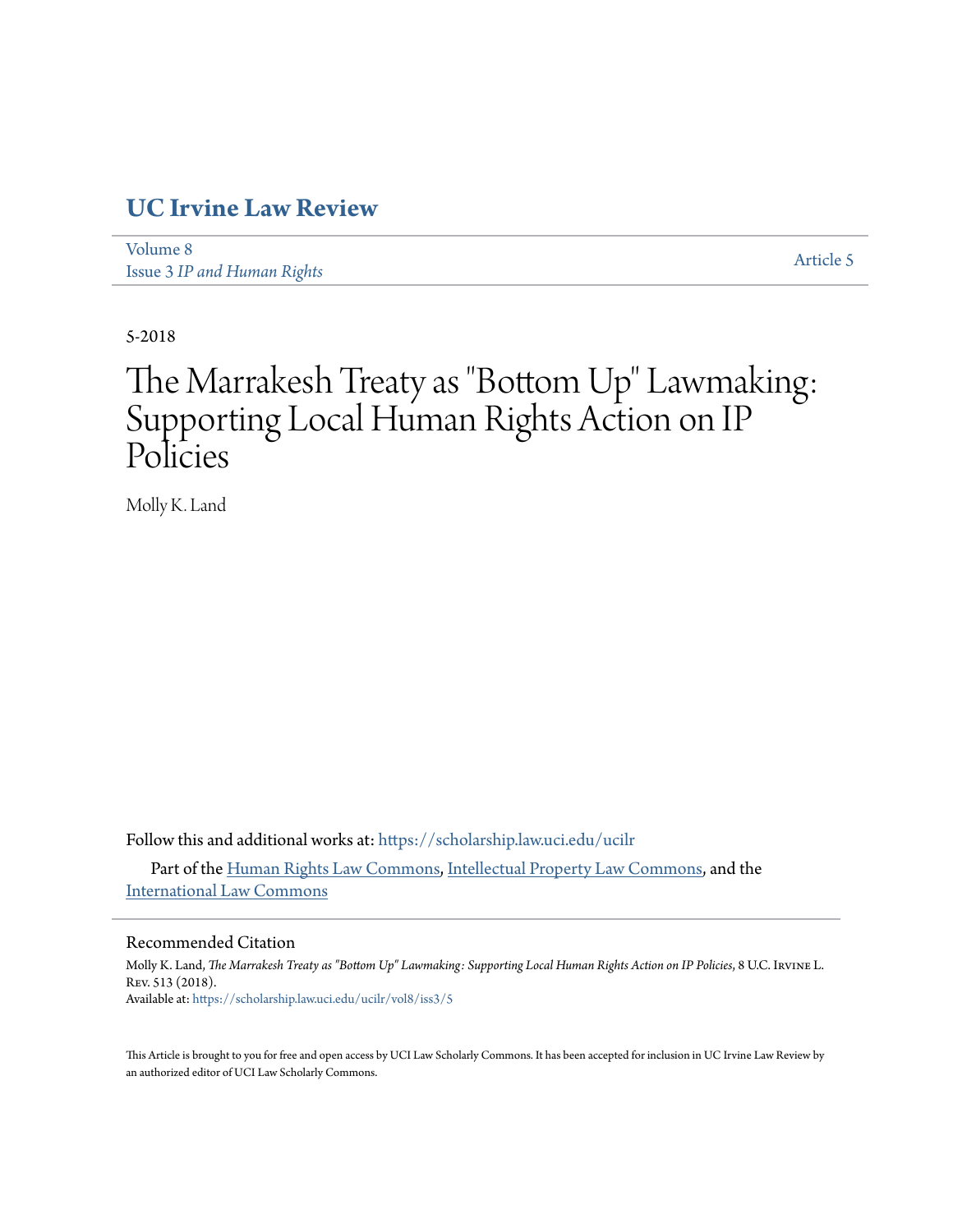# UC Irvine Law Review

Volume 8
Issue 3 *IP and Human Rights*

Article 5

5-2018

# The Marrakesh Treaty as "Bottom Up" Lawmaking: Supporting Local Human Rights Action on IP Policies

Molly K. Land

Follow this and additional works at: https://scholarship.law.uci.edu/ucilr

Part of the Human Rights Law Commons, Intellectual Property Law Commons, and the International Law Commons

## Recommended Citation

Molly K. Land, *The Marrakesh Treaty as "Bottom Up" Lawmaking: Supporting Local Human Rights Action on IP Policies*, 8 U.C. Irvine L. Rev. 513 (2018).
Available at: https://scholarship.law.uci.edu/ucilr/vol8/iss3/5

This Article is brought to you for free and open access by UCI Law Scholarly Commons. It has been accepted for inclusion in UC Irvine Law Review by an authorized editor of UCI Law Scholarly Commons.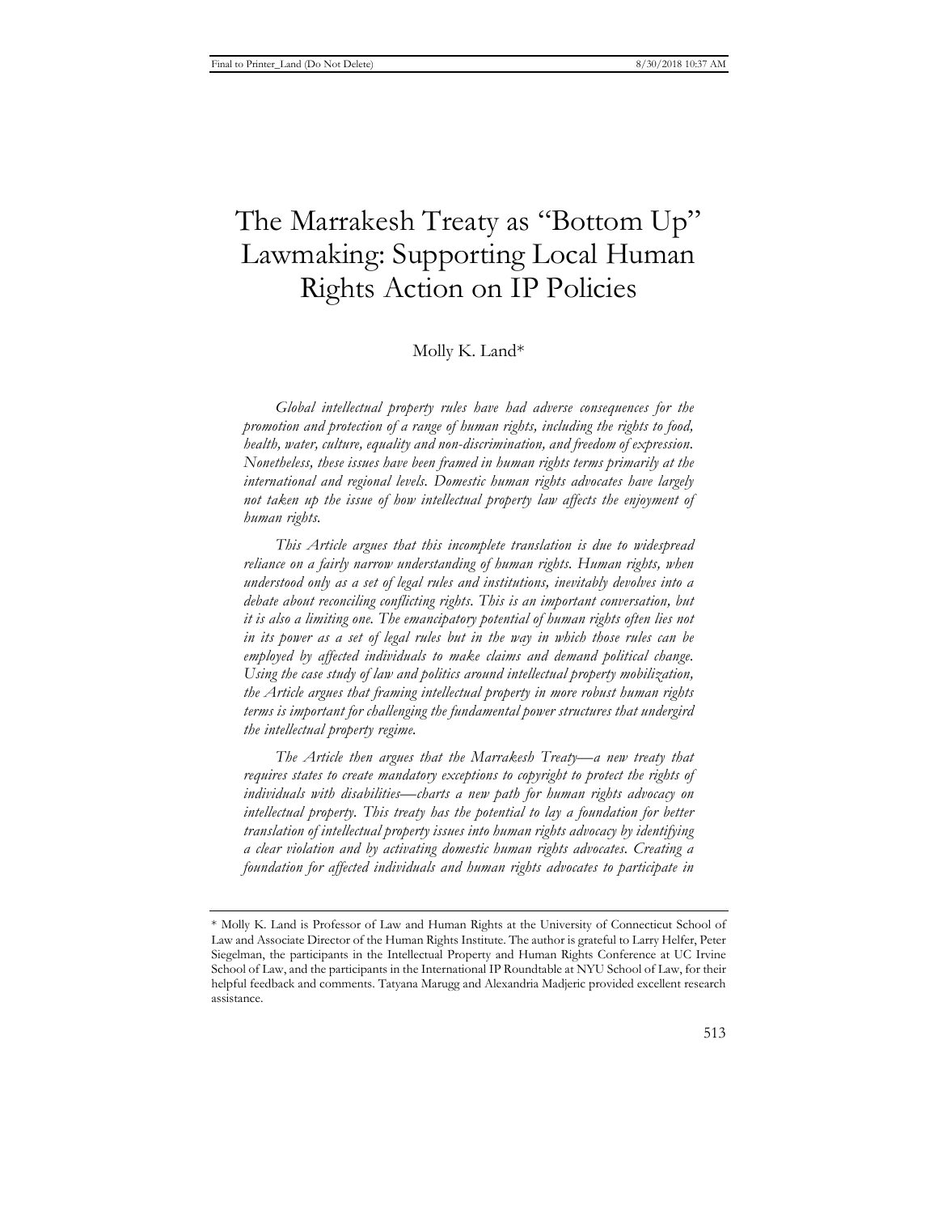# The Marrakesh Treaty as "Bottom Up" Lawmaking: Supporting Local Human Rights Action on IP Policies

Molly K. Land*

*Global intellectual property rules have had adverse consequences for the promotion and protection of a range of human rights, including the rights to food, health, water, culture, equality and non-discrimination, and freedom of expression. Nonetheless, these issues have been framed in human rights terms primarily at the international and regional levels. Domestic human rights advocates have largely not taken up the issue of how intellectual property law affects the enjoyment of human rights.*

*This Article argues that this incomplete translation is due to widespread reliance on a fairly narrow understanding of human rights. Human rights, when understood only as a set of legal rules and institutions, inevitably devolves into a debate about reconciling conflicting rights. This is an important conversation, but it is also a limiting one. The emancipatory potential of human rights often lies not in its power as a set of legal rules but in the way in which those rules can be employed by affected individuals to make claims and demand political change. Using the case study of law and politics around intellectual property mobilization, the Article argues that framing intellectual property in more robust human rights terms is important for challenging the fundamental power structures that undergird the intellectual property regime.*

*The Article then argues that the Marrakesh Treaty—a new treaty that requires states to create mandatory exceptions to copyright to protect the rights of individuals with disabilities—charts a new path for human rights advocacy on intellectual property. This treaty has the potential to lay a foundation for better translation of intellectual property issues into human rights advocacy by identifying a clear violation and by activating domestic human rights advocates. Creating a foundation for affected individuals and human rights advocates to participate in*

---

\* Molly K. Land is Professor of Law and Human Rights at the University of Connecticut School of Law and Associate Director of the Human Rights Institute. The author is grateful to Larry Helfer, Peter Siegelman, the participants in the Intellectual Property and Human Rights Conference at UC Irvine School of Law, and the participants in the International IP Roundtable at NYU School of Law, for their helpful feedback and comments. Tatyana Marugg and Alexandria Madjeric provided excellent research assistance.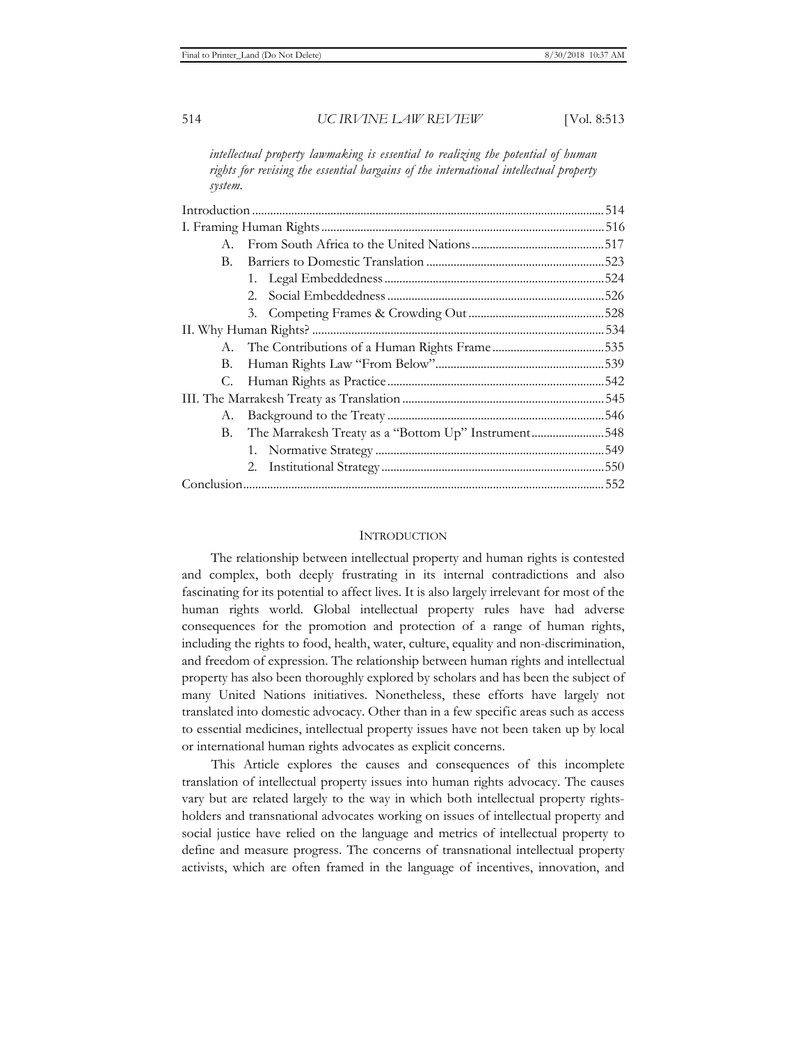*intellectual property lawmaking is essential to realizing the potential of human rights for revising the essential bargains of the international intellectual property system.*

| | Page |
|---|---|
| Introduction | 514 |
| I. Framing Human Rights | 516 |
| A. From South Africa to the United Nations | 517 |
| B. Barriers to Domestic Translation | 523 |
| 1. Legal Embeddedness | 524 |
| 2. Social Embeddedness | 526 |
| 3. Competing Frames & Crowding Out | 528 |
| II. Why Human Rights? | 534 |
| A. The Contributions of a Human Rights Frame | 535 |
| B. Human Rights Law "From Below" | 539 |
| C. Human Rights as Practice | 542 |
| III. The Marrakesh Treaty as Translation | 545 |
| A. Background to the Treaty | 546 |
| B. The Marrakesh Treaty as a "Bottom Up" Instrument | 548 |
| 1. Normative Strategy | 549 |
| 2. Institutional Strategy | 550 |
| Conclusion | 552 |

## INTRODUCTION

The relationship between intellectual property and human rights is contested and complex, both deeply frustrating in its internal contradictions and also fascinating for its potential to affect lives. It is also largely irrelevant for most of the human rights world. Global intellectual property rules have had adverse consequences for the promotion and protection of a range of human rights, including the rights to food, health, water, culture, equality and non-discrimination, and freedom of expression. The relationship between human rights and intellectual property has also been thoroughly explored by scholars and has been the subject of many United Nations initiatives. Nonetheless, these efforts have largely not translated into domestic advocacy. Other than in a few specific areas such as access to essential medicines, intellectual property issues have not been taken up by local or international human rights advocates as explicit concerns.

This Article explores the causes and consequences of this incomplete translation of intellectual property issues into human rights advocacy. The causes vary but are related largely to the way in which both intellectual property rights-holders and transnational advocates working on issues of intellectual property and social justice have relied on the language and metrics of intellectual property to define and measure progress. The concerns of transnational intellectual property activists, which are often framed in the language of incentives, innovation, and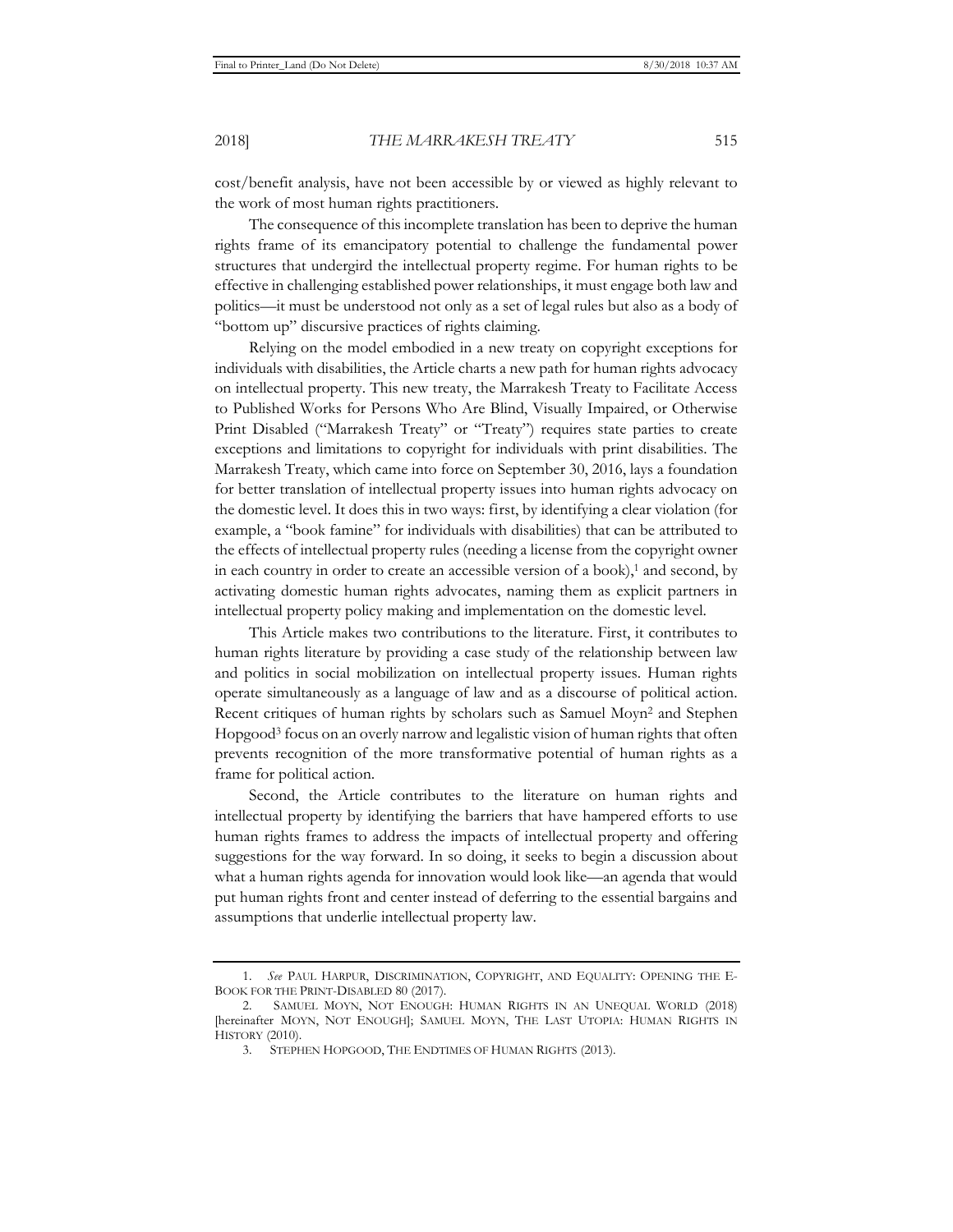cost/benefit analysis, have not been accessible by or viewed as highly relevant to the work of most human rights practitioners.

The consequence of this incomplete translation has been to deprive the human rights frame of its emancipatory potential to challenge the fundamental power structures that undergird the intellectual property regime. For human rights to be effective in challenging established power relationships, it must engage both law and politics—it must be understood not only as a set of legal rules but also as a body of "bottom up" discursive practices of rights claiming.

Relying on the model embodied in a new treaty on copyright exceptions for individuals with disabilities, the Article charts a new path for human rights advocacy on intellectual property. This new treaty, the Marrakesh Treaty to Facilitate Access to Published Works for Persons Who Are Blind, Visually Impaired, or Otherwise Print Disabled ("Marrakesh Treaty" or "Treaty") requires state parties to create exceptions and limitations to copyright for individuals with print disabilities. The Marrakesh Treaty, which came into force on September 30, 2016, lays a foundation for better translation of intellectual property issues into human rights advocacy on the domestic level. It does this in two ways: first, by identifying a clear violation (for example, a "book famine" for individuals with disabilities) that can be attributed to the effects of intellectual property rules (needing a license from the copyright owner in each country in order to create an accessible version of a book),[1] and second, by activating domestic human rights advocates, naming them as explicit partners in intellectual property policy making and implementation on the domestic level.

This Article makes two contributions to the literature. First, it contributes to human rights literature by providing a case study of the relationship between law and politics in social mobilization on intellectual property issues. Human rights operate simultaneously as a language of law and as a discourse of political action. Recent critiques of human rights by scholars such as Samuel Moyn[2] and Stephen Hopgood[3] focus on an overly narrow and legalistic vision of human rights that often prevents recognition of the more transformative potential of human rights as a frame for political action.

Second, the Article contributes to the literature on human rights and intellectual property by identifying the barriers that have hampered efforts to use human rights frames to address the impacts of intellectual property and offering suggestions for the way forward. In so doing, it seeks to begin a discussion about what a human rights agenda for innovation would look like—an agenda that would put human rights front and center instead of deferring to the essential bargains and assumptions that underlie intellectual property law.

---

1. *See* PAUL HARPUR, DISCRIMINATION, COPYRIGHT, AND EQUALITY: OPENING THE E-BOOK FOR THE PRINT-DISABLED 80 (2017).

2. SAMUEL MOYN, NOT ENOUGH: HUMAN RIGHTS IN AN UNEQUAL WORLD (2018) [hereinafter MOYN, NOT ENOUGH]; SAMUEL MOYN, THE LAST UTOPIA: HUMAN RIGHTS IN HISTORY (2010).

3. STEPHEN HOPGOOD, THE ENDTIMES OF HUMAN RIGHTS (2013).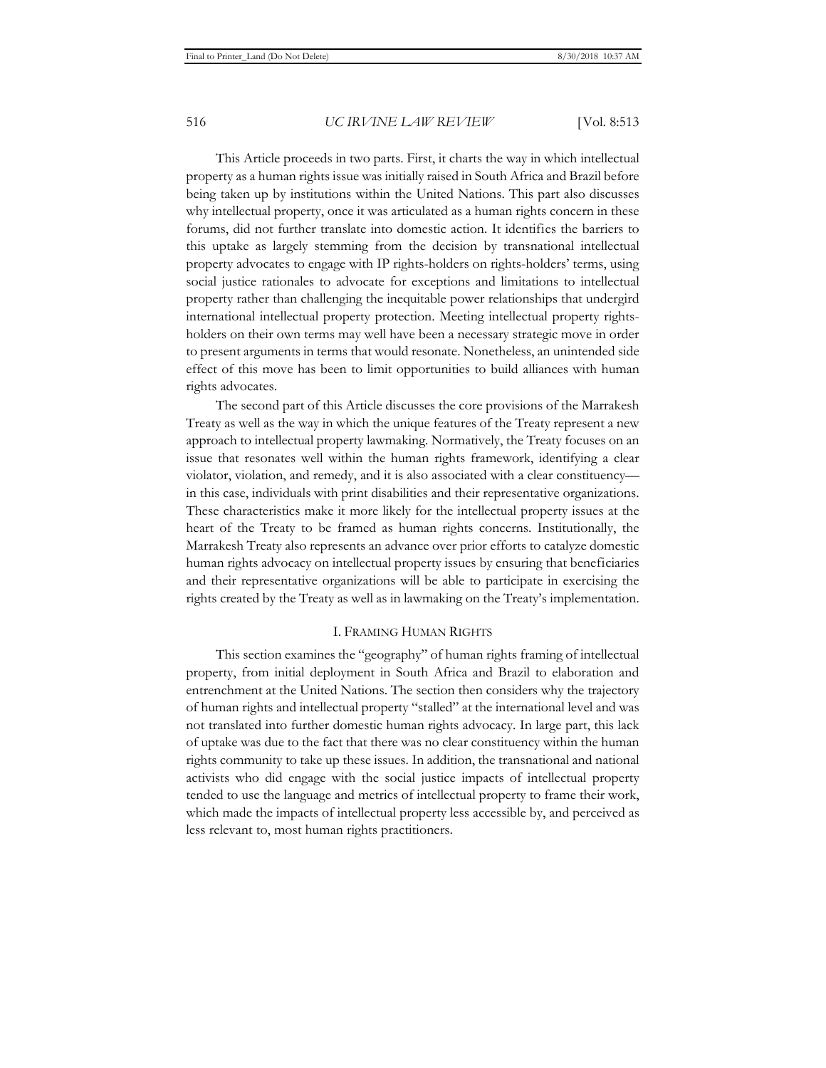This Article proceeds in two parts. First, it charts the way in which intellectual property as a human rights issue was initially raised in South Africa and Brazil before being taken up by institutions within the United Nations. This part also discusses why intellectual property, once it was articulated as a human rights concern in these forums, did not further translate into domestic action. It identifies the barriers to this uptake as largely stemming from the decision by transnational intellectual property advocates to engage with IP rights-holders on rights-holders' terms, using social justice rationales to advocate for exceptions and limitations to intellectual property rather than challenging the inequitable power relationships that undergird international intellectual property protection. Meeting intellectual property rights-holders on their own terms may well have been a necessary strategic move in order to present arguments in terms that would resonate. Nonetheless, an unintended side effect of this move has been to limit opportunities to build alliances with human rights advocates.

The second part of this Article discusses the core provisions of the Marrakesh Treaty as well as the way in which the unique features of the Treaty represent a new approach to intellectual property lawmaking. Normatively, the Treaty focuses on an issue that resonates well within the human rights framework, identifying a clear violator, violation, and remedy, and it is also associated with a clear constituency—in this case, individuals with print disabilities and their representative organizations. These characteristics make it more likely for the intellectual property issues at the heart of the Treaty to be framed as human rights concerns. Institutionally, the Marrakesh Treaty also represents an advance over prior efforts to catalyze domestic human rights advocacy on intellectual property issues by ensuring that beneficiaries and their representative organizations will be able to participate in exercising the rights created by the Treaty as well as in lawmaking on the Treaty's implementation.

## I. FRAMING HUMAN RIGHTS

This section examines the "geography" of human rights framing of intellectual property, from initial deployment in South Africa and Brazil to elaboration and entrenchment at the United Nations. The section then considers why the trajectory of human rights and intellectual property "stalled" at the international level and was not translated into further domestic human rights advocacy. In large part, this lack of uptake was due to the fact that there was no clear constituency within the human rights community to take up these issues. In addition, the transnational and national activists who did engage with the social justice impacts of intellectual property tended to use the language and metrics of intellectual property to frame their work, which made the impacts of intellectual property less accessible by, and perceived as less relevant to, most human rights practitioners.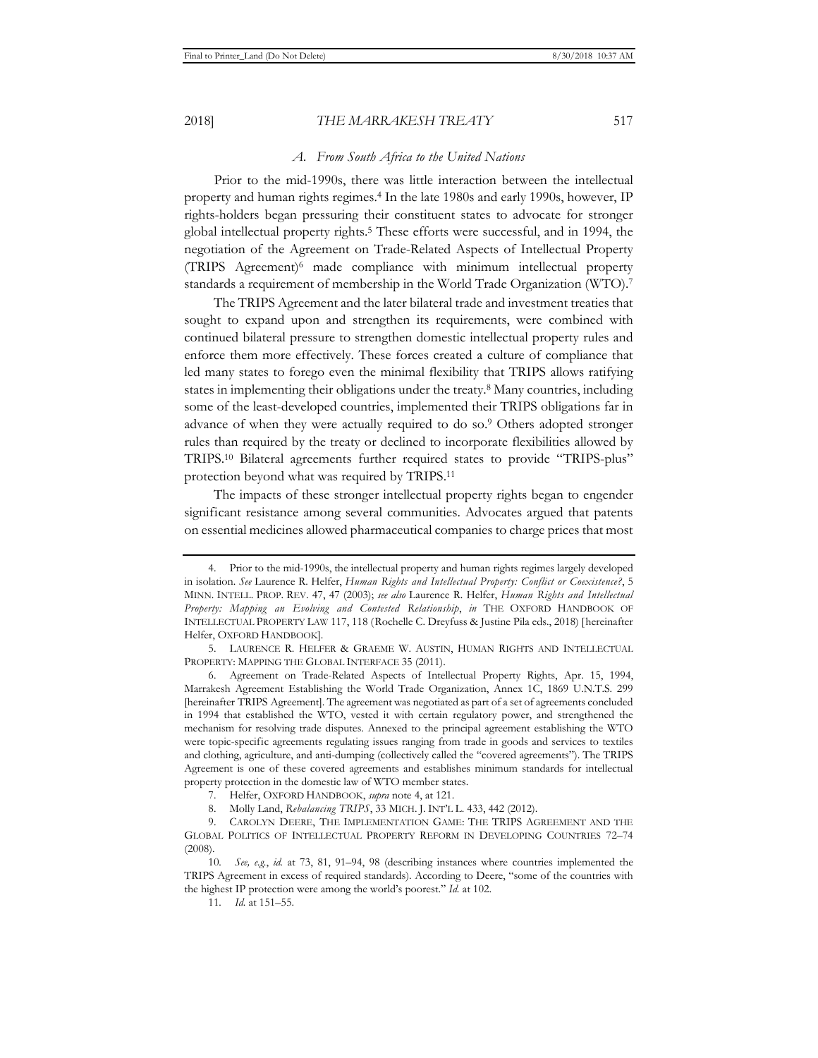### *A. From South Africa to the United Nations*

Prior to the mid-1990s, there was little interaction between the intellectual property and human rights regimes.[4] In the late 1980s and early 1990s, however, IP rights-holders began pressuring their constituent states to advocate for stronger global intellectual property rights.[5] These efforts were successful, and in 1994, the negotiation of the Agreement on Trade-Related Aspects of Intellectual Property (TRIPS Agreement)[6] made compliance with minimum intellectual property standards a requirement of membership in the World Trade Organization (WTO).[7]

The TRIPS Agreement and the later bilateral trade and investment treaties that sought to expand upon and strengthen its requirements, were combined with continued bilateral pressure to strengthen domestic intellectual property rules and enforce them more effectively. These forces created a culture of compliance that led many states to forego even the minimal flexibility that TRIPS allows ratifying states in implementing their obligations under the treaty.[8] Many countries, including some of the least-developed countries, implemented their TRIPS obligations far in advance of when they were actually required to do so.[9] Others adopted stronger rules than required by the treaty or declined to incorporate flexibilities allowed by TRIPS.[10] Bilateral agreements further required states to provide "TRIPS-plus" protection beyond what was required by TRIPS.[11]

The impacts of these stronger intellectual property rights began to engender significant resistance among several communities. Advocates argued that patents on essential medicines allowed pharmaceutical companies to charge prices that most

---

4. Prior to the mid-1990s, the intellectual property and human rights regimes largely developed in isolation. *See* Laurence R. Helfer, *Human Rights and Intellectual Property: Conflict or Coexistence?*, 5 MINN. INTELL. PROP. REV. 47, 47 (2003); *see also* Laurence R. Helfer, *Human Rights and Intellectual Property: Mapping an Evolving and Contested Relationship*, *in* THE OXFORD HANDBOOK OF INTELLECTUAL PROPERTY LAW 117, 118 (Rochelle C. Dreyfuss & Justine Pila eds., 2018) [hereinafter Helfer, OXFORD HANDBOOK].

5. LAURENCE R. HELFER & GRAEME W. AUSTIN, HUMAN RIGHTS AND INTELLECTUAL PROPERTY: MAPPING THE GLOBAL INTERFACE 35 (2011).

6. Agreement on Trade-Related Aspects of Intellectual Property Rights, Apr. 15, 1994, Marrakesh Agreement Establishing the World Trade Organization, Annex 1C, 1869 U.N.T.S. 299 [hereinafter TRIPS Agreement]. The agreement was negotiated as part of a set of agreements concluded in 1994 that established the WTO, vested it with certain regulatory power, and strengthened the mechanism for resolving trade disputes. Annexed to the principal agreement establishing the WTO were topic-specific agreements regulating issues ranging from trade in goods and services to textiles and clothing, agriculture, and anti-dumping (collectively called the "covered agreements"). The TRIPS Agreement is one of these covered agreements and establishes minimum standards for intellectual property protection in the domestic law of WTO member states.

7. Helfer, OXFORD HANDBOOK, *supra* note 4, at 121.

8. Molly Land, *Rebalancing TRIPS*, 33 MICH. J. INT'L L. 433, 442 (2012).

9. CAROLYN DEERE, THE IMPLEMENTATION GAME: THE TRIPS AGREEMENT AND THE GLOBAL POLITICS OF INTELLECTUAL PROPERTY REFORM IN DEVELOPING COUNTRIES 72–74 (2008).

10. *See, e.g.*, *id.* at 73, 81, 91–94, 98 (describing instances where countries implemented the TRIPS Agreement in excess of required standards). According to Deere, "some of the countries with the highest IP protection were among the world's poorest." *Id.* at 102.

11. *Id.* at 151–55.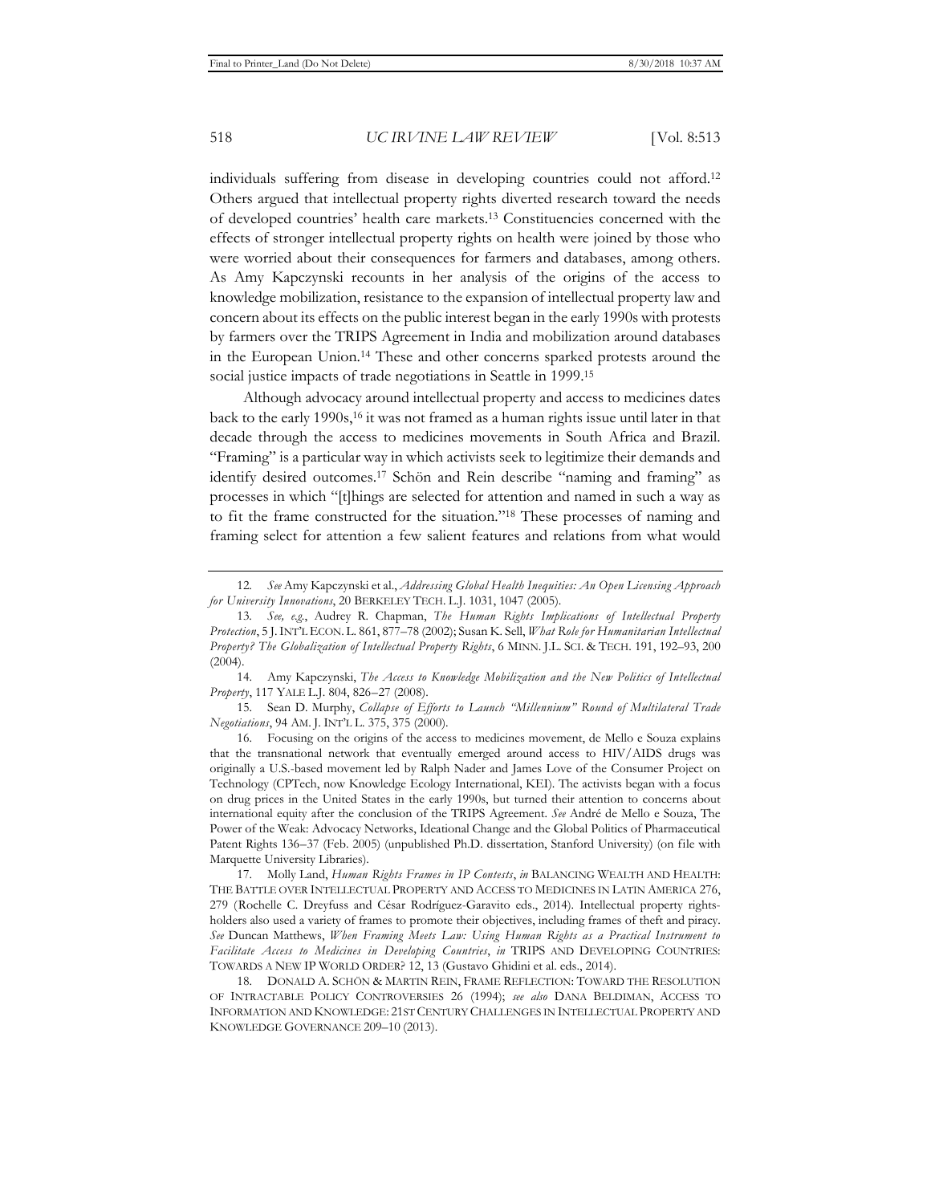individuals suffering from disease in developing countries could not afford.[12] Others argued that intellectual property rights diverted research toward the needs of developed countries' health care markets.[13] Constituencies concerned with the effects of stronger intellectual property rights on health were joined by those who were worried about their consequences for farmers and databases, among others. As Amy Kapczynski recounts in her analysis of the origins of the access to knowledge mobilization, resistance to the expansion of intellectual property law and concern about its effects on the public interest began in the early 1990s with protests by farmers over the TRIPS Agreement in India and mobilization around databases in the European Union.[14] These and other concerns sparked protests around the social justice impacts of trade negotiations in Seattle in 1999.[15]

Although advocacy around intellectual property and access to medicines dates back to the early 1990s,[16] it was not framed as a human rights issue until later in that decade through the access to medicines movements in South Africa and Brazil. "Framing" is a particular way in which activists seek to legitimize their demands and identify desired outcomes.[17] Schön and Rein describe "naming and framing" as processes in which "[t]hings are selected for attention and named in such a way as to fit the frame constructed for the situation."[18] These processes of naming and framing select for attention a few salient features and relations from what would

---

12. *See* Amy Kapczynski et al., *Addressing Global Health Inequities: An Open Licensing Approach for University Innovations*, 20 BERKELEY TECH. L.J. 1031, 1047 (2005).

13. *See, e.g.*, Audrey R. Chapman, *The Human Rights Implications of Intellectual Property Protection*, 5 J. INT'L ECON. L. 861, 877–78 (2002); Susan K. Sell, *What Role for Humanitarian Intellectual Property? The Globalization of Intellectual Property Rights*, 6 MINN. J.L. SCI. & TECH. 191, 192–93, 200 (2004).

14. Amy Kapczynski, *The Access to Knowledge Mobilization and the New Politics of Intellectual Property*, 117 YALE L.J. 804, 826–27 (2008).

15. Sean D. Murphy, *Collapse of Efforts to Launch "Millennium" Round of Multilateral Trade Negotiations*, 94 AM. J. INT'L L. 375, 375 (2000).

16. Focusing on the origins of the access to medicines movement, de Mello e Souza explains that the transnational network that eventually emerged around access to HIV/AIDS drugs was originally a U.S.-based movement led by Ralph Nader and James Love of the Consumer Project on Technology (CPTech, now Knowledge Ecology International, KEI). The activists began with a focus on drug prices in the United States in the early 1990s, but turned their attention to concerns about international equity after the conclusion of the TRIPS Agreement. *See* André de Mello e Souza, The Power of the Weak: Advocacy Networks, Ideational Change and the Global Politics of Pharmaceutical Patent Rights 136–37 (Feb. 2005) (unpublished Ph.D. dissertation, Stanford University) (on file with Marquette University Libraries).

17. Molly Land, *Human Rights Frames in IP Contests*, *in* BALANCING WEALTH AND HEALTH: THE BATTLE OVER INTELLECTUAL PROPERTY AND ACCESS TO MEDICINES IN LATIN AMERICA 276, 279 (Rochelle C. Dreyfuss and César Rodríguez-Garavito eds., 2014). Intellectual property rights-holders also used a variety of frames to promote their objectives, including frames of theft and piracy. *See* Duncan Matthews, *When Framing Meets Law: Using Human Rights as a Practical Instrument to Facilitate Access to Medicines in Developing Countries*, *in* TRIPS AND DEVELOPING COUNTRIES: TOWARDS A NEW IP WORLD ORDER? 12, 13 (Gustavo Ghidini et al. eds., 2014).

18. DONALD A. SCHÖN & MARTIN REIN, FRAME REFLECTION: TOWARD THE RESOLUTION OF INTRACTABLE POLICY CONTROVERSIES 26 (1994); *see also* DANA BELDIMAN, ACCESS TO INFORMATION AND KNOWLEDGE: 21ST CENTURY CHALLENGES IN INTELLECTUAL PROPERTY AND KNOWLEDGE GOVERNANCE 209–10 (2013).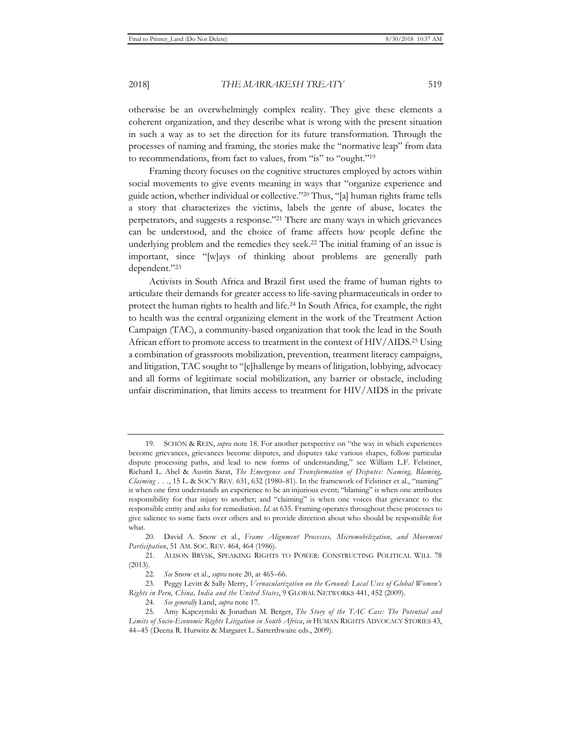otherwise be an overwhelmingly complex reality. They give these elements a coherent organization, and they describe what is wrong with the present situation in such a way as to set the direction for its future transformation. Through the processes of naming and framing, the stories make the "normative leap" from data to recommendations, from fact to values, from "is" to "ought."[19]

Framing theory focuses on the cognitive structures employed by actors within social movements to give events meaning in ways that "organize experience and guide action, whether individual or collective."[20] Thus, "[a] human rights frame tells a story that characterizes the victims, labels the genre of abuse, locates the perpetrators, and suggests a response."[21] There are many ways in which grievances can be understood, and the choice of frame affects how people define the underlying problem and the remedies they seek.[22] The initial framing of an issue is important, since "[w]ays of thinking about problems are generally path dependent."[23]

Activists in South Africa and Brazil first used the frame of human rights to articulate their demands for greater access to life-saving pharmaceuticals in order to protect the human rights to health and life.[24] In South Africa, for example, the right to health was the central organizing element in the work of the Treatment Action Campaign (TAC), a community-based organization that took the lead in the South African effort to promote access to treatment in the context of HIV/AIDS.[25] Using a combination of grassroots mobilization, prevention, treatment literacy campaigns, and litigation, TAC sought to "[c]hallenge by means of litigation, lobbying, advocacy and all forms of legitimate social mobilization, any barrier or obstacle, including unfair discrimination, that limits access to treatment for HIV/AIDS in the private

---

19. SCHÖN & REIN, *supra* note 18. For another perspective on "the way in which experiences become grievances, grievances become disputes, and disputes take various shapes, follow particular dispute processing paths, and lead to new forms of understanding," see William L.F. Felstiner, Richard L. Abel & Austin Sarat, *The Emergence and Transformation of Disputes: Naming, Blaming, Claiming . . .*, 15 L. & SOC'Y REV. 631, 632 (1980–81). In the framework of Felstiner et al., "naming" is when one first understands an experience to be an injurious event; "blaming" is when one attributes responsibility for that injury to another; and "claiming" is when one voices that grievance to the responsible entity and asks for remediation. *Id.* at 635. Framing operates throughout these processes to give salience to some facts over others and to provide direction about who should be responsible for what.

20. David A. Snow et al., *Frame Alignment Processes, Micromobilization, and Movement Participation*, 51 AM. SOC. REV. 464, 464 (1986).

21. ALISON BRYSK, SPEAKING RIGHTS TO POWER: CONSTRUCTING POLITICAL WILL 78 (2013).

22. *See* Snow et al., *supra* note 20, at 465–66.

23. Peggy Levitt & Sally Merry, *Vernacularization on the Ground: Local Uses of Global Women's Rights in Peru, China, India and the United States*, 9 GLOBAL NETWORKS 441, 452 (2009).

24. *See generally* Land, *supra* note 17.

25. Amy Kapczynski & Jonathan M. Berger, *The Story of the TAC Case: The Potential and Limits of Socio-Economic Rights Litigation in South Africa*, *in* HUMAN RIGHTS ADVOCACY STORIES 43, 44–45 (Deena R. Hurwitz & Margaret L. Satterthwaite eds., 2009).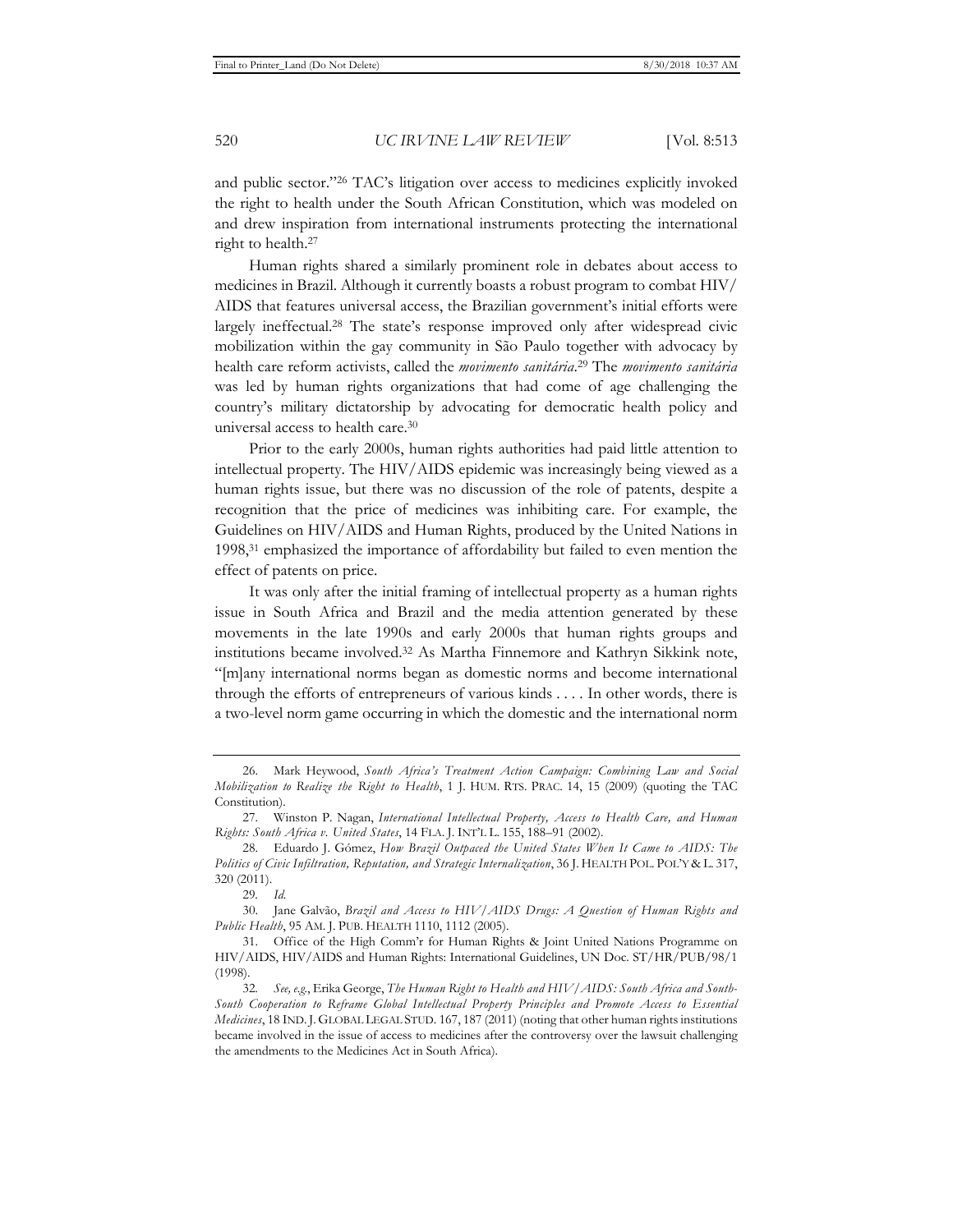and public sector."[26] TAC's litigation over access to medicines explicitly invoked the right to health under the South African Constitution, which was modeled on and drew inspiration from international instruments protecting the international right to health.[27]

Human rights shared a similarly prominent role in debates about access to medicines in Brazil. Although it currently boasts a robust program to combat HIV/AIDS that features universal access, the Brazilian government's initial efforts were largely ineffectual.[28] The state's response improved only after widespread civic mobilization within the gay community in São Paulo together with advocacy by health care reform activists, called the *movimento sanitária*.[29] The *movimento sanitária* was led by human rights organizations that had come of age challenging the country's military dictatorship by advocating for democratic health policy and universal access to health care.[30]

Prior to the early 2000s, human rights authorities had paid little attention to intellectual property. The HIV/AIDS epidemic was increasingly being viewed as a human rights issue, but there was no discussion of the role of patents, despite a recognition that the price of medicines was inhibiting care. For example, the Guidelines on HIV/AIDS and Human Rights, produced by the United Nations in 1998,[31] emphasized the importance of affordability but failed to even mention the effect of patents on price.

It was only after the initial framing of intellectual property as a human rights issue in South Africa and Brazil and the media attention generated by these movements in the late 1990s and early 2000s that human rights groups and institutions became involved.[32] As Martha Finnemore and Kathryn Sikkink note, "[m]any international norms began as domestic norms and become international through the efforts of entrepreneurs of various kinds . . . . In other words, there is a two-level norm game occurring in which the domestic and the international norm

---

26. Mark Heywood, *South Africa's Treatment Action Campaign: Combining Law and Social Mobilization to Realize the Right to Health*, 1 J. HUM. RTS. PRAC. 14, 15 (2009) (quoting the TAC Constitution).

27. Winston P. Nagan, *International Intellectual Property, Access to Health Care, and Human Rights: South Africa v. United States*, 14 FLA. J. INT'L L. 155, 188–91 (2002).

28. Eduardo J. Gómez, *How Brazil Outpaced the United States When It Came to AIDS: The Politics of Civic Infiltration, Reputation, and Strategic Internalization*, 36 J. HEALTH POL. POL'Y & L. 317, 320 (2011).

29. *Id.*

30. Jane Galvão, *Brazil and Access to HIV/AIDS Drugs: A Question of Human Rights and Public Health*, 95 AM. J. PUB. HEALTH 1110, 1112 (2005).

31. Office of the High Comm'r for Human Rights & Joint United Nations Programme on HIV/AIDS, HIV/AIDS and Human Rights: International Guidelines, UN Doc. ST/HR/PUB/98/1 (1998).

32. *See, e.g.*, Erika George, *The Human Right to Health and HIV/AIDS: South Africa and South-South Cooperation to Reframe Global Intellectual Property Principles and Promote Access to Essential Medicines*, 18 IND. J. GLOBAL LEGAL STUD. 167, 187 (2011) (noting that other human rights institutions became involved in the issue of access to medicines after the controversy over the lawsuit challenging the amendments to the Medicines Act in South Africa).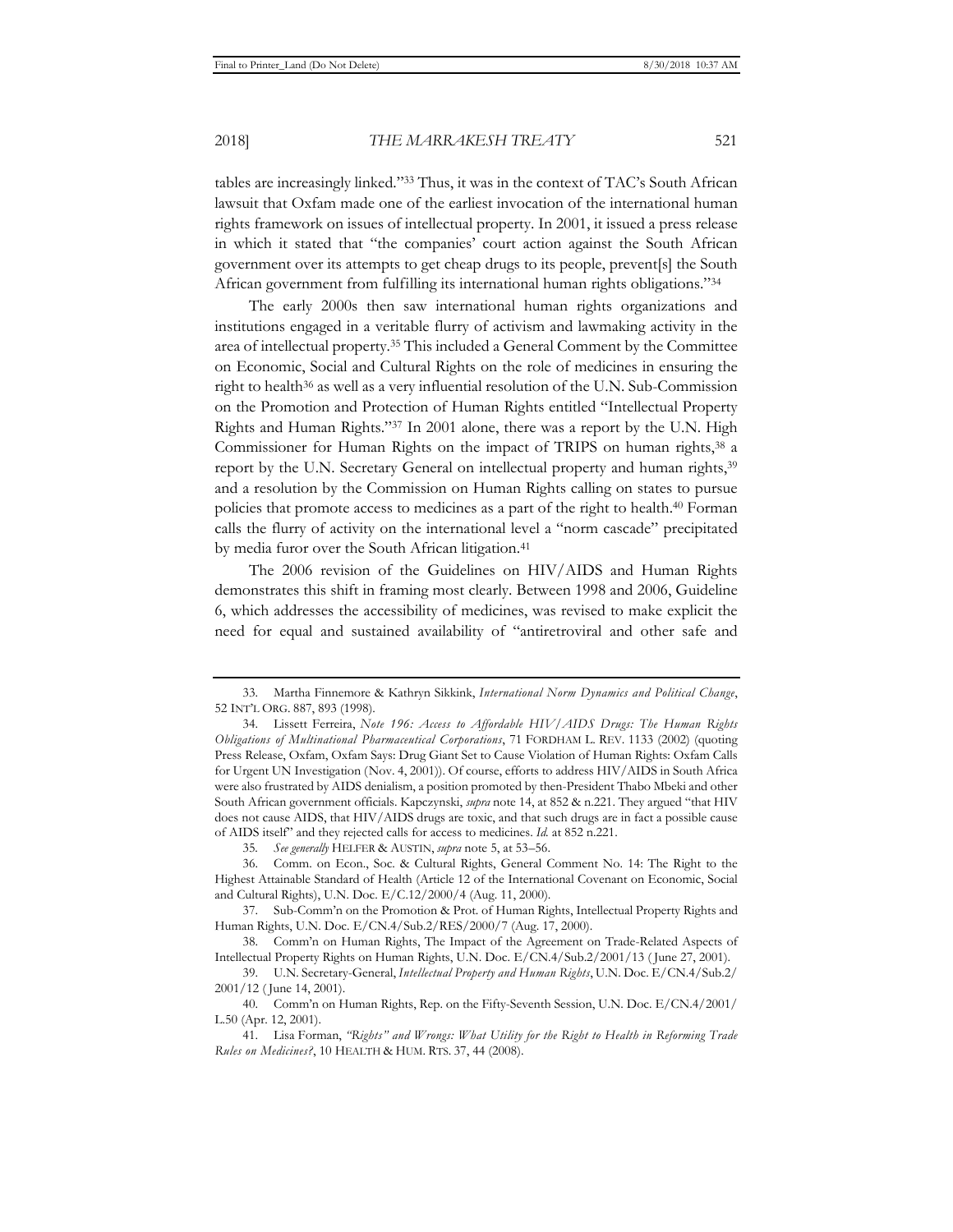tables are increasingly linked."[33] Thus, it was in the context of TAC's South African lawsuit that Oxfam made one of the earliest invocation of the international human rights framework on issues of intellectual property. In 2001, it issued a press release in which it stated that "the companies' court action against the South African government over its attempts to get cheap drugs to its people, prevent[s] the South African government from fulfilling its international human rights obligations."[34]

The early 2000s then saw international human rights organizations and institutions engaged in a veritable flurry of activism and lawmaking activity in the area of intellectual property.[35] This included a General Comment by the Committee on Economic, Social and Cultural Rights on the role of medicines in ensuring the right to health[36] as well as a very influential resolution of the U.N. Sub-Commission on the Promotion and Protection of Human Rights entitled "Intellectual Property Rights and Human Rights."[37] In 2001 alone, there was a report by the U.N. High Commissioner for Human Rights on the impact of TRIPS on human rights,[38] a report by the U.N. Secretary General on intellectual property and human rights,[39] and a resolution by the Commission on Human Rights calling on states to pursue policies that promote access to medicines as a part of the right to health.[40] Forman calls the flurry of activity on the international level a "norm cascade" precipitated by media furor over the South African litigation.[41]

The 2006 revision of the Guidelines on HIV/AIDS and Human Rights demonstrates this shift in framing most clearly. Between 1998 and 2006, Guideline 6, which addresses the accessibility of medicines, was revised to make explicit the need for equal and sustained availability of "antiretroviral and other safe and

---

33. Martha Finnemore & Kathryn Sikkink, *International Norm Dynamics and Political Change*, 52 INT'L ORG. 887, 893 (1998).

34. Lissett Ferreira, *Note 196: Access to Affordable HIV/AIDS Drugs: The Human Rights Obligations of Multinational Pharmaceutical Corporations*, 71 FORDHAM L. REV. 1133 (2002) (quoting Press Release, Oxfam, Oxfam Says: Drug Giant Set to Cause Violation of Human Rights: Oxfam Calls for Urgent UN Investigation (Nov. 4, 2001)). Of course, efforts to address HIV/AIDS in South Africa were also frustrated by AIDS denialism, a position promoted by then-President Thabo Mbeki and other South African government officials. Kapczynski, *supra* note 14, at 852 & n.221. They argued "that HIV does not cause AIDS, that HIV/AIDS drugs are toxic, and that such drugs are in fact a possible cause of AIDS itself" and they rejected calls for access to medicines. *Id.* at 852 n.221.

35. *See generally* HELFER & AUSTIN, *supra* note 5, at 53–56.

36. Comm. on Econ., Soc. & Cultural Rights, General Comment No. 14: The Right to the Highest Attainable Standard of Health (Article 12 of the International Covenant on Economic, Social and Cultural Rights), U.N. Doc. E/C.12/2000/4 (Aug. 11, 2000).

37. Sub-Comm'n on the Promotion & Prot. of Human Rights, Intellectual Property Rights and Human Rights, U.N. Doc. E/CN.4/Sub.2/RES/2000/7 (Aug. 17, 2000).

38. Comm'n on Human Rights, The Impact of the Agreement on Trade-Related Aspects of Intellectual Property Rights on Human Rights, U.N. Doc. E/CN.4/Sub.2/2001/13 (June 27, 2001).

39. U.N. Secretary-General, *Intellectual Property and Human Rights*, U.N. Doc. E/CN.4/Sub.2/2001/12 (June 14, 2001).

40. Comm'n on Human Rights, Rep. on the Fifty-Seventh Session, U.N. Doc. E/CN.4/2001/L.50 (Apr. 12, 2001).

41. Lisa Forman, *"Rights" and Wrongs: What Utility for the Right to Health in Reforming Trade Rules on Medicines?*, 10 HEALTH & HUM. RTS. 37, 44 (2008).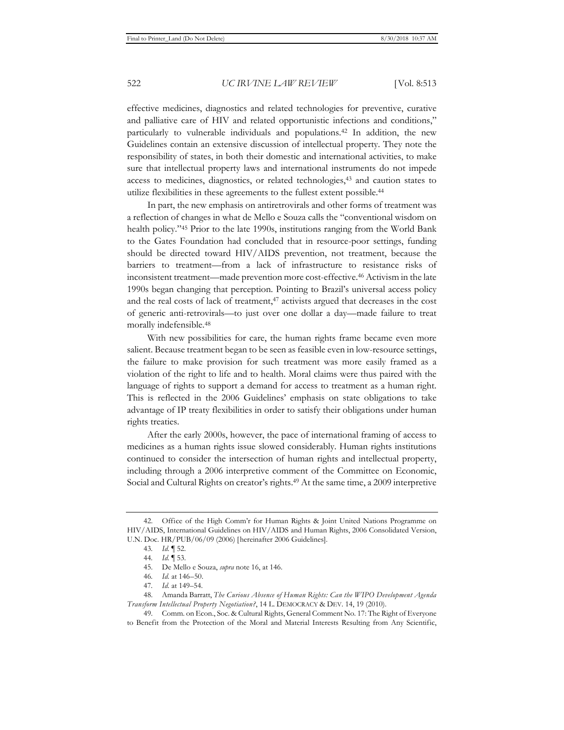effective medicines, diagnostics and related technologies for preventive, curative and palliative care of HIV and related opportunistic infections and conditions," particularly to vulnerable individuals and populations.[42] In addition, the new Guidelines contain an extensive discussion of intellectual property. They note the responsibility of states, in both their domestic and international activities, to make sure that intellectual property laws and international instruments do not impede access to medicines, diagnostics, or related technologies,[43] and caution states to utilize flexibilities in these agreements to the fullest extent possible.[44]

In part, the new emphasis on antiretrovirals and other forms of treatment was a reflection of changes in what de Mello e Souza calls the "conventional wisdom on health policy."[45] Prior to the late 1990s, institutions ranging from the World Bank to the Gates Foundation had concluded that in resource-poor settings, funding should be directed toward HIV/AIDS prevention, not treatment, because the barriers to treatment—from a lack of infrastructure to resistance risks of inconsistent treatment—made prevention more cost-effective.[46] Activism in the late 1990s began changing that perception. Pointing to Brazil's universal access policy and the real costs of lack of treatment,[47] activists argued that decreases in the cost of generic anti-retrovirals—to just over one dollar a day—made failure to treat morally indefensible.[48]

With new possibilities for care, the human rights frame became even more salient. Because treatment began to be seen as feasible even in low-resource settings, the failure to make provision for such treatment was more easily framed as a violation of the right to life and to health. Moral claims were thus paired with the language of rights to support a demand for access to treatment as a human right. This is reflected in the 2006 Guidelines' emphasis on state obligations to take advantage of IP treaty flexibilities in order to satisfy their obligations under human rights treaties.

After the early 2000s, however, the pace of international framing of access to medicines as a human rights issue slowed considerably. Human rights institutions continued to consider the intersection of human rights and intellectual property, including through a 2006 interpretive comment of the Committee on Economic, Social and Cultural Rights on creator's rights.[49] At the same time, a 2009 interpretive

---

42. Office of the High Comm'r for Human Rights & Joint United Nations Programme on HIV/AIDS, International Guidelines on HIV/AIDS and Human Rights, 2006 Consolidated Version, U.N. Doc. HR/PUB/06/09 (2006) [hereinafter 2006 Guidelines].

43. *Id.* ¶ 52.

44. *Id.* ¶ 53.

45. De Mello e Souza, *supra* note 16, at 146.

46. *Id.* at 146–50.

47. *Id.* at 149–54.

48. Amanda Barratt, *The Curious Absence of Human Rights: Can the WIPO Development Agenda Transform Intellectual Property Negotiation?*, 14 L. DEMOCRACY & DEV. 14, 19 (2010).

49. Comm. on Econ., Soc. & Cultural Rights, General Comment No. 17: The Right of Everyone to Benefit from the Protection of the Moral and Material Interests Resulting from Any Scientific,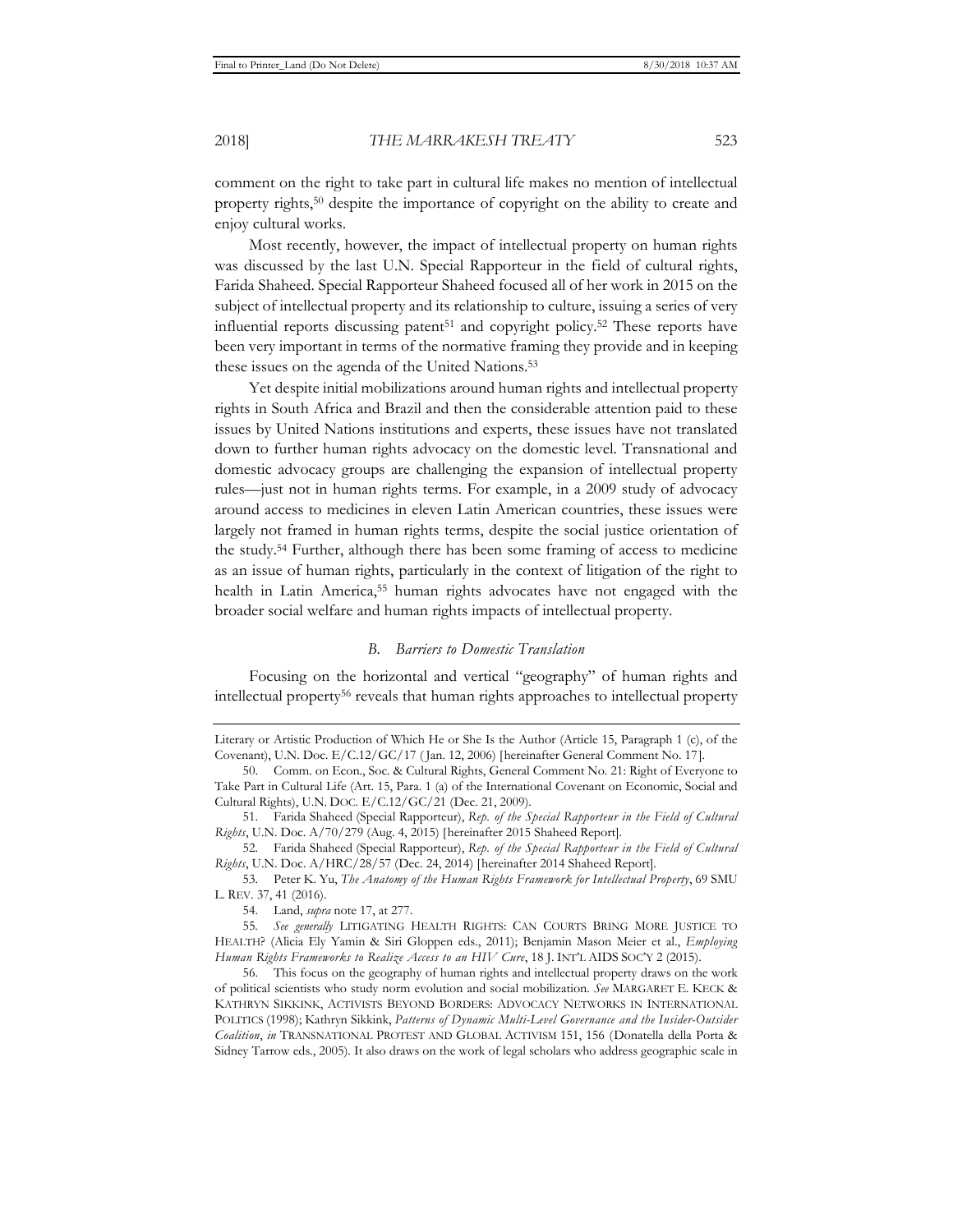comment on the right to take part in cultural life makes no mention of intellectual property rights,[50] despite the importance of copyright on the ability to create and enjoy cultural works.

Most recently, however, the impact of intellectual property on human rights was discussed by the last U.N. Special Rapporteur in the field of cultural rights, Farida Shaheed. Special Rapporteur Shaheed focused all of her work in 2015 on the subject of intellectual property and its relationship to culture, issuing a series of very influential reports discussing patent[51] and copyright policy.[52] These reports have been very important in terms of the normative framing they provide and in keeping these issues on the agenda of the United Nations.[53]

Yet despite initial mobilizations around human rights and intellectual property rights in South Africa and Brazil and then the considerable attention paid to these issues by United Nations institutions and experts, these issues have not translated down to further human rights advocacy on the domestic level. Transnational and domestic advocacy groups are challenging the expansion of intellectual property rules—just not in human rights terms. For example, in a 2009 study of advocacy around access to medicines in eleven Latin American countries, these issues were largely not framed in human rights terms, despite the social justice orientation of the study.[54] Further, although there has been some framing of access to medicine as an issue of human rights, particularly in the context of litigation of the right to health in Latin America,[55] human rights advocates have not engaged with the broader social welfare and human rights impacts of intellectual property.

### *B. Barriers to Domestic Translation*

Focusing on the horizontal and vertical "geography" of human rights and intellectual property[56] reveals that human rights approaches to intellectual property

---

Literary or Artistic Production of Which He or She Is the Author (Article 15, Paragraph 1 (c), of the Covenant), U.N. Doc. E/C.12/GC/17 (Jan. 12, 2006) [hereinafter General Comment No. 17].

50. Comm. on Econ., Soc. & Cultural Rights, General Comment No. 21: Right of Everyone to Take Part in Cultural Life (Art. 15, Para. 1 (a) of the International Covenant on Economic, Social and Cultural Rights), U.N. DOC. E/C.12/GC/21 (Dec. 21, 2009).

51. Farida Shaheed (Special Rapporteur), *Rep. of the Special Rapporteur in the Field of Cultural Rights*, U.N. Doc. A/70/279 (Aug. 4, 2015) [hereinafter 2015 Shaheed Report].

52. Farida Shaheed (Special Rapporteur), *Rep. of the Special Rapporteur in the Field of Cultural Rights*, U.N. Doc. A/HRC/28/57 (Dec. 24, 2014) [hereinafter 2014 Shaheed Report].

53. Peter K. Yu, *The Anatomy of the Human Rights Framework for Intellectual Property*, 69 SMU L. REV. 37, 41 (2016).

54. Land, *supra* note 17, at 277.

55. *See generally* LITIGATING HEALTH RIGHTS: CAN COURTS BRING MORE JUSTICE TO HEALTH? (Alicia Ely Yamin & Siri Gloppen eds., 2011); Benjamin Mason Meier et al., *Employing Human Rights Frameworks to Realize Access to an HIV Cure*, 18 J. INT'L AIDS SOC'Y 2 (2015).

56. This focus on the geography of human rights and intellectual property draws on the work of political scientists who study norm evolution and social mobilization. *See* MARGARET E. KECK & KATHRYN SIKKINK, ACTIVISTS BEYOND BORDERS: ADVOCACY NETWORKS IN INTERNATIONAL POLITICS (1998); Kathryn Sikkink, *Patterns of Dynamic Multi-Level Governance and the Insider-Outsider Coalition*, *in* TRANSNATIONAL PROTEST AND GLOBAL ACTIVISM 151, 156 (Donatella della Porta & Sidney Tarrow eds., 2005). It also draws on the work of legal scholars who address geographic scale in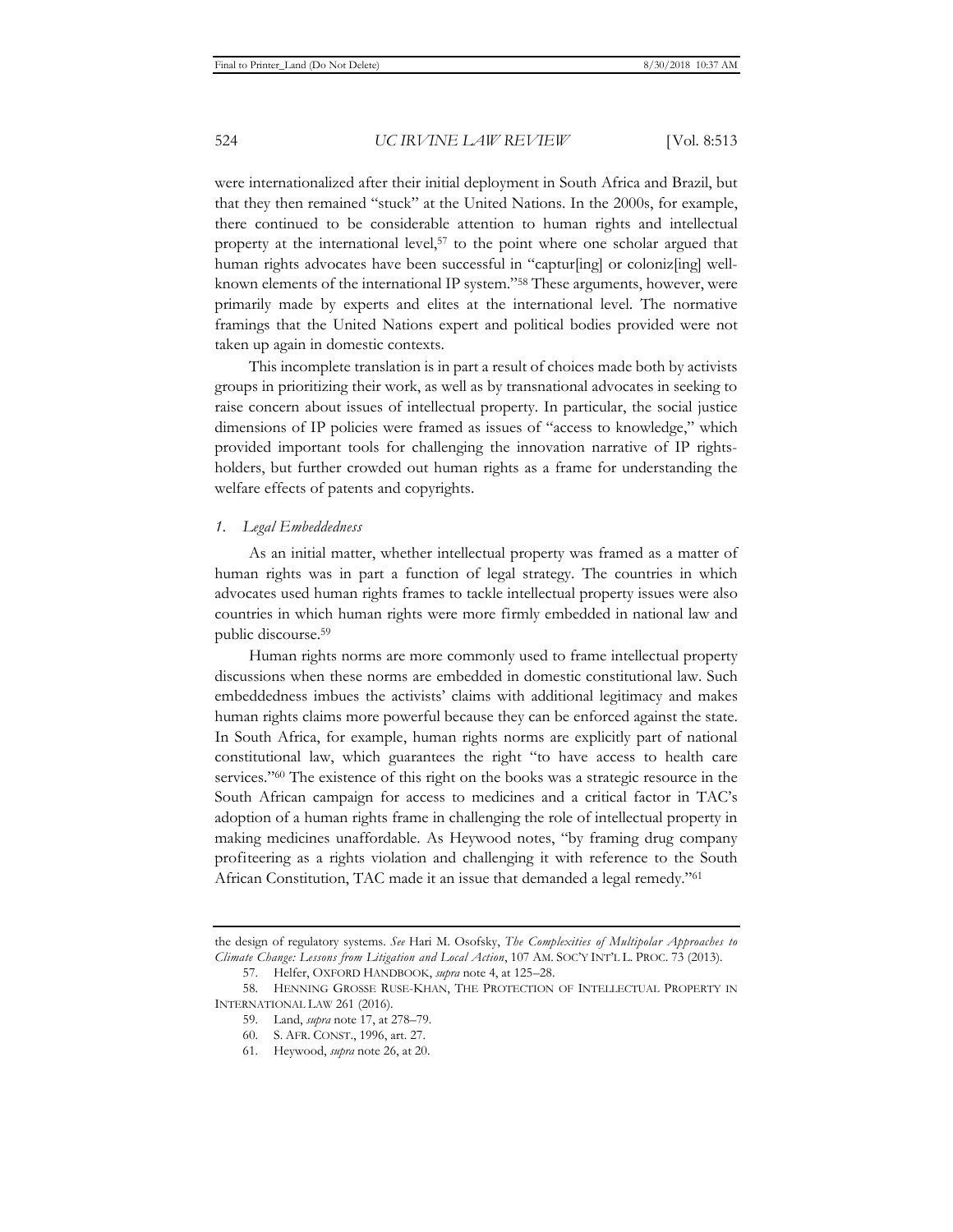were internationalized after their initial deployment in South Africa and Brazil, but that they then remained "stuck" at the United Nations. In the 2000s, for example, there continued to be considerable attention to human rights and intellectual property at the international level,[57] to the point where one scholar argued that human rights advocates have been successful in "captur[ing] or coloniz[ing] well-known elements of the international IP system."[58] These arguments, however, were primarily made by experts and elites at the international level. The normative framings that the United Nations expert and political bodies provided were not taken up again in domestic contexts.

This incomplete translation is in part a result of choices made both by activists groups in prioritizing their work, as well as by transnational advocates in seeking to raise concern about issues of intellectual property. In particular, the social justice dimensions of IP policies were framed as issues of "access to knowledge," which provided important tools for challenging the innovation narrative of IP rights-holders, but further crowded out human rights as a frame for understanding the welfare effects of patents and copyrights.

### *1. Legal Embeddedness*

As an initial matter, whether intellectual property was framed as a matter of human rights was in part a function of legal strategy. The countries in which advocates used human rights frames to tackle intellectual property issues were also countries in which human rights were more firmly embedded in national law and public discourse.[59]

Human rights norms are more commonly used to frame intellectual property discussions when these norms are embedded in domestic constitutional law. Such embeddedness imbues the activists' claims with additional legitimacy and makes human rights claims more powerful because they can be enforced against the state. In South Africa, for example, human rights norms are explicitly part of national constitutional law, which guarantees the right "to have access to health care services."[60] The existence of this right on the books was a strategic resource in the South African campaign for access to medicines and a critical factor in TAC's adoption of a human rights frame in challenging the role of intellectual property in making medicines unaffordable. As Heywood notes, "by framing drug company profiteering as a rights violation and challenging it with reference to the South African Constitution, TAC made it an issue that demanded a legal remedy."[61]

---

the design of regulatory systems. *See* Hari M. Osofsky, *The Complexities of Multipolar Approaches to Climate Change: Lessons from Litigation and Local Action*, 107 AM. SOC'Y INT'L L. PROC. 73 (2013).

57. Helfer, OXFORD HANDBOOK, *supra* note 4, at 125–28.

58. HENNING GROSSE RUSE-KHAN, THE PROTECTION OF INTELLECTUAL PROPERTY IN INTERNATIONAL LAW 261 (2016).

59. Land, *supra* note 17, at 278–79.

60. S. AFR. CONST., 1996, art. 27.

61. Heywood, *supra* note 26, at 20.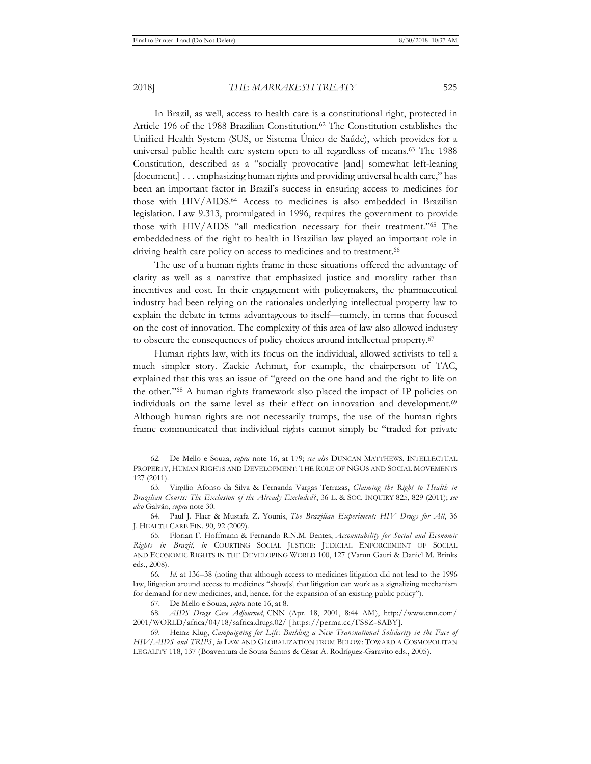In Brazil, as well, access to health care is a constitutional right, protected in Article 196 of the 1988 Brazilian Constitution.[62] The Constitution establishes the Unified Health System (SUS, or Sistema Único de Saúde), which provides for a universal public health care system open to all regardless of means.[63] The 1988 Constitution, described as a "socially provocative [and] somewhat left-leaning [document,] . . . emphasizing human rights and providing universal health care," has been an important factor in Brazil's success in ensuring access to medicines for those with HIV/AIDS.[64] Access to medicines is also embedded in Brazilian legislation. Law 9.313, promulgated in 1996, requires the government to provide those with HIV/AIDS "all medication necessary for their treatment."[65] The embeddedness of the right to health in Brazilian law played an important role in driving health care policy on access to medicines and to treatment.[66]

The use of a human rights frame in these situations offered the advantage of clarity as well as a narrative that emphasized justice and morality rather than incentives and cost. In their engagement with policymakers, the pharmaceutical industry had been relying on the rationales underlying intellectual property law to explain the debate in terms advantageous to itself—namely, in terms that focused on the cost of innovation. The complexity of this area of law also allowed industry to obscure the consequences of policy choices around intellectual property.[67]

Human rights law, with its focus on the individual, allowed activists to tell a much simpler story. Zackie Achmat, for example, the chairperson of TAC, explained that this was an issue of "greed on the one hand and the right to life on the other."[68] A human rights framework also placed the impact of IP policies on individuals on the same level as their effect on innovation and development.[69] Although human rights are not necessarily trumps, the use of the human rights frame communicated that individual rights cannot simply be "traded for private

---

62. De Mello e Souza, *supra* note 16, at 179; *see also* DUNCAN MATTHEWS, INTELLECTUAL PROPERTY, HUMAN RIGHTS AND DEVELOPMENT: THE ROLE OF NGOS AND SOCIAL MOVEMENTS 127 (2011).

63. Virgílio Afonso da Silva & Fernanda Vargas Terrazas, *Claiming the Right to Health in Brazilian Courts: The Exclusion of the Already Excluded?*, 36 L. & SOC. INQUIRY 825, 829 (2011); *see also* Galvão, *supra* note 30.

64. Paul J. Flaer & Mustafa Z. Younis, *The Brazilian Experiment: HIV Drugs for All*, 36 J. HEALTH CARE FIN. 90, 92 (2009).

65. Florian F. Hoffmann & Fernando R.N.M. Bentes, *Accountability for Social and Economic Rights in Brazil*, *in* COURTING SOCIAL JUSTICE: JUDICIAL ENFORCEMENT OF SOCIAL AND ECONOMIC RIGHTS IN THE DEVELOPING WORLD 100, 127 (Varun Gauri & Daniel M. Brinks eds., 2008).

66. *Id.* at 136–38 (noting that although access to medicines litigation did not lead to the 1996 law, litigation around access to medicines "show[s] that litigation can work as a signalizing mechanism for demand for new medicines, and, hence, for the expansion of an existing public policy").

67. De Mello e Souza, *supra* note 16, at 8.

68. *AIDS Drugs Case Adjourned*, CNN (Apr. 18, 2001, 8:44 AM), http://www.cnn.com/2001/WORLD/africa/04/18/safrica.drugs.02/ [https://perma.cc/FS8Z-8ABY].

69. Heinz Klug, *Campaigning for Life: Building a New Transnational Solidarity in the Face of HIV/AIDS and TRIPS*, *in* LAW AND GLOBALIZATION FROM BELOW: TOWARD A COSMOPOLITAN LEGALITY 118, 137 (Boaventura de Sousa Santos & César A. Rodríguez-Garavito eds., 2005).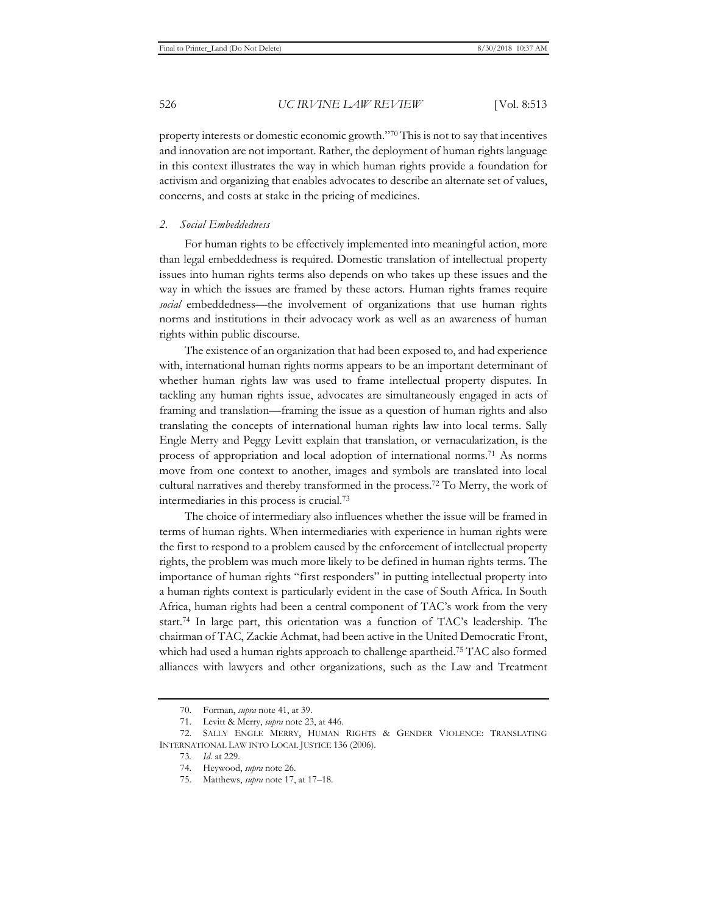property interests or domestic economic growth."[70] This is not to say that incentives and innovation are not important. Rather, the deployment of human rights language in this context illustrates the way in which human rights provide a foundation for activism and organizing that enables advocates to describe an alternate set of values, concerns, and costs at stake in the pricing of medicines.

### 2. *Social Embeddedness*

For human rights to be effectively implemented into meaningful action, more than legal embeddedness is required. Domestic translation of intellectual property issues into human rights terms also depends on who takes up these issues and the way in which the issues are framed by these actors. Human rights frames require *social* embeddedness—the involvement of organizations that use human rights norms and institutions in their advocacy work as well as an awareness of human rights within public discourse.

The existence of an organization that had been exposed to, and had experience with, international human rights norms appears to be an important determinant of whether human rights law was used to frame intellectual property disputes. In tackling any human rights issue, advocates are simultaneously engaged in acts of framing and translation—framing the issue as a question of human rights and also translating the concepts of international human rights law into local terms. Sally Engle Merry and Peggy Levitt explain that translation, or vernacularization, is the process of appropriation and local adoption of international norms.[71] As norms move from one context to another, images and symbols are translated into local cultural narratives and thereby transformed in the process.[72] To Merry, the work of intermediaries in this process is crucial.[73]

The choice of intermediary also influences whether the issue will be framed in terms of human rights. When intermediaries with experience in human rights were the first to respond to a problem caused by the enforcement of intellectual property rights, the problem was much more likely to be defined in human rights terms. The importance of human rights "first responders" in putting intellectual property into a human rights context is particularly evident in the case of South Africa. In South Africa, human rights had been a central component of TAC's work from the very start.[74] In large part, this orientation was a function of TAC's leadership. The chairman of TAC, Zackie Achmat, had been active in the United Democratic Front, which had used a human rights approach to challenge apartheid.[75] TAC also formed alliances with lawyers and other organizations, such as the Law and Treatment

---

70. Forman, *supra* note 41, at 39.

71. Levitt & Merry, *supra* note 23, at 446.

72. SALLY ENGLE MERRY, HUMAN RIGHTS & GENDER VIOLENCE: TRANSLATING INTERNATIONAL LAW INTO LOCAL JUSTICE 136 (2006).

73. *Id.* at 229.

74. Heywood, *supra* note 26.

75. Matthews, *supra* note 17, at 17–18.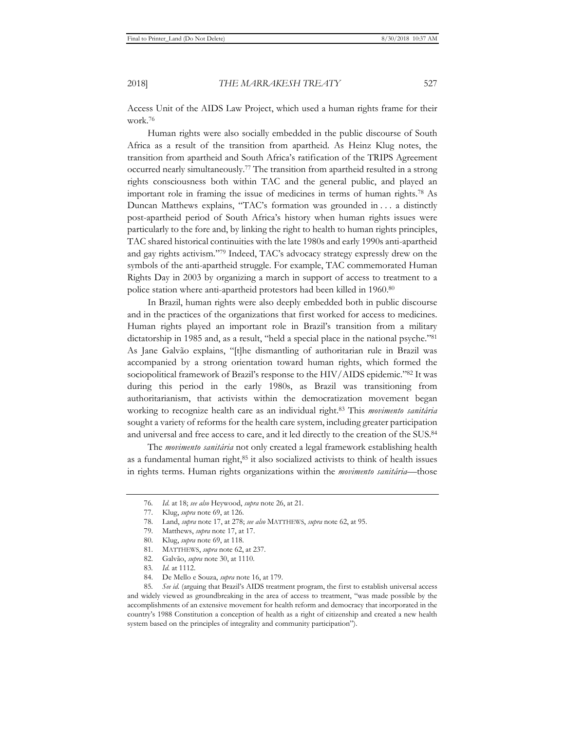Access Unit of the AIDS Law Project, which used a human rights frame for their work.[76]

Human rights were also socially embedded in the public discourse of South Africa as a result of the transition from apartheid. As Heinz Klug notes, the transition from apartheid and South Africa's ratification of the TRIPS Agreement occurred nearly simultaneously.[77] The transition from apartheid resulted in a strong rights consciousness both within TAC and the general public, and played an important role in framing the issue of medicines in terms of human rights.[78] As Duncan Matthews explains, "TAC's formation was grounded in . . . a distinctly post-apartheid period of South Africa's history when human rights issues were particularly to the fore and, by linking the right to health to human rights principles, TAC shared historical continuities with the late 1980s and early 1990s anti-apartheid and gay rights activism."[79] Indeed, TAC's advocacy strategy expressly drew on the symbols of the anti-apartheid struggle. For example, TAC commemorated Human Rights Day in 2003 by organizing a march in support of access to treatment to a police station where anti-apartheid protestors had been killed in 1960.[80]

In Brazil, human rights were also deeply embedded both in public discourse and in the practices of the organizations that first worked for access to medicines. Human rights played an important role in Brazil's transition from a military dictatorship in 1985 and, as a result, "held a special place in the national psyche."[81] As Jane Galvão explains, "[t]he dismantling of authoritarian rule in Brazil was accompanied by a strong orientation toward human rights, which formed the sociopolitical framework of Brazil's response to the HIV/AIDS epidemic."[82] It was during this period in the early 1980s, as Brazil was transitioning from authoritarianism, that activists within the democratization movement began working to recognize health care as an individual right.[83] This *movimento sanitária* sought a variety of reforms for the health care system, including greater participation and universal and free access to care, and it led directly to the creation of the SUS.[84]

The *movimento sanitária* not only created a legal framework establishing health as a fundamental human right,[85] it also socialized activists to think of health issues in rights terms. Human rights organizations within the *movimento sanitária*—those

---

76. *Id.* at 18; *see also* Heywood, *supra* note 26, at 21.

77. Klug, *supra* note 69, at 126.

78. Land, *supra* note 17, at 278; *see also* MATTHEWS, *supra* note 62, at 95.

79. Matthews, *supra* note 17, at 17.

80. Klug, *supra* note 69, at 118.

81. MATTHEWS, *supra* note 62, at 237.

82. Galvão, *supra* note 30, at 1110.

83. *Id.* at 1112.

84. De Mello e Souza, *supra* note 16, at 179.

85. *See id.* (arguing that Brazil's AIDS treatment program, the first to establish universal access and widely viewed as groundbreaking in the area of access to treatment, "was made possible by the accomplishments of an extensive movement for health reform and democracy that incorporated in the country's 1988 Constitution a conception of health as a right of citizenship and created a new health system based on the principles of integrality and community participation").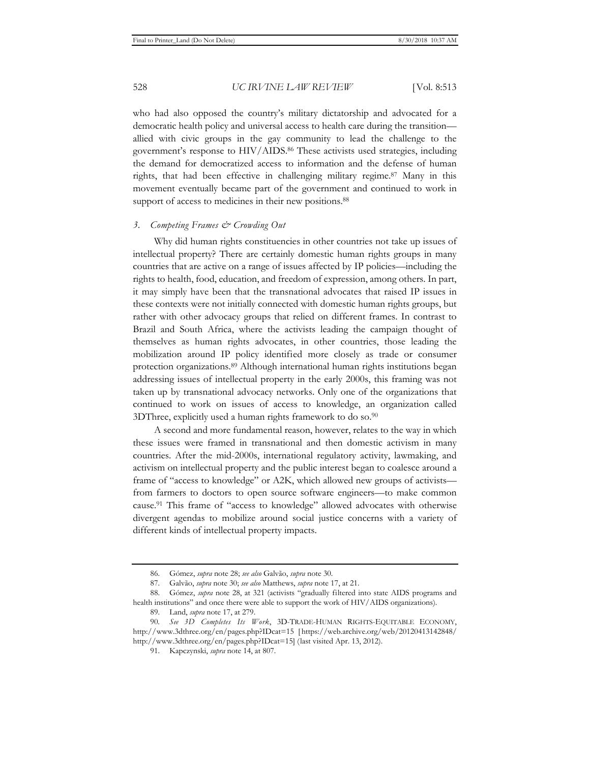who had also opposed the country's military dictatorship and advocated for a democratic health policy and universal access to health care during the transition—allied with civic groups in the gay community to lead the challenge to the government's response to HIV/AIDS.[86] These activists used strategies, including the demand for democratized access to information and the defense of human rights, that had been effective in challenging military regime.[87] Many in this movement eventually became part of the government and continued to work in support of access to medicines in their new positions.[88]

### 3. *Competing Frames & Crowding Out*

Why did human rights constituencies in other countries not take up issues of intellectual property? There are certainly domestic human rights groups in many countries that are active on a range of issues affected by IP policies—including the rights to health, food, education, and freedom of expression, among others. In part, it may simply have been that the transnational advocates that raised IP issues in these contexts were not initially connected with domestic human rights groups, but rather with other advocacy groups that relied on different frames. In contrast to Brazil and South Africa, where the activists leading the campaign thought of themselves as human rights advocates, in other countries, those leading the mobilization around IP policy identified more closely as trade or consumer protection organizations.[89] Although international human rights institutions began addressing issues of intellectual property in the early 2000s, this framing was not taken up by transnational advocacy networks. Only one of the organizations that continued to work on issues of access to knowledge, an organization called 3DThree, explicitly used a human rights framework to do so.[90]

A second and more fundamental reason, however, relates to the way in which these issues were framed in transnational and then domestic activism in many countries. After the mid-2000s, international regulatory activity, lawmaking, and activism on intellectual property and the public interest began to coalesce around a frame of "access to knowledge" or A2K, which allowed new groups of activists—from farmers to doctors to open source software engineers—to make common cause.[91] This frame of "access to knowledge" allowed advocates with otherwise divergent agendas to mobilize around social justice concerns with a variety of different kinds of intellectual property impacts.

---

86. Gómez, *supra* note 28; *see also* Galvão, *supra* note 30.

87. Galvão, *supra* note 30; *see also* Matthews, *supra* note 17, at 21.

88. Gómez, *supra* note 28, at 321 (activists "gradually filtered into state AIDS programs and health institutions" and once there were able to support the work of HIV/AIDS organizations).

89. Land, *supra* note 17, at 279.

90. *See 3D Completes Its Work*, 3D-TRADE-HUMAN RIGHTS-EQUITABLE ECONOMY, http://www.3dthree.org/en/pages.php?IDcat=15 [https://web.archive.org/web/20120413142848/http://www.3dthree.org/en/pages.php?IDcat=15] (last visited Apr. 13, 2012).

91. Kapczynski, *supra* note 14, at 807.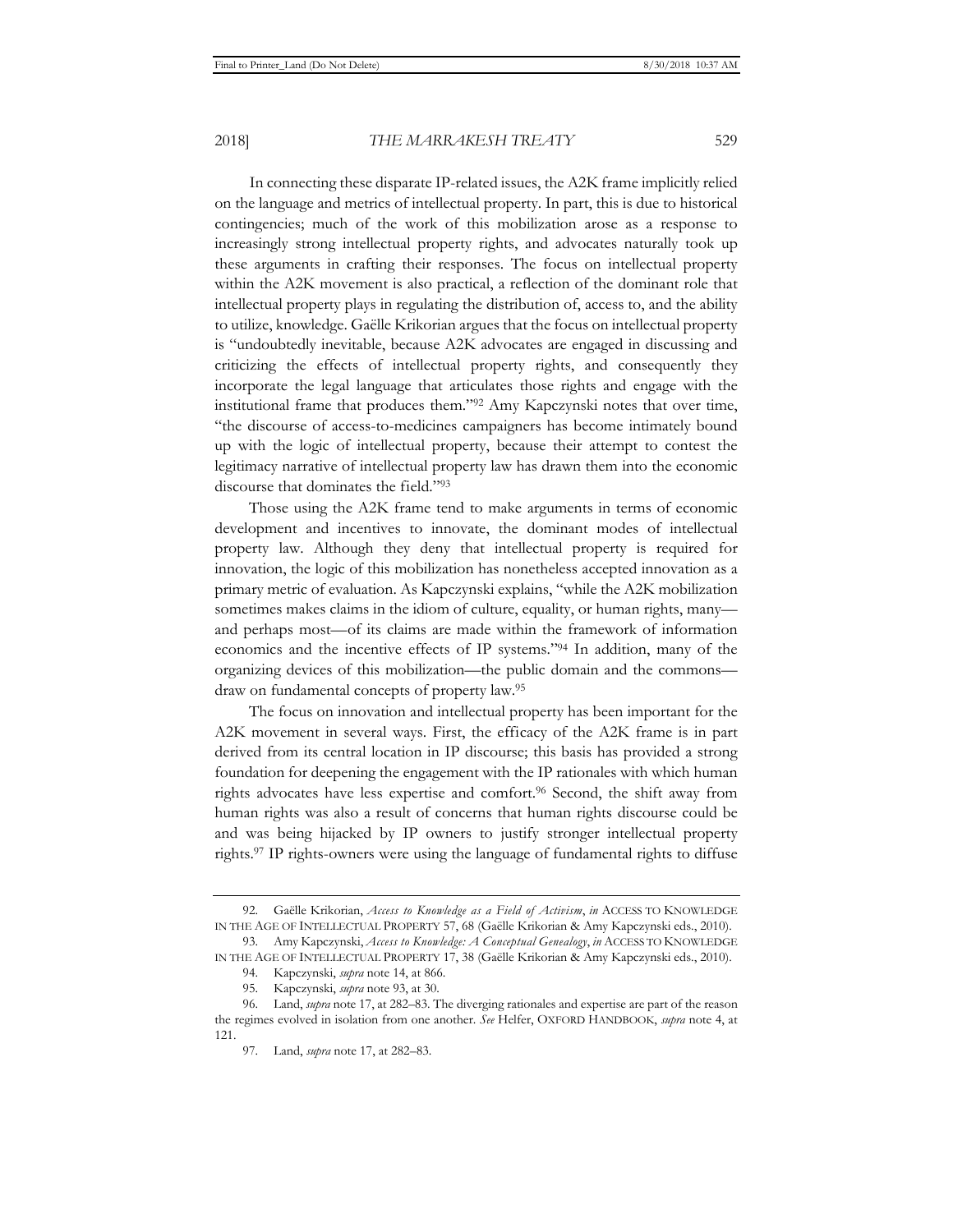In connecting these disparate IP-related issues, the A2K frame implicitly relied on the language and metrics of intellectual property. In part, this is due to historical contingencies; much of the work of this mobilization arose as a response to increasingly strong intellectual property rights, and advocates naturally took up these arguments in crafting their responses. The focus on intellectual property within the A2K movement is also practical, a reflection of the dominant role that intellectual property plays in regulating the distribution of, access to, and the ability to utilize, knowledge. Gaëlle Krikorian argues that the focus on intellectual property is "undoubtedly inevitable, because A2K advocates are engaged in discussing and criticizing the effects of intellectual property rights, and consequently they incorporate the legal language that articulates those rights and engage with the institutional frame that produces them."[92] Amy Kapczynski notes that over time, "the discourse of access-to-medicines campaigners has become intimately bound up with the logic of intellectual property, because their attempt to contest the legitimacy narrative of intellectual property law has drawn them into the economic discourse that dominates the field."[93]

Those using the A2K frame tend to make arguments in terms of economic development and incentives to innovate, the dominant modes of intellectual property law. Although they deny that intellectual property is required for innovation, the logic of this mobilization has nonetheless accepted innovation as a primary metric of evaluation. As Kapczynski explains, "while the A2K mobilization sometimes makes claims in the idiom of culture, equality, or human rights, many—and perhaps most—of its claims are made within the framework of information economics and the incentive effects of IP systems."[94] In addition, many of the organizing devices of this mobilization—the public domain and the commons—draw on fundamental concepts of property law.[95]

The focus on innovation and intellectual property has been important for the A2K movement in several ways. First, the efficacy of the A2K frame is in part derived from its central location in IP discourse; this basis has provided a strong foundation for deepening the engagement with the IP rationales with which human rights advocates have less expertise and comfort.[96] Second, the shift away from human rights was also a result of concerns that human rights discourse could be and was being hijacked by IP owners to justify stronger intellectual property rights.[97] IP rights-owners were using the language of fundamental rights to diffuse

---

92. Gaëlle Krikorian, *Access to Knowledge as a Field of Activism*, *in* ACCESS TO KNOWLEDGE IN THE AGE OF INTELLECTUAL PROPERTY 57, 68 (Gaëlle Krikorian & Amy Kapczynski eds., 2010).

93. Amy Kapczynski, *Access to Knowledge: A Conceptual Genealogy*, *in* ACCESS TO KNOWLEDGE IN THE AGE OF INTELLECTUAL PROPERTY 17, 38 (Gaëlle Krikorian & Amy Kapczynski eds., 2010).

94. Kapczynski, *supra* note 14, at 866.

95. Kapczynski, *supra* note 93, at 30.

96. Land, *supra* note 17, at 282–83. The diverging rationales and expertise are part of the reason the regimes evolved in isolation from one another. *See* Helfer, OXFORD HANDBOOK, *supra* note 4, at 121.

97. Land, *supra* note 17, at 282–83.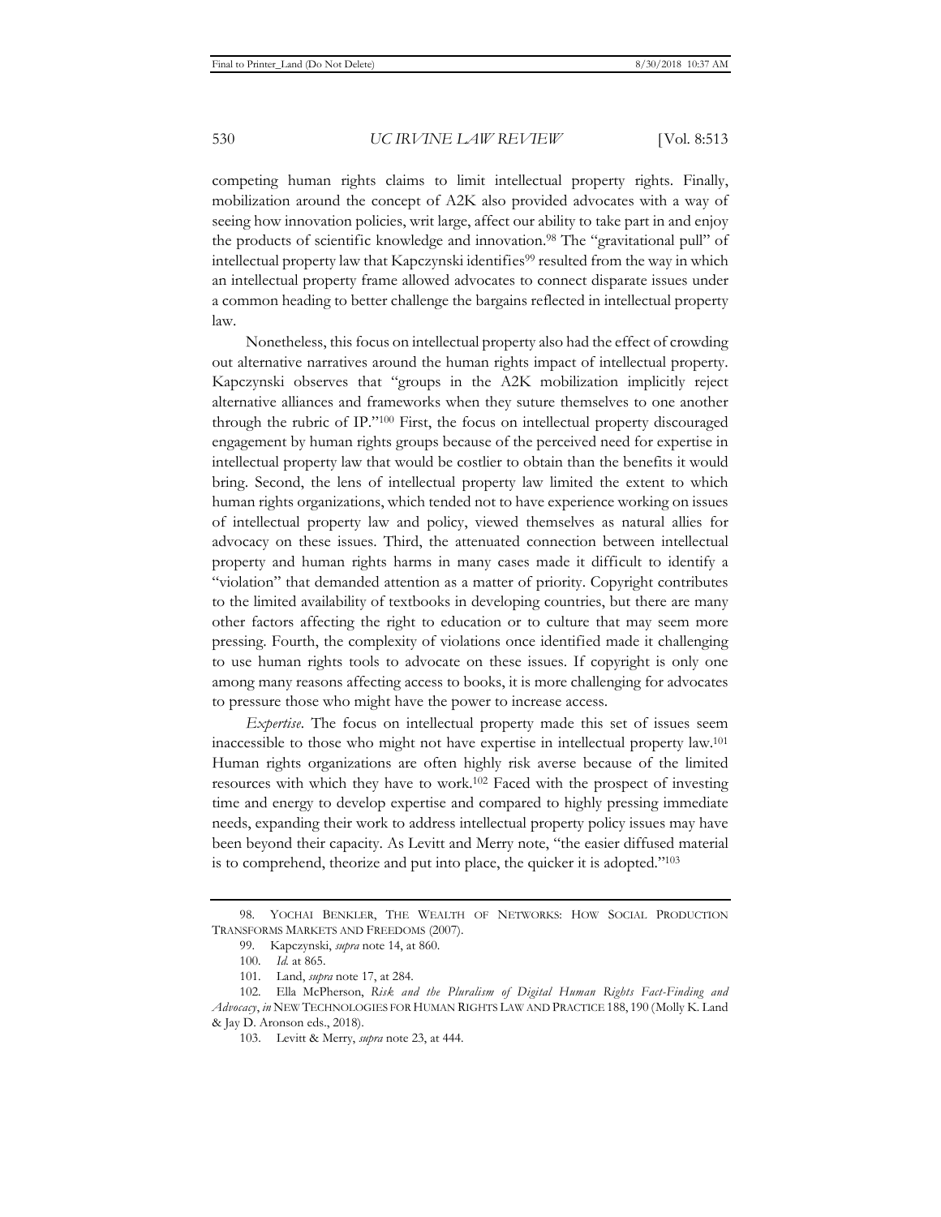competing human rights claims to limit intellectual property rights. Finally, mobilization around the concept of A2K also provided advocates with a way of seeing how innovation policies, writ large, affect our ability to take part in and enjoy the products of scientific knowledge and innovation.[98] The "gravitational pull" of intellectual property law that Kapczynski identifies[99] resulted from the way in which an intellectual property frame allowed advocates to connect disparate issues under a common heading to better challenge the bargains reflected in intellectual property law.

Nonetheless, this focus on intellectual property also had the effect of crowding out alternative narratives around the human rights impact of intellectual property. Kapczynski observes that "groups in the A2K mobilization implicitly reject alternative alliances and frameworks when they suture themselves to one another through the rubric of IP."[100] First, the focus on intellectual property discouraged engagement by human rights groups because of the perceived need for expertise in intellectual property law that would be costlier to obtain than the benefits it would bring. Second, the lens of intellectual property law limited the extent to which human rights organizations, which tended not to have experience working on issues of intellectual property law and policy, viewed themselves as natural allies for advocacy on these issues. Third, the attenuated connection between intellectual property and human rights harms in many cases made it difficult to identify a "violation" that demanded attention as a matter of priority. Copyright contributes to the limited availability of textbooks in developing countries, but there are many other factors affecting the right to education or to culture that may seem more pressing. Fourth, the complexity of violations once identified made it challenging to use human rights tools to advocate on these issues. If copyright is only one among many reasons affecting access to books, it is more challenging for advocates to pressure those who might have the power to increase access.

*Expertise*. The focus on intellectual property made this set of issues seem inaccessible to those who might not have expertise in intellectual property law.[101] Human rights organizations are often highly risk averse because of the limited resources with which they have to work.[102] Faced with the prospect of investing time and energy to develop expertise and compared to highly pressing immediate needs, expanding their work to address intellectual property policy issues may have been beyond their capacity. As Levitt and Merry note, "the easier diffused material is to comprehend, theorize and put into place, the quicker it is adopted."[103]

---

98. YOCHAI BENKLER, THE WEALTH OF NETWORKS: HOW SOCIAL PRODUCTION TRANSFORMS MARKETS AND FREEDOMS (2007).

99. Kapczynski, *supra* note 14, at 860.

100. *Id.* at 865.

101. Land, *supra* note 17, at 284.

102. Ella McPherson, *Risk and the Pluralism of Digital Human Rights Fact-Finding and Advocacy*, *in* NEW TECHNOLOGIES FOR HUMAN RIGHTS LAW AND PRACTICE 188, 190 (Molly K. Land & Jay D. Aronson eds., 2018).

103. Levitt & Merry, *supra* note 23, at 444.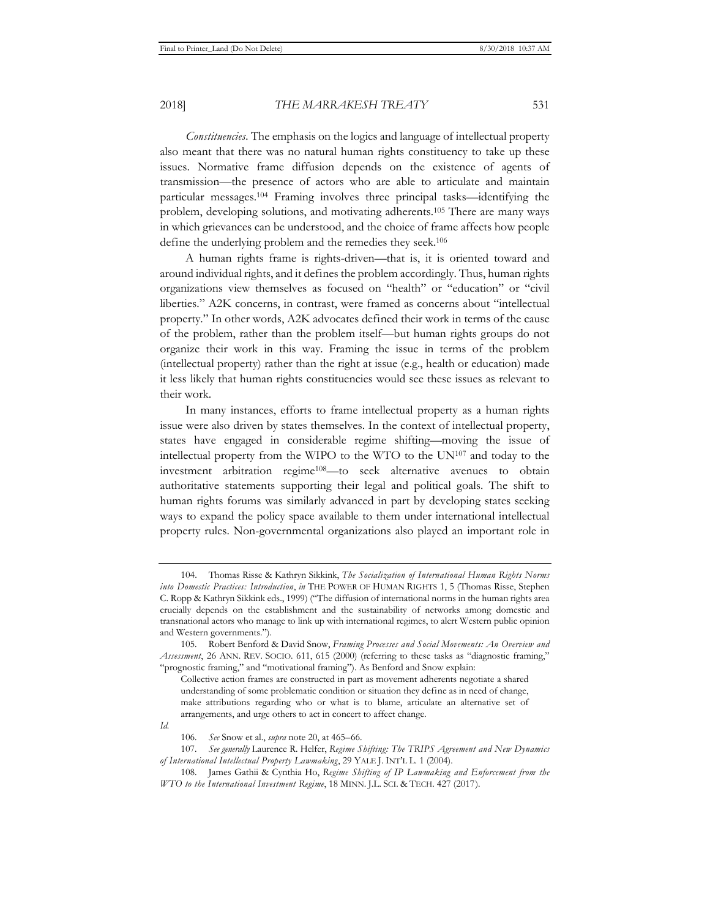*Constituencies*. The emphasis on the logics and language of intellectual property also meant that there was no natural human rights constituency to take up these issues. Normative frame diffusion depends on the existence of agents of transmission—the presence of actors who are able to articulate and maintain particular messages.[104] Framing involves three principal tasks—identifying the problem, developing solutions, and motivating adherents.[105] There are many ways in which grievances can be understood, and the choice of frame affects how people define the underlying problem and the remedies they seek.[106]

A human rights frame is rights-driven—that is, it is oriented toward and around individual rights, and it defines the problem accordingly. Thus, human rights organizations view themselves as focused on "health" or "education" or "civil liberties." A2K concerns, in contrast, were framed as concerns about "intellectual property." In other words, A2K advocates defined their work in terms of the cause of the problem, rather than the problem itself—but human rights groups do not organize their work in this way. Framing the issue in terms of the problem (intellectual property) rather than the right at issue (e.g., health or education) made it less likely that human rights constituencies would see these issues as relevant to their work.

In many instances, efforts to frame intellectual property as a human rights issue were also driven by states themselves. In the context of intellectual property, states have engaged in considerable regime shifting—moving the issue of intellectual property from the WIPO to the WTO to the UN[107] and today to the investment arbitration regime[108]—to seek alternative avenues to obtain authoritative statements supporting their legal and political goals. The shift to human rights forums was similarly advanced in part by developing states seeking ways to expand the policy space available to them under international intellectual property rules. Non-governmental organizations also played an important role in

---

104. Thomas Risse & Kathryn Sikkink, *The Socialization of International Human Rights Norms into Domestic Practices: Introduction*, *in* THE POWER OF HUMAN RIGHTS 1, 5 (Thomas Risse, Stephen C. Ropp & Kathryn Sikkink eds., 1999) ("The diffusion of international norms in the human rights area crucially depends on the establishment and the sustainability of networks among domestic and transnational actors who manage to link up with international regimes, to alert Western public opinion and Western governments.").

105. Robert Benford & David Snow, *Framing Processes and Social Movements: An Overview and Assessment*, 26 ANN. REV. SOCIO. 611, 615 (2000) (referring to these tasks as "diagnostic framing," "prognostic framing," and "motivational framing"). As Benford and Snow explain:

> Collective action frames are constructed in part as movement adherents negotiate a shared understanding of some problematic condition or situation they define as in need of change, make attributions regarding who or what is to blame, articulate an alternative set of arrangements, and urge others to act in concert to affect change.

*Id.*

106. *See* Snow et al., *supra* note 20, at 465–66.

107. *See generally* Laurence R. Helfer, *Regime Shifting: The TRIPS Agreement and New Dynamics of International Intellectual Property Lawmaking*, 29 YALE J. INT'L L. 1 (2004).

108. James Gathii & Cynthia Ho, *Regime Shifting of IP Lawmaking and Enforcement from the WTO to the International Investment Regime*, 18 MINN. J.L. SCI. & TECH. 427 (2017).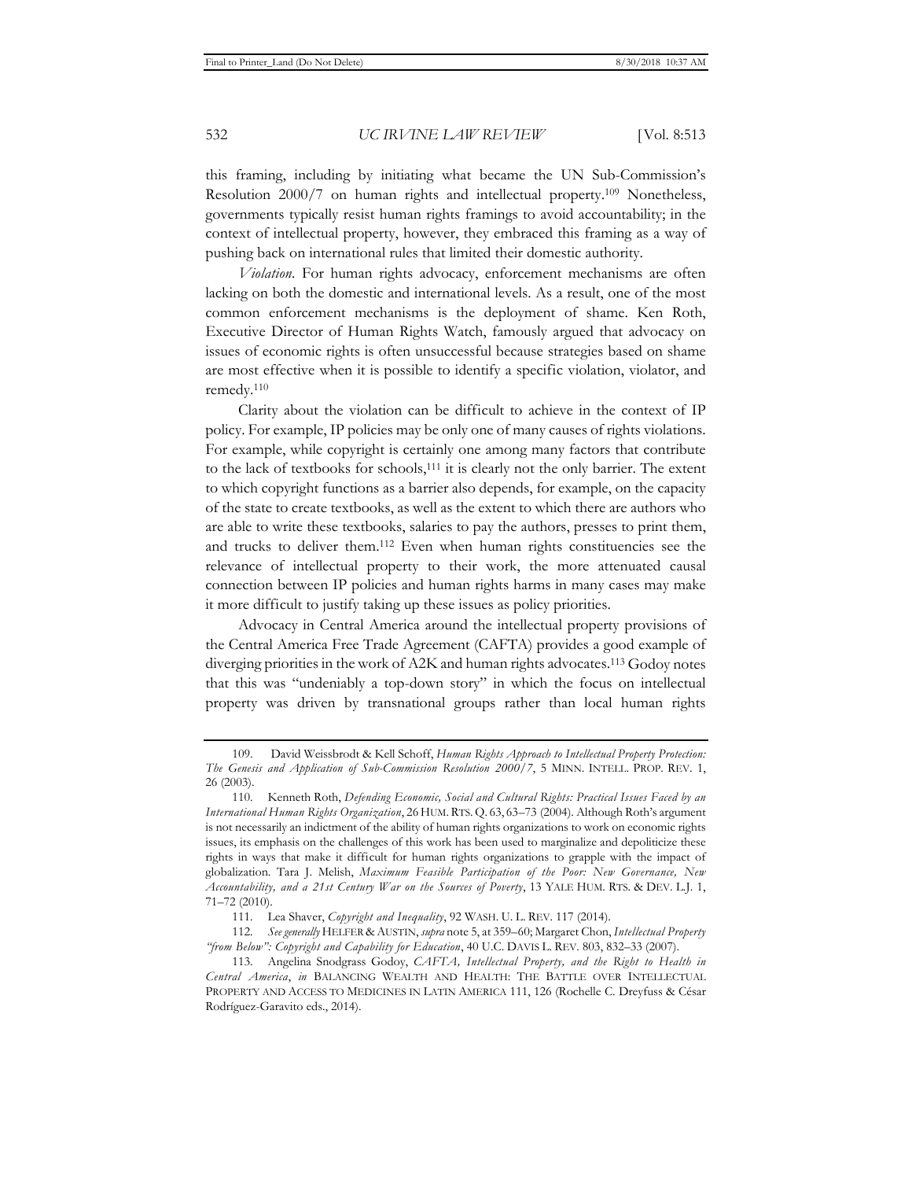this framing, including by initiating what became the UN Sub-Commission's Resolution 2000/7 on human rights and intellectual property.[109] Nonetheless, governments typically resist human rights framings to avoid accountability; in the context of intellectual property, however, they embraced this framing as a way of pushing back on international rules that limited their domestic authority.

*Violation*. For human rights advocacy, enforcement mechanisms are often lacking on both the domestic and international levels. As a result, one of the most common enforcement mechanisms is the deployment of shame. Ken Roth, Executive Director of Human Rights Watch, famously argued that advocacy on issues of economic rights is often unsuccessful because strategies based on shame are most effective when it is possible to identify a specific violation, violator, and remedy.[110]

Clarity about the violation can be difficult to achieve in the context of IP policy. For example, IP policies may be only one of many causes of rights violations. For example, while copyright is certainly one among many factors that contribute to the lack of textbooks for schools,[111] it is clearly not the only barrier. The extent to which copyright functions as a barrier also depends, for example, on the capacity of the state to create textbooks, as well as the extent to which there are authors who are able to write these textbooks, salaries to pay the authors, presses to print them, and trucks to deliver them.[112] Even when human rights constituencies see the relevance of intellectual property to their work, the more attenuated causal connection between IP policies and human rights harms in many cases may make it more difficult to justify taking up these issues as policy priorities.

Advocacy in Central America around the intellectual property provisions of the Central America Free Trade Agreement (CAFTA) provides a good example of diverging priorities in the work of A2K and human rights advocates.[113] Godoy notes that this was "undeniably a top-down story" in which the focus on intellectual property was driven by transnational groups rather than local human rights

---

109. David Weissbrodt & Kell Schoff, *Human Rights Approach to Intellectual Property Protection: The Genesis and Application of Sub-Commission Resolution 2000/7*, 5 MINN. INTELL. PROP. REV. 1, 26 (2003).

110. Kenneth Roth, *Defending Economic, Social and Cultural Rights: Practical Issues Faced by an International Human Rights Organization*, 26 HUM. RTS. Q. 63, 63–73 (2004). Although Roth's argument is not necessarily an indictment of the ability of human rights organizations to work on economic rights issues, its emphasis on the challenges of this work has been used to marginalize and depoliticize these rights in ways that make it difficult for human rights organizations to grapple with the impact of globalization. Tara J. Melish, *Maximum Feasible Participation of the Poor: New Governance, New Accountability, and a 21st Century War on the Sources of Poverty*, 13 YALE HUM. RTS. & DEV. L.J. 1, 71–72 (2010).

111. Lea Shaver, *Copyright and Inequality*, 92 WASH. U. L. REV. 117 (2014).

112. *See generally* HELFER & AUSTIN, *supra* note 5, at 359–60; Margaret Chon, *Intellectual Property "from Below": Copyright and Capability for Education*, 40 U.C. DAVIS L. REV. 803, 832–33 (2007).

113. Angelina Snodgrass Godoy, *CAFTA, Intellectual Property, and the Right to Health in Central America*, *in* BALANCING WEALTH AND HEALTH: THE BATTLE OVER INTELLECTUAL PROPERTY AND ACCESS TO MEDICINES IN LATIN AMERICA 111, 126 (Rochelle C. Dreyfuss & César Rodríguez-Garavito eds., 2014).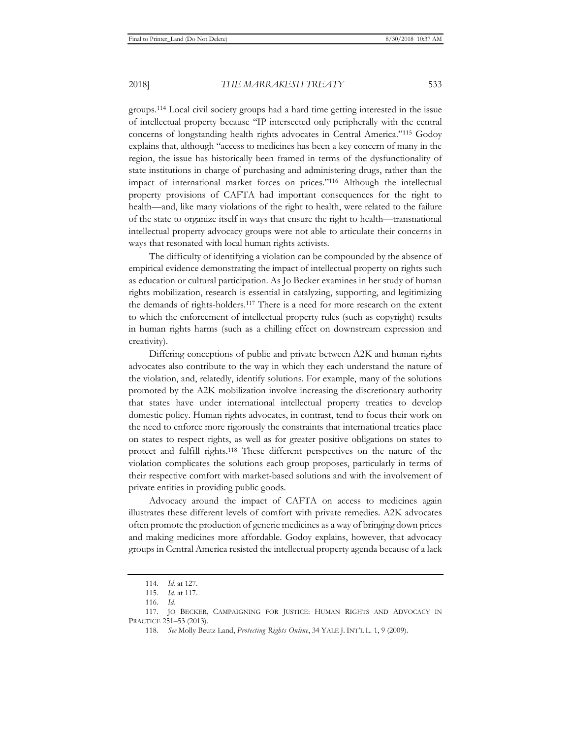groups.[114] Local civil society groups had a hard time getting interested in the issue of intellectual property because "IP intersected only peripherally with the central concerns of longstanding health rights advocates in Central America."[115] Godoy explains that, although "access to medicines has been a key concern of many in the region, the issue has historically been framed in terms of the dysfunctionality of state institutions in charge of purchasing and administering drugs, rather than the impact of international market forces on prices."[116] Although the intellectual property provisions of CAFTA had important consequences for the right to health—and, like many violations of the right to health, were related to the failure of the state to organize itself in ways that ensure the right to health—transnational intellectual property advocacy groups were not able to articulate their concerns in ways that resonated with local human rights activists.

The difficulty of identifying a violation can be compounded by the absence of empirical evidence demonstrating the impact of intellectual property on rights such as education or cultural participation. As Jo Becker examines in her study of human rights mobilization, research is essential in catalyzing, supporting, and legitimizing the demands of rights-holders.[117] There is a need for more research on the extent to which the enforcement of intellectual property rules (such as copyright) results in human rights harms (such as a chilling effect on downstream expression and creativity).

Differing conceptions of public and private between A2K and human rights advocates also contribute to the way in which they each understand the nature of the violation, and, relatedly, identify solutions. For example, many of the solutions promoted by the A2K mobilization involve increasing the discretionary authority that states have under international intellectual property treaties to develop domestic policy. Human rights advocates, in contrast, tend to focus their work on the need to enforce more rigorously the constraints that international treaties place on states to respect rights, as well as for greater positive obligations on states to protect and fulfill rights.[118] These different perspectives on the nature of the violation complicates the solutions each group proposes, particularly in terms of their respective comfort with market-based solutions and with the involvement of private entities in providing public goods.

Advocacy around the impact of CAFTA on access to medicines again illustrates these different levels of comfort with private remedies. A2K advocates often promote the production of generic medicines as a way of bringing down prices and making medicines more affordable. Godoy explains, however, that advocacy groups in Central America resisted the intellectual property agenda because of a lack

---

114. *Id.* at 127.

115. *Id.* at 117.

116. *Id.*

117. JO BECKER, CAMPAIGNING FOR JUSTICE: HUMAN RIGHTS AND ADVOCACY IN PRACTICE 251–53 (2013).

118. *See* Molly Beutz Land, *Protecting Rights Online*, 34 YALE J. INT'L L. 1, 9 (2009).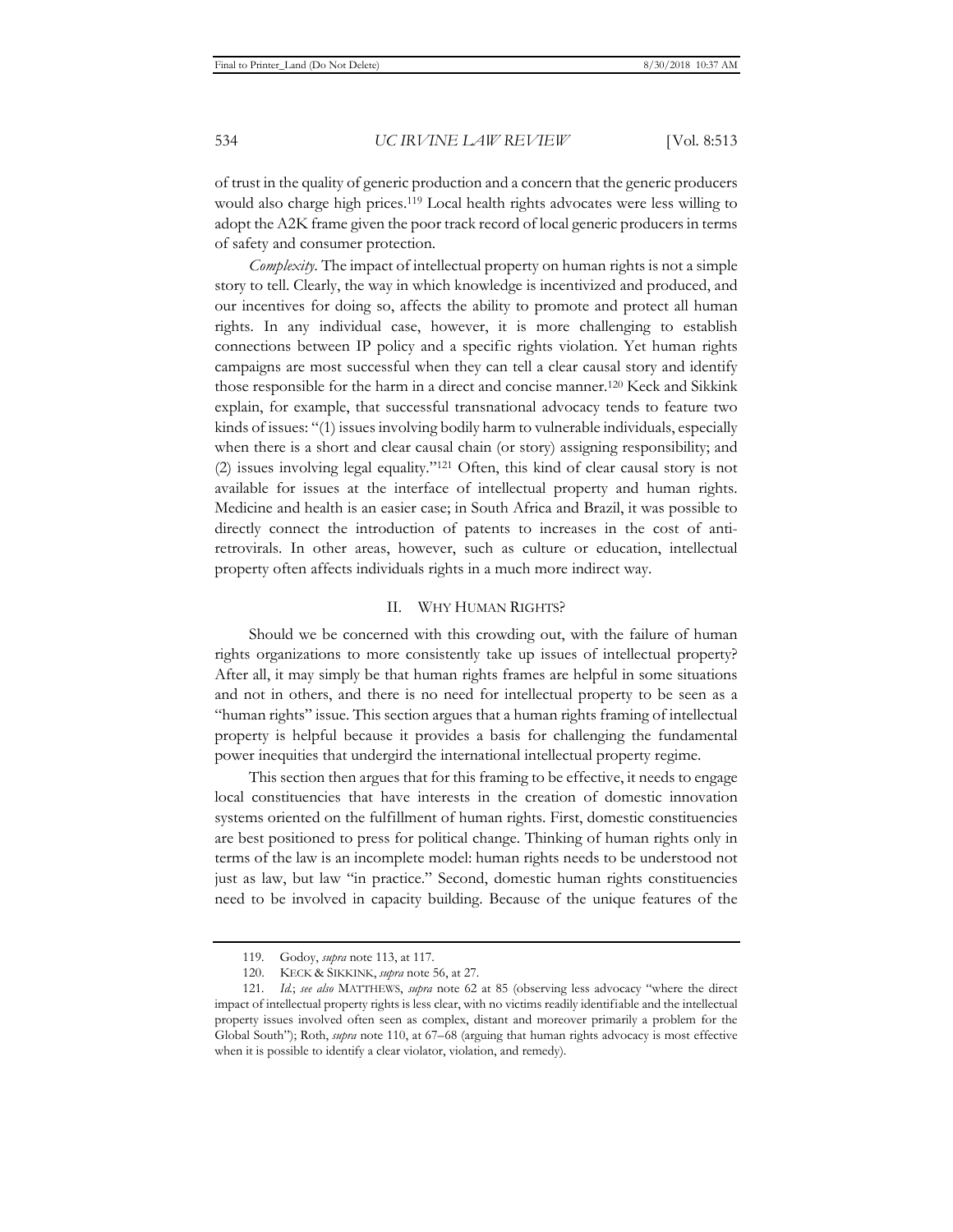of trust in the quality of generic production and a concern that the generic producers would also charge high prices.[119] Local health rights advocates were less willing to adopt the A2K frame given the poor track record of local generic producers in terms of safety and consumer protection.

*Complexity.* The impact of intellectual property on human rights is not a simple story to tell. Clearly, the way in which knowledge is incentivized and produced, and our incentives for doing so, affects the ability to promote and protect all human rights. In any individual case, however, it is more challenging to establish connections between IP policy and a specific rights violation. Yet human rights campaigns are most successful when they can tell a clear causal story and identify those responsible for the harm in a direct and concise manner.[120] Keck and Sikkink explain, for example, that successful transnational advocacy tends to feature two kinds of issues: "(1) issues involving bodily harm to vulnerable individuals, especially when there is a short and clear causal chain (or story) assigning responsibility; and (2) issues involving legal equality."[121] Often, this kind of clear causal story is not available for issues at the interface of intellectual property and human rights. Medicine and health is an easier case; in South Africa and Brazil, it was possible to directly connect the introduction of patents to increases in the cost of anti-retrovirals. In other areas, however, such as culture or education, intellectual property often affects individuals rights in a much more indirect way.

## II. WHY HUMAN RIGHTS?

Should we be concerned with this crowding out, with the failure of human rights organizations to more consistently take up issues of intellectual property? After all, it may simply be that human rights frames are helpful in some situations and not in others, and there is no need for intellectual property to be seen as a "human rights" issue. This section argues that a human rights framing of intellectual property is helpful because it provides a basis for challenging the fundamental power inequities that undergird the international intellectual property regime.

This section then argues that for this framing to be effective, it needs to engage local constituencies that have interests in the creation of domestic innovation systems oriented on the fulfillment of human rights. First, domestic constituencies are best positioned to press for political change. Thinking of human rights only in terms of the law is an incomplete model: human rights needs to be understood not just as law, but law "in practice." Second, domestic human rights constituencies need to be involved in capacity building. Because of the unique features of the

---

119. Godoy, *supra* note 113, at 117.

120. KECK & SIKKINK, *supra* note 56, at 27.

121. *Id.*; *see also* MATTHEWS, *supra* note 62 at 85 (observing less advocacy "where the direct impact of intellectual property rights is less clear, with no victims readily identifiable and the intellectual property issues involved often seen as complex, distant and moreover primarily a problem for the Global South"); Roth, *supra* note 110, at 67–68 (arguing that human rights advocacy is most effective when it is possible to identify a clear violator, violation, and remedy).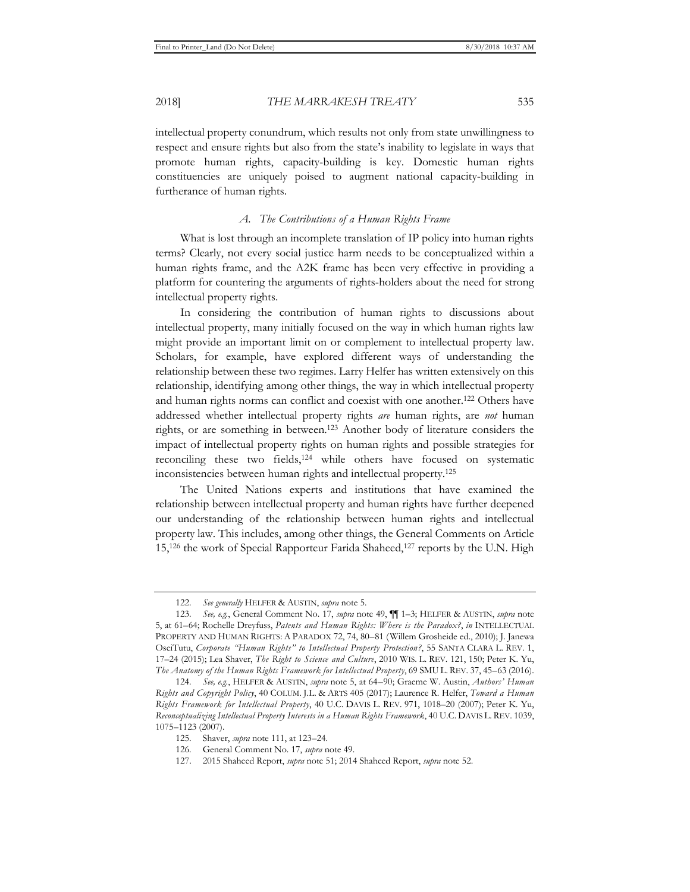intellectual property conundrum, which results not only from state unwillingness to respect and ensure rights but also from the state's inability to legislate in ways that promote human rights, capacity-building is key. Domestic human rights constituencies are uniquely poised to augment national capacity-building in furtherance of human rights.

### *A. The Contributions of a Human Rights Frame*

What is lost through an incomplete translation of IP policy into human rights terms? Clearly, not every social justice harm needs to be conceptualized within a human rights frame, and the A2K frame has been very effective in providing a platform for countering the arguments of rights-holders about the need for strong intellectual property rights.

In considering the contribution of human rights to discussions about intellectual property, many initially focused on the way in which human rights law might provide an important limit on or complement to intellectual property law. Scholars, for example, have explored different ways of understanding the relationship between these two regimes. Larry Helfer has written extensively on this relationship, identifying among other things, the way in which intellectual property and human rights norms can conflict and coexist with one another.[122] Others have addressed whether intellectual property rights *are* human rights, are *not* human rights, or are something in between.[123] Another body of literature considers the impact of intellectual property rights on human rights and possible strategies for reconciling these two fields,[124] while others have focused on systematic inconsistencies between human rights and intellectual property.[125]

The United Nations experts and institutions that have examined the relationship between intellectual property and human rights have further deepened our understanding of the relationship between human rights and intellectual property law. This includes, among other things, the General Comments on Article 15,[126] the work of Special Rapporteur Farida Shaheed,[127] reports by the U.N. High

---

122. *See generally* HELFER & AUSTIN, *supra* note 5.

123. *See, e.g.*, General Comment No. 17, *supra* note 49, ¶¶ 1–3; HELFER & AUSTIN, *supra* note 5, at 61–64; Rochelle Dreyfuss, *Patents and Human Rights: Where is the Paradox?*, *in* INTELLECTUAL PROPERTY AND HUMAN RIGHTS: A PARADOX 72, 74, 80–81 (Willem Grosheide ed., 2010); J. Janewa OseiTutu, *Corporate "Human Rights" to Intellectual Property Protection?*, 55 SANTA CLARA L. REV. 1, 17–24 (2015); Lea Shaver, *The Right to Science and Culture*, 2010 WIS. L. REV. 121, 150; Peter K. Yu, *The Anatomy of the Human Rights Framework for Intellectual Property*, 69 SMU L. REV. 37, 45–63 (2016).

124. *See, e.g.*, HELFER & AUSTIN, *supra* note 5, at 64–90; Graeme W. Austin, *Authors' Human Rights and Copyright Policy*, 40 COLUM. J.L. & ARTS 405 (2017); Laurence R. Helfer, *Toward a Human Rights Framework for Intellectual Property*, 40 U.C. DAVIS L. REV. 971, 1018–20 (2007); Peter K. Yu, *Reconceptualizing Intellectual Property Interests in a Human Rights Framework*, 40 U.C. DAVIS L. REV. 1039, 1075–1123 (2007).

125. Shaver, *supra* note 111, at 123–24.

126. General Comment No. 17, *supra* note 49.

127. 2015 Shaheed Report, *supra* note 51; 2014 Shaheed Report, *supra* note 52.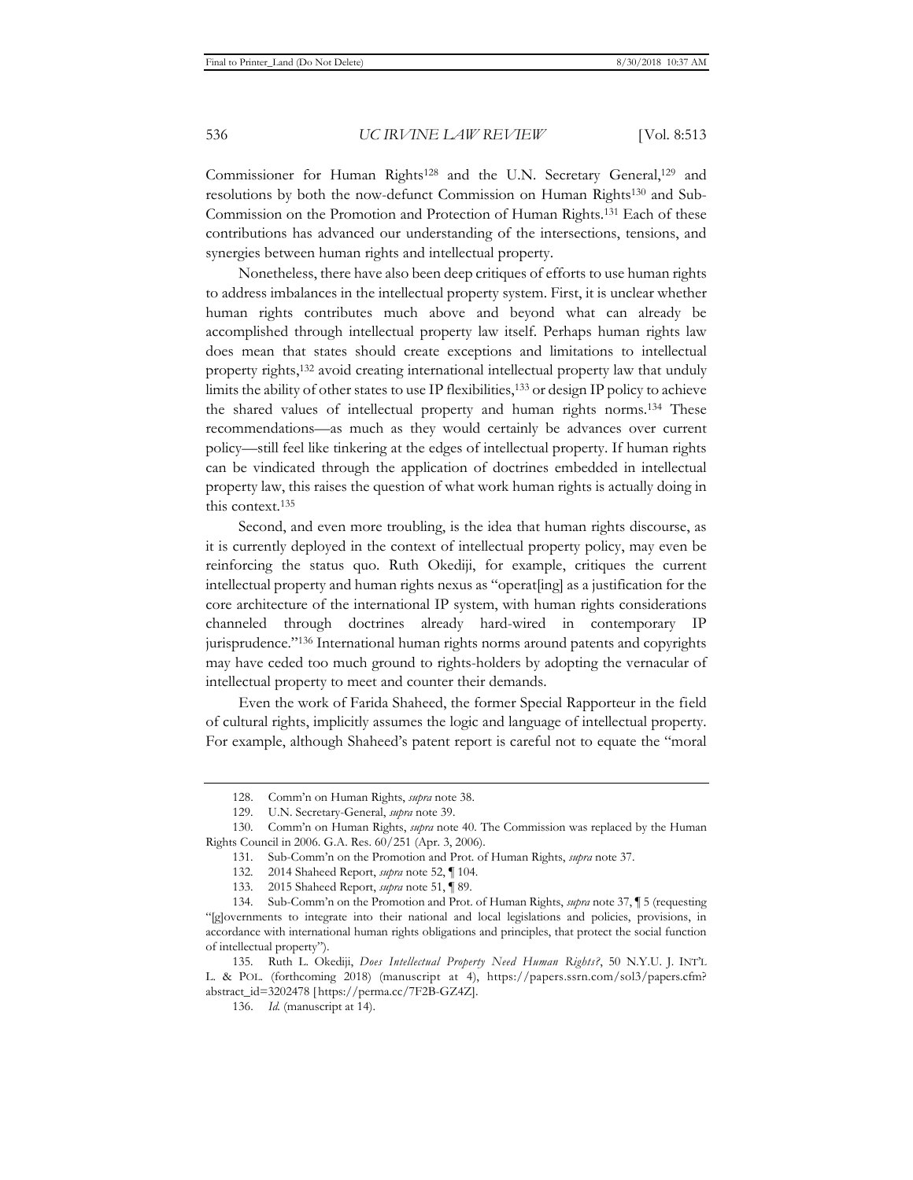Commissioner for Human Rights[128] and the U.N. Secretary General,[129] and resolutions by both the now-defunct Commission on Human Rights[130] and Sub-Commission on the Promotion and Protection of Human Rights.[131] Each of these contributions has advanced our understanding of the intersections, tensions, and synergies between human rights and intellectual property.

Nonetheless, there have also been deep critiques of efforts to use human rights to address imbalances in the intellectual property system. First, it is unclear whether human rights contributes much above and beyond what can already be accomplished through intellectual property law itself. Perhaps human rights law does mean that states should create exceptions and limitations to intellectual property rights,[132] avoid creating international intellectual property law that unduly limits the ability of other states to use IP flexibilities,[133] or design IP policy to achieve the shared values of intellectual property and human rights norms.[134] These recommendations—as much as they would certainly be advances over current policy—still feel like tinkering at the edges of intellectual property. If human rights can be vindicated through the application of doctrines embedded in intellectual property law, this raises the question of what work human rights is actually doing in this context.[135]

Second, and even more troubling, is the idea that human rights discourse, as it is currently deployed in the context of intellectual property policy, may even be reinforcing the status quo. Ruth Okediji, for example, critiques the current intellectual property and human rights nexus as "operat[ing] as a justification for the core architecture of the international IP system, with human rights considerations channeled through doctrines already hard-wired in contemporary IP jurisprudence."[136] International human rights norms around patents and copyrights may have ceded too much ground to rights-holders by adopting the vernacular of intellectual property to meet and counter their demands.

Even the work of Farida Shaheed, the former Special Rapporteur in the field of cultural rights, implicitly assumes the logic and language of intellectual property. For example, although Shaheed's patent report is careful not to equate the "moral

---

128. Comm'n on Human Rights, *supra* note 38.

129. U.N. Secretary-General, *supra* note 39.

130. Comm'n on Human Rights, *supra* note 40. The Commission was replaced by the Human Rights Council in 2006. G.A. Res. 60/251 (Apr. 3, 2006).

131. Sub-Comm'n on the Promotion and Prot. of Human Rights, *supra* note 37.

132. 2014 Shaheed Report, *supra* note 52, ¶ 104.

133. 2015 Shaheed Report, *supra* note 51, ¶ 89.

134. Sub-Comm'n on the Promotion and Prot. of Human Rights, *supra* note 37, ¶ 5 (requesting "[g]overnments to integrate into their national and local legislations and policies, provisions, in accordance with international human rights obligations and principles, that protect the social function of intellectual property").

135. Ruth L. Okediji, *Does Intellectual Property Need Human Rights?*, 50 N.Y.U. J. INT'L L. & POL. (forthcoming 2018) (manuscript at 4), https://papers.ssrn.com/sol3/papers.cfm?abstract_id=3202478 [https://perma.cc/7F2B-GZ4Z].

136. *Id.* (manuscript at 14).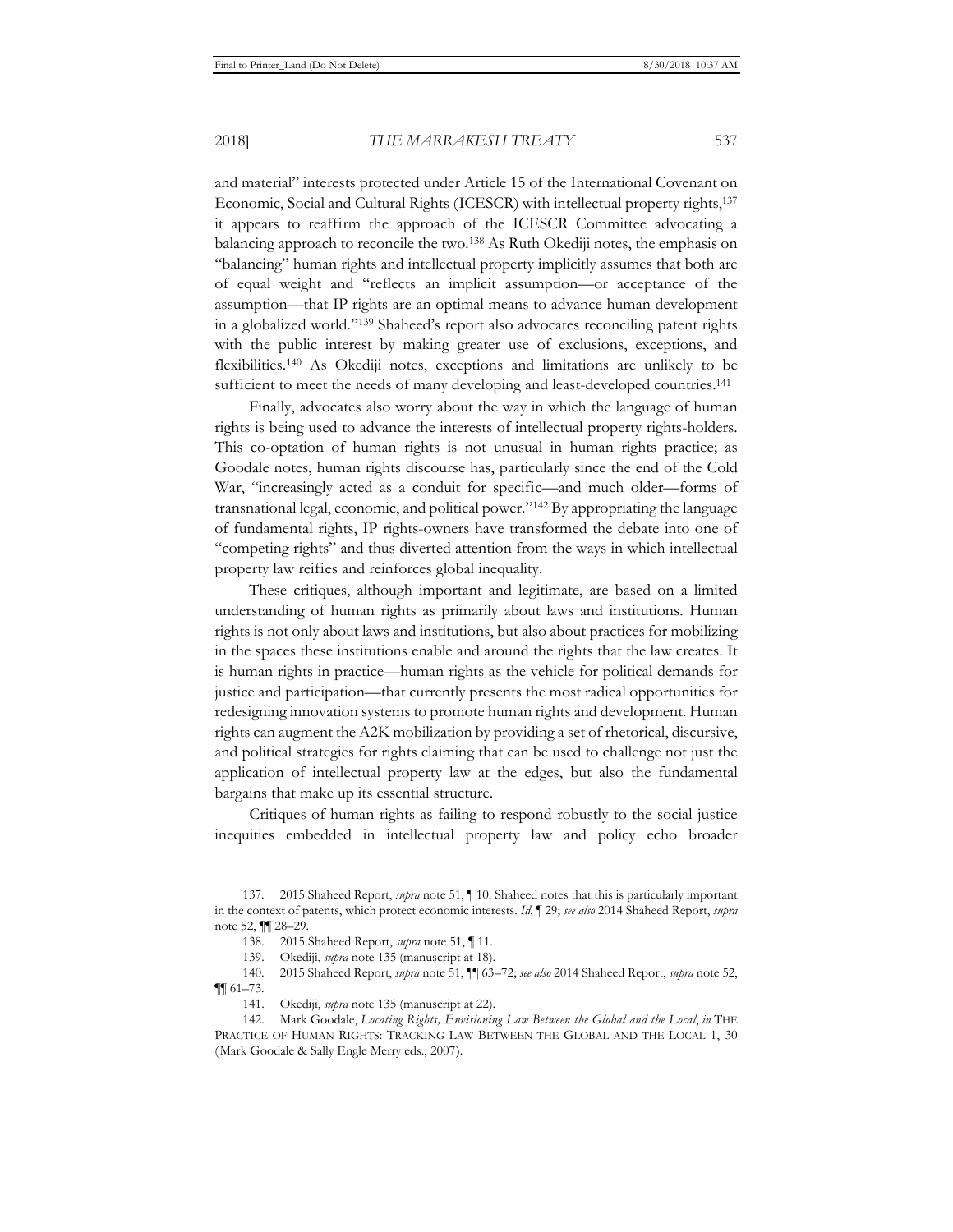and material" interests protected under Article 15 of the International Covenant on Economic, Social and Cultural Rights (ICESCR) with intellectual property rights,[137] it appears to reaffirm the approach of the ICESCR Committee advocating a balancing approach to reconcile the two.[138] As Ruth Okediji notes, the emphasis on "balancing" human rights and intellectual property implicitly assumes that both are of equal weight and "reflects an implicit assumption—or acceptance of the assumption—that IP rights are an optimal means to advance human development in a globalized world."[139] Shaheed's report also advocates reconciling patent rights with the public interest by making greater use of exclusions, exceptions, and flexibilities.[140] As Okediji notes, exceptions and limitations are unlikely to be sufficient to meet the needs of many developing and least-developed countries.[141]

Finally, advocates also worry about the way in which the language of human rights is being used to advance the interests of intellectual property rights-holders. This co-optation of human rights is not unusual in human rights practice; as Goodale notes, human rights discourse has, particularly since the end of the Cold War, "increasingly acted as a conduit for specific—and much older—forms of transnational legal, economic, and political power."[142] By appropriating the language of fundamental rights, IP rights-owners have transformed the debate into one of "competing rights" and thus diverted attention from the ways in which intellectual property law reifies and reinforces global inequality.

These critiques, although important and legitimate, are based on a limited understanding of human rights as primarily about laws and institutions. Human rights is not only about laws and institutions, but also about practices for mobilizing in the spaces these institutions enable and around the rights that the law creates. It is human rights in practice—human rights as the vehicle for political demands for justice and participation—that currently presents the most radical opportunities for redesigning innovation systems to promote human rights and development. Human rights can augment the A2K mobilization by providing a set of rhetorical, discursive, and political strategies for rights claiming that can be used to challenge not just the application of intellectual property law at the edges, but also the fundamental bargains that make up its essential structure.

Critiques of human rights as failing to respond robustly to the social justice inequities embedded in intellectual property law and policy echo broader

---

137. 2015 Shaheed Report, *supra* note 51, ¶ 10. Shaheed notes that this is particularly important in the context of patents, which protect economic interests. *Id.* ¶ 29; *see also* 2014 Shaheed Report, *supra* note 52, ¶¶ 28–29.

138. 2015 Shaheed Report, *supra* note 51, ¶ 11.

139. Okediji, *supra* note 135 (manuscript at 18).

140. 2015 Shaheed Report, *supra* note 51, ¶¶ 63–72; *see also* 2014 Shaheed Report, *supra* note 52, ¶¶ 61–73.

141. Okediji, *supra* note 135 (manuscript at 22).

142. Mark Goodale, *Locating Rights, Envisioning Law Between the Global and the Local*, *in* THE PRACTICE OF HUMAN RIGHTS: TRACKING LAW BETWEEN THE GLOBAL AND THE LOCAL 1, 30 (Mark Goodale & Sally Engle Merry eds., 2007).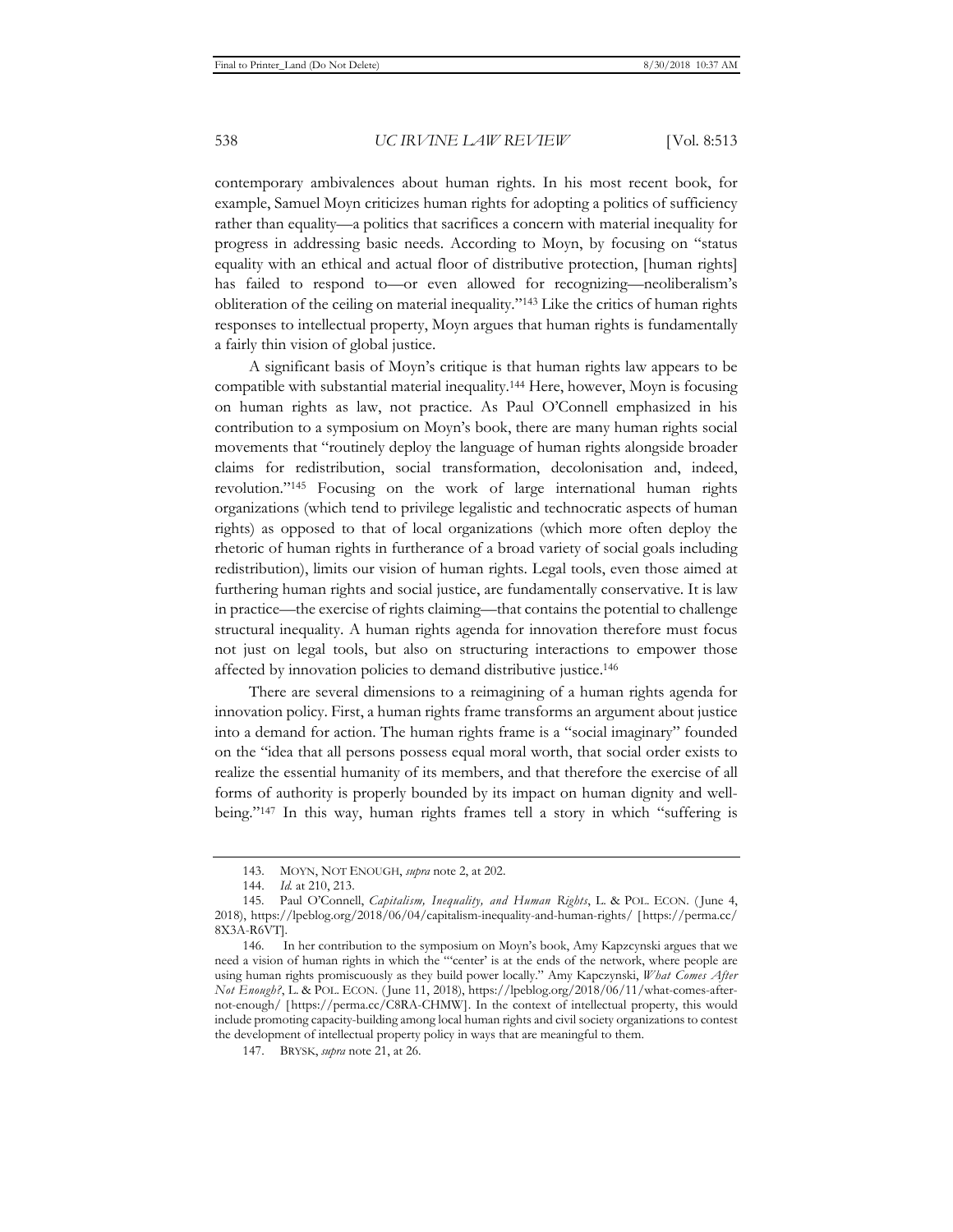contemporary ambivalences about human rights. In his most recent book, for example, Samuel Moyn criticizes human rights for adopting a politics of sufficiency rather than equality—a politics that sacrifices a concern with material inequality for progress in addressing basic needs. According to Moyn, by focusing on "status equality with an ethical and actual floor of distributive protection, [human rights] has failed to respond to—or even allowed for recognizing—neoliberalism's obliteration of the ceiling on material inequality."[143] Like the critics of human rights responses to intellectual property, Moyn argues that human rights is fundamentally a fairly thin vision of global justice.

A significant basis of Moyn's critique is that human rights law appears to be compatible with substantial material inequality.[144] Here, however, Moyn is focusing on human rights as law, not practice. As Paul O'Connell emphasized in his contribution to a symposium on Moyn's book, there are many human rights social movements that "routinely deploy the language of human rights alongside broader claims for redistribution, social transformation, decolonisation and, indeed, revolution."[145] Focusing on the work of large international human rights organizations (which tend to privilege legalistic and technocratic aspects of human rights) as opposed to that of local organizations (which more often deploy the rhetoric of human rights in furtherance of a broad variety of social goals including redistribution), limits our vision of human rights. Legal tools, even those aimed at furthering human rights and social justice, are fundamentally conservative. It is law in practice—the exercise of rights claiming—that contains the potential to challenge structural inequality. A human rights agenda for innovation therefore must focus not just on legal tools, but also on structuring interactions to empower those affected by innovation policies to demand distributive justice.[146]

There are several dimensions to a reimagining of a human rights agenda for innovation policy. First, a human rights frame transforms an argument about justice into a demand for action. The human rights frame is a "social imaginary" founded on the "idea that all persons possess equal moral worth, that social order exists to realize the essential humanity of its members, and that therefore the exercise of all forms of authority is properly bounded by its impact on human dignity and well-being."[147] In this way, human rights frames tell a story in which "suffering is

---

143. MOYN, NOT ENOUGH, *supra* note 2, at 202.

144. *Id.* at 210, 213.

145. Paul O'Connell, *Capitalism, Inequality, and Human Rights*, L. & POL. ECON. (June 4, 2018), https://lpeblog.org/2018/06/04/capitalism-inequality-and-human-rights/ [https://perma.cc/8X3A-R6VT].

146. In her contribution to the symposium on Moyn's book, Amy Kapzcynski argues that we need a vision of human rights in which the "'center' is at the ends of the network, where people are using human rights promiscuously as they build power locally." Amy Kapczynski, *What Comes After Not Enough?*, L. & POL. ECON. (June 11, 2018), https://lpeblog.org/2018/06/11/what-comes-after-not-enough/ [https://perma.cc/C8RA-CHMW]. In the context of intellectual property, this would include promoting capacity-building among local human rights and civil society organizations to contest the development of intellectual property policy in ways that are meaningful to them.

147. BRYSK, *supra* note 21, at 26.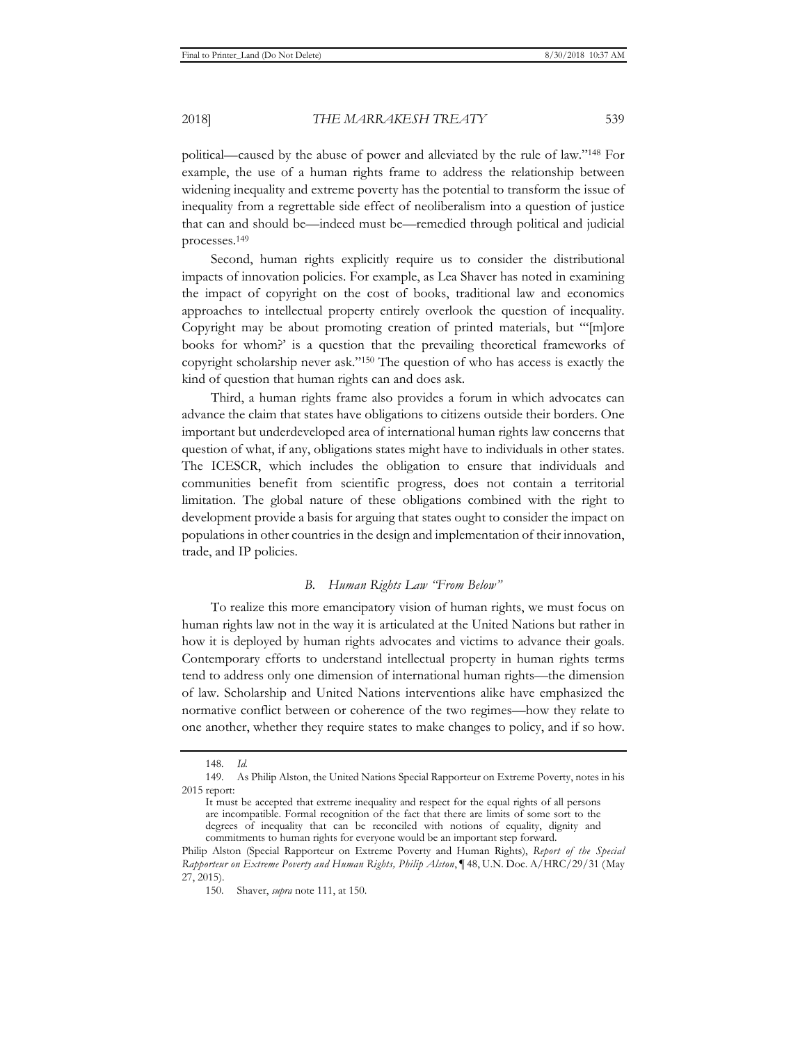political—caused by the abuse of power and alleviated by the rule of law."[148] For example, the use of a human rights frame to address the relationship between widening inequality and extreme poverty has the potential to transform the issue of inequality from a regrettable side effect of neoliberalism into a question of justice that can and should be—indeed must be—remedied through political and judicial processes.[149]

Second, human rights explicitly require us to consider the distributional impacts of innovation policies. For example, as Lea Shaver has noted in examining the impact of copyright on the cost of books, traditional law and economics approaches to intellectual property entirely overlook the question of inequality. Copyright may be about promoting creation of printed materials, but "'[m]ore books for whom?' is a question that the prevailing theoretical frameworks of copyright scholarship never ask."[150] The question of who has access is exactly the kind of question that human rights can and does ask.

Third, a human rights frame also provides a forum in which advocates can advance the claim that states have obligations to citizens outside their borders. One important but underdeveloped area of international human rights law concerns that question of what, if any, obligations states might have to individuals in other states. The ICESCR, which includes the obligation to ensure that individuals and communities benefit from scientific progress, does not contain a territorial limitation. The global nature of these obligations combined with the right to development provide a basis for arguing that states ought to consider the impact on populations in other countries in the design and implementation of their innovation, trade, and IP policies.

### *B. Human Rights Law "From Below"*

To realize this more emancipatory vision of human rights, we must focus on human rights law not in the way it is articulated at the United Nations but rather in how it is deployed by human rights advocates and victims to advance their goals. Contemporary efforts to understand intellectual property in human rights terms tend to address only one dimension of international human rights—the dimension of law. Scholarship and United Nations interventions alike have emphasized the normative conflict between or coherence of the two regimes—how they relate to one another, whether they require states to make changes to policy, and if so how.

---

148. *Id.*

149. As Philip Alston, the United Nations Special Rapporteur on Extreme Poverty, notes in his 2015 report:

> It must be accepted that extreme inequality and respect for the equal rights of all persons are incompatible. Formal recognition of the fact that there are limits of some sort to the degrees of inequality that can be reconciled with notions of equality, dignity and commitments to human rights for everyone would be an important step forward.

Philip Alston (Special Rapporteur on Extreme Poverty and Human Rights), *Report of the Special Rapporteur on Extreme Poverty and Human Rights, Philip Alston*, ¶ 48, U.N. Doc. A/HRC/29/31 (May 27, 2015).

150. Shaver, *supra* note 111, at 150.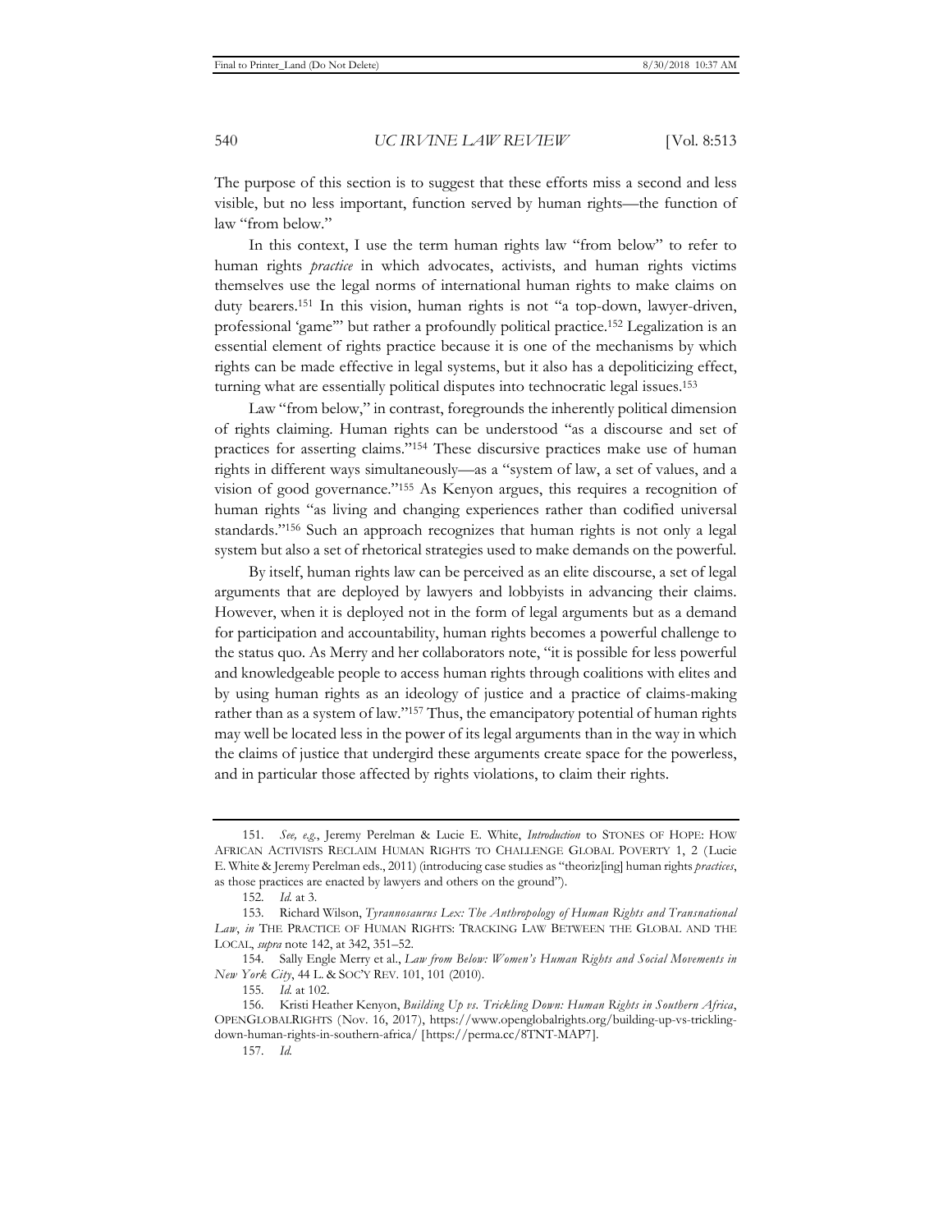The purpose of this section is to suggest that these efforts miss a second and less visible, but no less important, function served by human rights—the function of law "from below."

In this context, I use the term human rights law "from below" to refer to human rights *practice* in which advocates, activists, and human rights victims themselves use the legal norms of international human rights to make claims on duty bearers.[151] In this vision, human rights is not "a top-down, lawyer-driven, professional 'game'" but rather a profoundly political practice.[152] Legalization is an essential element of rights practice because it is one of the mechanisms by which rights can be made effective in legal systems, but it also has a depoliticizing effect, turning what are essentially political disputes into technocratic legal issues.[153]

Law "from below," in contrast, foregrounds the inherently political dimension of rights claiming. Human rights can be understood "as a discourse and set of practices for asserting claims."[154] These discursive practices make use of human rights in different ways simultaneously—as a "system of law, a set of values, and a vision of good governance."[155] As Kenyon argues, this requires a recognition of human rights "as living and changing experiences rather than codified universal standards."[156] Such an approach recognizes that human rights is not only a legal system but also a set of rhetorical strategies used to make demands on the powerful.

By itself, human rights law can be perceived as an elite discourse, a set of legal arguments that are deployed by lawyers and lobbyists in advancing their claims. However, when it is deployed not in the form of legal arguments but as a demand for participation and accountability, human rights becomes a powerful challenge to the status quo. As Merry and her collaborators note, "it is possible for less powerful and knowledgeable people to access human rights through coalitions with elites and by using human rights as an ideology of justice and a practice of claims-making rather than as a system of law."[157] Thus, the emancipatory potential of human rights may well be located less in the power of its legal arguments than in the way in which the claims of justice that undergird these arguments create space for the powerless, and in particular those affected by rights violations, to claim their rights.

---

151. *See, e.g.*, Jeremy Perelman & Lucie E. White, *Introduction* to STONES OF HOPE: HOW AFRICAN ACTIVISTS RECLAIM HUMAN RIGHTS TO CHALLENGE GLOBAL POVERTY 1, 2 (Lucie E. White & Jeremy Perelman eds., 2011) (introducing case studies as "theoriz[ing] human rights *practices*, as those practices are enacted by lawyers and others on the ground").

152. *Id.* at 3.

153. Richard Wilson, *Tyrannosaurus Lex: The Anthropology of Human Rights and Transnational Law*, *in* THE PRACTICE OF HUMAN RIGHTS: TRACKING LAW BETWEEN THE GLOBAL AND THE LOCAL, *supra* note 142, at 342, 351–52.

154. Sally Engle Merry et al., *Law from Below: Women's Human Rights and Social Movements in New York City*, 44 L. & SOC'Y REV. 101, 101 (2010).

155. *Id.* at 102.

156. Kristi Heather Kenyon, *Building Up vs. Trickling Down: Human Rights in Southern Africa*, OPENGLOBALRIGHTS (Nov. 16, 2017), https://www.openglobalrights.org/building-up-vs-trickling-down-human-rights-in-southern-africa/ [https://perma.cc/8TNT-MAP7].

157. *Id.*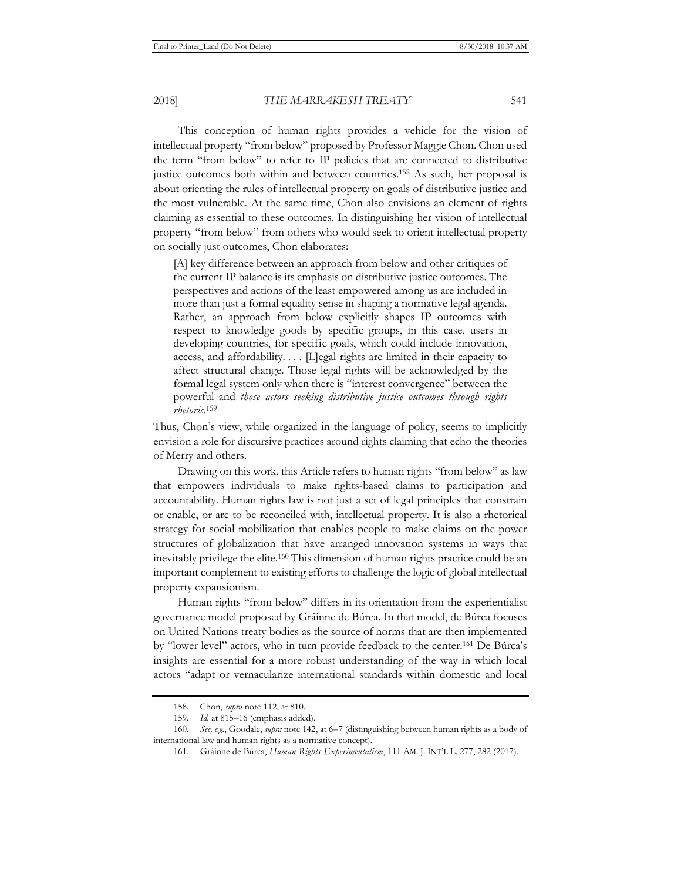This conception of human rights provides a vehicle for the vision of intellectual property "from below" proposed by Professor Maggie Chon. Chon used the term "from below" to refer to IP policies that are connected to distributive justice outcomes both within and between countries.[158] As such, her proposal is about orienting the rules of intellectual property on goals of distributive justice and the most vulnerable. At the same time, Chon also envisions an element of rights claiming as essential to these outcomes. In distinguishing her vision of intellectual property "from below" from others who would seek to orient intellectual property on socially just outcomes, Chon elaborates:

> [A] key difference between an approach from below and other critiques of the current IP balance is its emphasis on distributive justice outcomes. The perspectives and actions of the least empowered among us are included in more than just a formal equality sense in shaping a normative legal agenda. Rather, an approach from below explicitly shapes IP outcomes with respect to knowledge goods by specific groups, in this case, users in developing countries, for specific goals, which could include innovation, access, and affordability. . . . [L]egal rights are limited in their capacity to affect structural change. Those legal rights will be acknowledged by the formal legal system only when there is "interest convergence" between the powerful and *those actors seeking distributive justice outcomes through rights rhetoric*.[159]

Thus, Chon's view, while organized in the language of policy, seems to implicitly envision a role for discursive practices around rights claiming that echo the theories of Merry and others.

Drawing on this work, this Article refers to human rights "from below" as law that empowers individuals to make rights-based claims to participation and accountability. Human rights law is not just a set of legal principles that constrain or enable, or are to be reconciled with, intellectual property. It is also a rhetorical strategy for social mobilization that enables people to make claims on the power structures of globalization that have arranged innovation systems in ways that inevitably privilege the elite.[160] This dimension of human rights practice could be an important complement to existing efforts to challenge the logic of global intellectual property expansionism.

Human rights "from below" differs in its orientation from the experientialist governance model proposed by Gráinne de Búrca. In that model, de Búrca focuses on United Nations treaty bodies as the source of norms that are then implemented by "lower level" actors, who in turn provide feedback to the center.[161] De Búrca's insights are essential for a more robust understanding of the way in which local actors "adapt or vernacularize international standards within domestic and local

---

158. Chon, *supra* note 112, at 810.

159. *Id.* at 815–16 (emphasis added).

160. *See, e.g.*, Goodale, *supra* note 142, at 6–7 (distinguishing between human rights as a body of international law and human rights as a normative concept).

161. Gráinne de Búrca, *Human Rights Experimentalism*, 111 AM. J. INT'L L. 277, 282 (2017).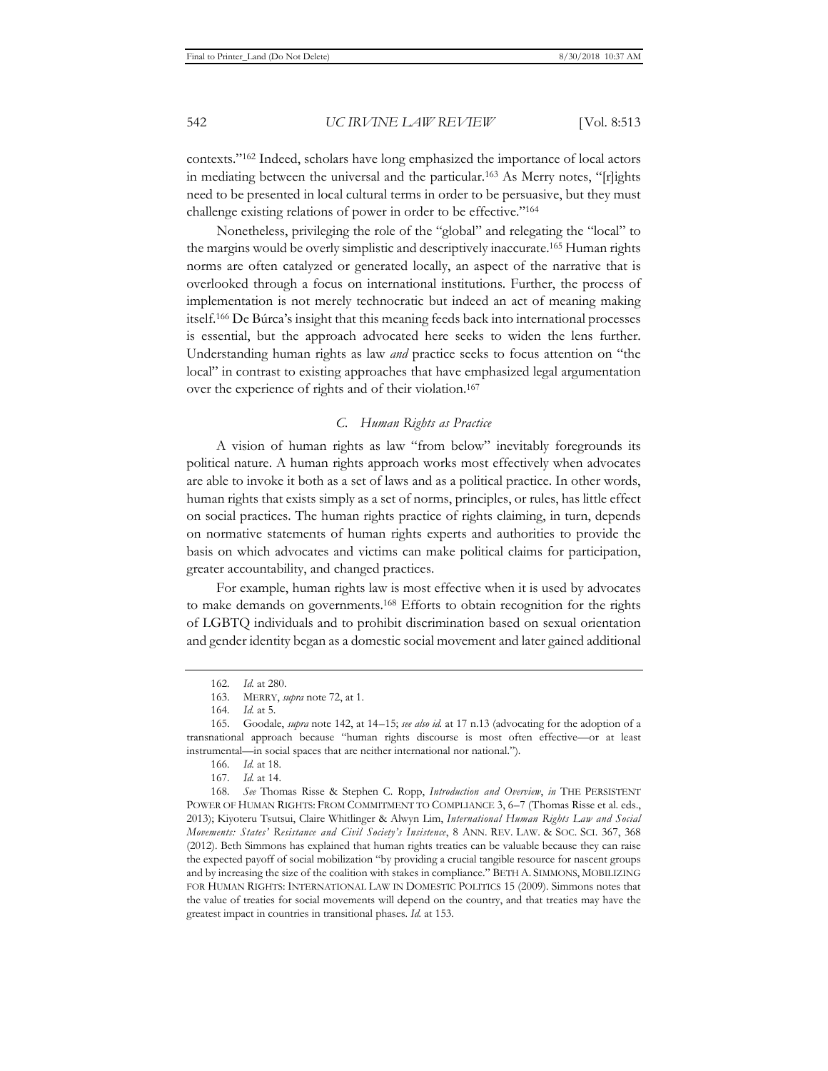contexts."[162] Indeed, scholars have long emphasized the importance of local actors in mediating between the universal and the particular.[163] As Merry notes, "[r]ights need to be presented in local cultural terms in order to be persuasive, but they must challenge existing relations of power in order to be effective."[164]

Nonetheless, privileging the role of the "global" and relegating the "local" to the margins would be overly simplistic and descriptively inaccurate.[165] Human rights norms are often catalyzed or generated locally, an aspect of the narrative that is overlooked through a focus on international institutions. Further, the process of implementation is not merely technocratic but indeed an act of meaning making itself.[166] De Búrca's insight that this meaning feeds back into international processes is essential, but the approach advocated here seeks to widen the lens further. Understanding human rights as law *and* practice seeks to focus attention on "the local" in contrast to existing approaches that have emphasized legal argumentation over the experience of rights and of their violation.[167]

### *C. Human Rights as Practice*

A vision of human rights as law "from below" inevitably foregrounds its political nature. A human rights approach works most effectively when advocates are able to invoke it both as a set of laws and as a political practice. In other words, human rights that exists simply as a set of norms, principles, or rules, has little effect on social practices. The human rights practice of rights claiming, in turn, depends on normative statements of human rights experts and authorities to provide the basis on which advocates and victims can make political claims for participation, greater accountability, and changed practices.

For example, human rights law is most effective when it is used by advocates to make demands on governments.[168] Efforts to obtain recognition for the rights of LGBTQ individuals and to prohibit discrimination based on sexual orientation and gender identity began as a domestic social movement and later gained additional

---

162. *Id.* at 280.

163. MERRY, *supra* note 72, at 1.

164. *Id.* at 5.

165. Goodale, *supra* note 142, at 14–15; *see also id.* at 17 n.13 (advocating for the adoption of a transnational approach because "human rights discourse is most often effective—or at least instrumental—in social spaces that are neither international nor national.").

166. *Id.* at 18.

167. *Id.* at 14.

168. *See* Thomas Risse & Stephen C. Ropp, *Introduction and Overview*, *in* THE PERSISTENT POWER OF HUMAN RIGHTS: FROM COMMITMENT TO COMPLIANCE 3, 6–7 (Thomas Risse et al. eds., 2013); Kiyoteru Tsutsui, Claire Whitlinger & Alwyn Lim, *International Human Rights Law and Social Movements: States' Resistance and Civil Society's Insistence*, 8 ANN. REV. LAW. & SOC. SCI. 367, 368 (2012). Beth Simmons has explained that human rights treaties can be valuable because they can raise the expected payoff of social mobilization "by providing a crucial tangible resource for nascent groups and by increasing the size of the coalition with stakes in compliance." BETH A. SIMMONS, MOBILIZING FOR HUMAN RIGHTS: INTERNATIONAL LAW IN DOMESTIC POLITICS 15 (2009). Simmons notes that the value of treaties for social movements will depend on the country, and that treaties may have the greatest impact in countries in transitional phases. *Id.* at 153.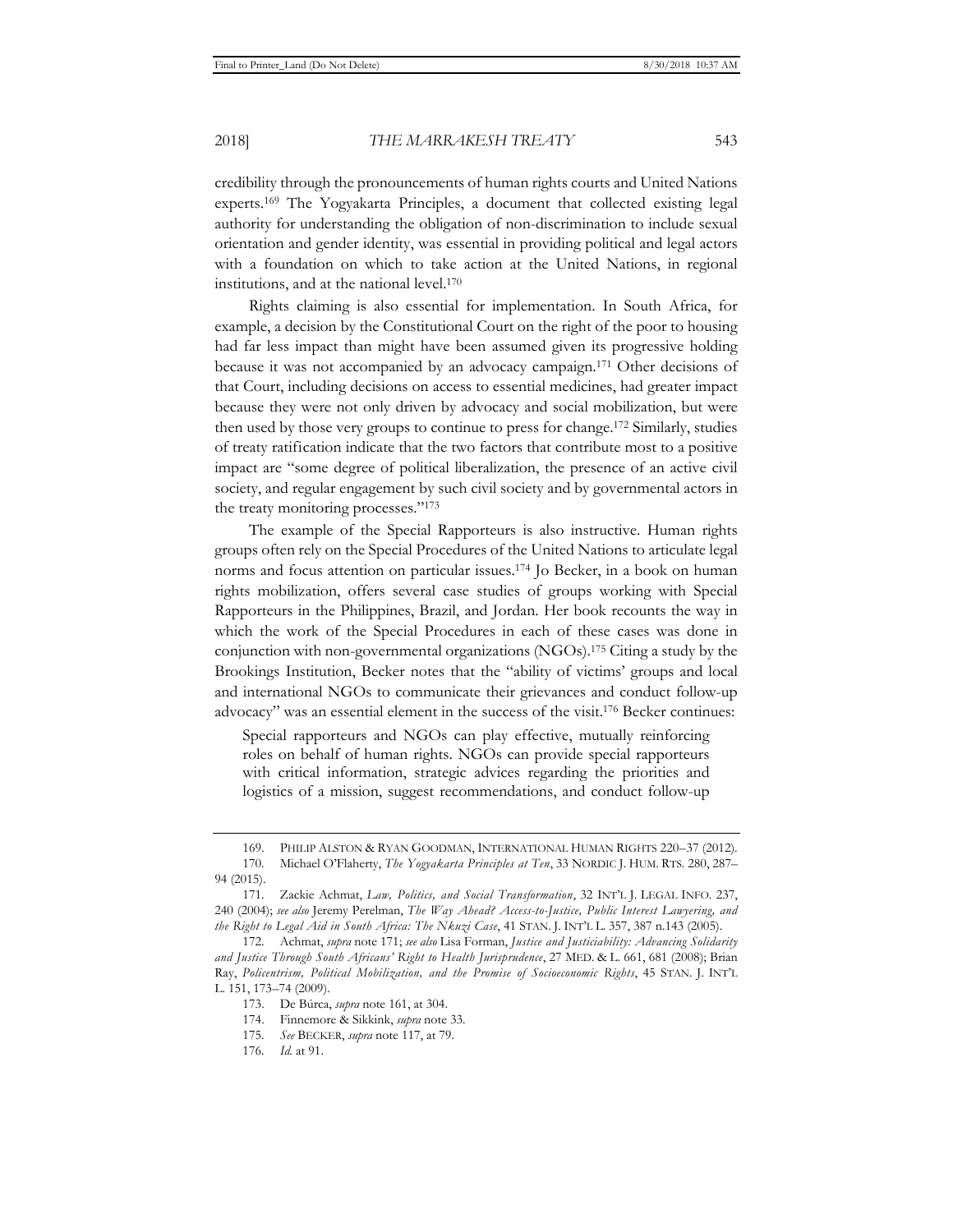credibility through the pronouncements of human rights courts and United Nations experts.[169] The Yogyakarta Principles, a document that collected existing legal authority for understanding the obligation of non-discrimination to include sexual orientation and gender identity, was essential in providing political and legal actors with a foundation on which to take action at the United Nations, in regional institutions, and at the national level.[170]

Rights claiming is also essential for implementation. In South Africa, for example, a decision by the Constitutional Court on the right of the poor to housing had far less impact than might have been assumed given its progressive holding because it was not accompanied by an advocacy campaign.[171] Other decisions of that Court, including decisions on access to essential medicines, had greater impact because they were not only driven by advocacy and social mobilization, but were then used by those very groups to continue to press for change.[172] Similarly, studies of treaty ratification indicate that the two factors that contribute most to a positive impact are "some degree of political liberalization, the presence of an active civil society, and regular engagement by such civil society and by governmental actors in the treaty monitoring processes."[173]

The example of the Special Rapporteurs is also instructive. Human rights groups often rely on the Special Procedures of the United Nations to articulate legal norms and focus attention on particular issues.[174] Jo Becker, in a book on human rights mobilization, offers several case studies of groups working with Special Rapporteurs in the Philippines, Brazil, and Jordan. Her book recounts the way in which the work of the Special Procedures in each of these cases was done in conjunction with non-governmental organizations (NGOs).[175] Citing a study by the Brookings Institution, Becker notes that the "ability of victims' groups and local and international NGOs to communicate their grievances and conduct follow-up advocacy" was an essential element in the success of the visit.[176] Becker continues:

> Special rapporteurs and NGOs can play effective, mutually reinforcing roles on behalf of human rights. NGOs can provide special rapporteurs with critical information, strategic advices regarding the priorities and logistics of a mission, suggest recommendations, and conduct follow-up

---

169. PHILIP ALSTON & RYAN GOODMAN, INTERNATIONAL HUMAN RIGHTS 220–37 (2012).

170. Michael O'Flaherty, *The Yogyakarta Principles at Ten*, 33 NORDIC J. HUM. RTS. 280, 287–94 (2015).

171. Zackie Achmat, *Law, Politics, and Social Transformation*, 32 INT'L J. LEGAL INFO. 237, 240 (2004); *see also* Jeremy Perelman, *The Way Ahead? Access-to-Justice, Public Interest Lawyering, and the Right to Legal Aid in South Africa: The Nkuzi Case*, 41 STAN. J. INT'L L. 357, 387 n.143 (2005).

172. Achmat, *supra* note 171; *see also* Lisa Forman, *Justice and Justiciability: Advancing Solidarity and Justice Through South Africans' Right to Health Jurisprudence*, 27 MED. & L. 661, 681 (2008); Brian Ray, *Policentrism, Political Mobilization, and the Promise of Socioeconomic Rights*, 45 STAN. J. INT'L L. 151, 173–74 (2009).

173. De Búrca, *supra* note 161, at 304.

174. Finnemore & Sikkink, *supra* note 33.

175. *See* BECKER, *supra* note 117, at 79.

176. *Id.* at 91.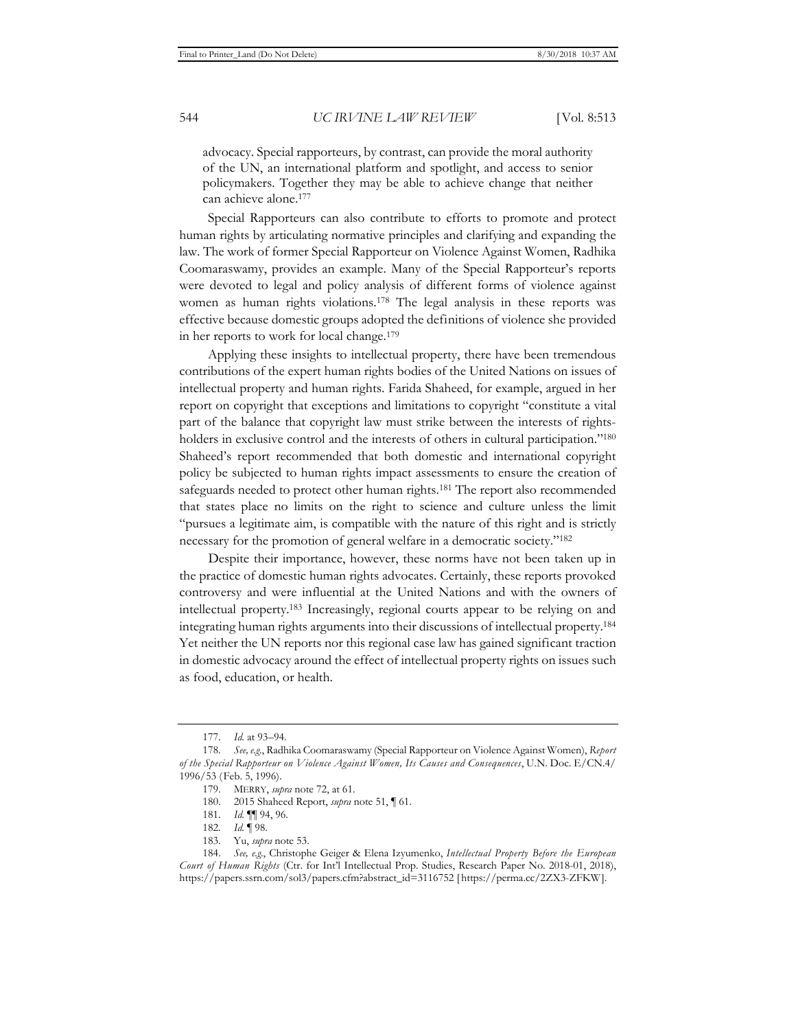advocacy. Special rapporteurs, by contrast, can provide the moral authority of the UN, an international platform and spotlight, and access to senior policymakers. Together they may be able to achieve change that neither can achieve alone.[177]

Special Rapporteurs can also contribute to efforts to promote and protect human rights by articulating normative principles and clarifying and expanding the law. The work of former Special Rapporteur on Violence Against Women, Radhika Coomaraswamy, provides an example. Many of the Special Rapporteur's reports were devoted to legal and policy analysis of different forms of violence against women as human rights violations.[178] The legal analysis in these reports was effective because domestic groups adopted the definitions of violence she provided in her reports to work for local change.[179]

Applying these insights to intellectual property, there have been tremendous contributions of the expert human rights bodies of the United Nations on issues of intellectual property and human rights. Farida Shaheed, for example, argued in her report on copyright that exceptions and limitations to copyright "constitute a vital part of the balance that copyright law must strike between the interests of rights-holders in exclusive control and the interests of others in cultural participation."[180] Shaheed's report recommended that both domestic and international copyright policy be subjected to human rights impact assessments to ensure the creation of safeguards needed to protect other human rights.[181] The report also recommended that states place no limits on the right to science and culture unless the limit "pursues a legitimate aim, is compatible with the nature of this right and is strictly necessary for the promotion of general welfare in a democratic society."[182]

Despite their importance, however, these norms have not been taken up in the practice of domestic human rights advocates. Certainly, these reports provoked controversy and were influential at the United Nations and with the owners of intellectual property.[183] Increasingly, regional courts appear to be relying on and integrating human rights arguments into their discussions of intellectual property.[184] Yet neither the UN reports nor this regional case law has gained significant traction in domestic advocacy around the effect of intellectual property rights on issues such as food, education, or health.

---

177. *Id.* at 93–94.

178. *See, e.g.*, Radhika Coomaraswamy (Special Rapporteur on Violence Against Women), *Report of the Special Rapporteur on Violence Against Women, Its Causes and Consequences*, U.N. Doc. E/CN.4/1996/53 (Feb. 5, 1996).

179. MERRY, *supra* note 72, at 61.

180. 2015 Shaheed Report, *supra* note 51, ¶ 61.

181. *Id.* ¶¶ 94, 96.

182. *Id.* ¶ 98.

183. Yu, *supra* note 53.

184. *See, e.g.*, Christophe Geiger & Elena Izyumenko, *Intellectual Property Before the European Court of Human Rights* (Ctr. for Int'l Intellectual Prop. Studies, Research Paper No. 2018-01, 2018), https://papers.ssrn.com/sol3/papers.cfm?abstract_id=3116752 [https://perma.cc/2ZX3-ZFKW].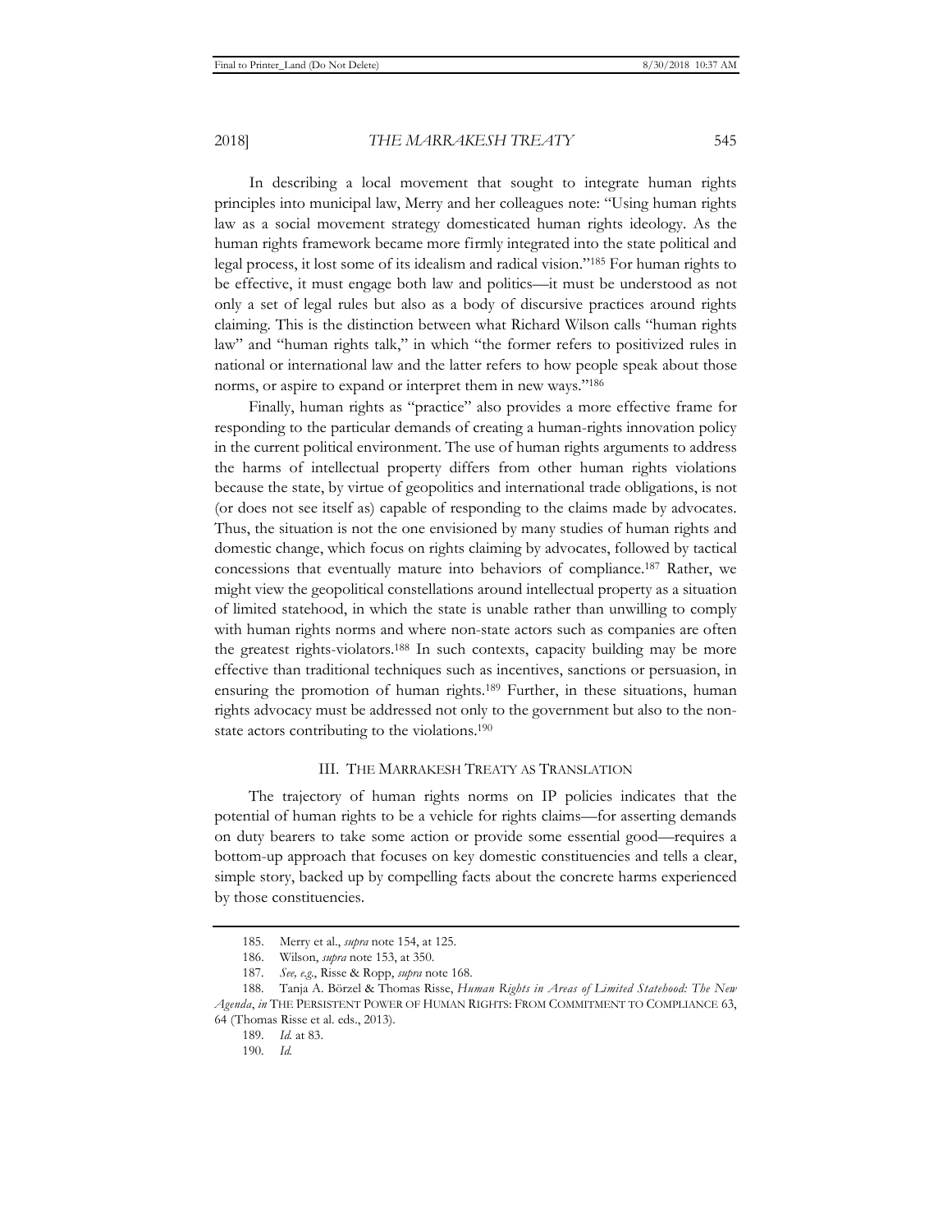In describing a local movement that sought to integrate human rights principles into municipal law, Merry and her colleagues note: "Using human rights law as a social movement strategy domesticated human rights ideology. As the human rights framework became more firmly integrated into the state political and legal process, it lost some of its idealism and radical vision."[185] For human rights to be effective, it must engage both law and politics—it must be understood as not only a set of legal rules but also as a body of discursive practices around rights claiming. This is the distinction between what Richard Wilson calls "human rights law" and "human rights talk," in which "the former refers to positivized rules in national or international law and the latter refers to how people speak about those norms, or aspire to expand or interpret them in new ways."[186]

Finally, human rights as "practice" also provides a more effective frame for responding to the particular demands of creating a human-rights innovation policy in the current political environment. The use of human rights arguments to address the harms of intellectual property differs from other human rights violations because the state, by virtue of geopolitics and international trade obligations, is not (or does not see itself as) capable of responding to the claims made by advocates. Thus, the situation is not the one envisioned by many studies of human rights and domestic change, which focus on rights claiming by advocates, followed by tactical concessions that eventually mature into behaviors of compliance.[187] Rather, we might view the geopolitical constellations around intellectual property as a situation of limited statehood, in which the state is unable rather than unwilling to comply with human rights norms and where non-state actors such as companies are often the greatest rights-violators.[188] In such contexts, capacity building may be more effective than traditional techniques such as incentives, sanctions or persuasion, in ensuring the promotion of human rights.[189] Further, in these situations, human rights advocacy must be addressed not only to the government but also to the non-state actors contributing to the violations.[190]

## III. THE MARRAKESH TREATY AS TRANSLATION

The trajectory of human rights norms on IP policies indicates that the potential of human rights to be a vehicle for rights claims—for asserting demands on duty bearers to take some action or provide some essential good—requires a bottom-up approach that focuses on key domestic constituencies and tells a clear, simple story, backed up by compelling facts about the concrete harms experienced by those constituencies.

---

185. Merry et al., *supra* note 154, at 125.

186. Wilson, *supra* note 153, at 350.

187. *See, e.g.*, Risse & Ropp, *supra* note 168.

188. Tanja A. Börzel & Thomas Risse, *Human Rights in Areas of Limited Statehood: The New Agenda*, *in* THE PERSISTENT POWER OF HUMAN RIGHTS: FROM COMMITMENT TO COMPLIANCE 63, 64 (Thomas Risse et al. eds., 2013).

189. *Id.* at 83.

190. *Id.*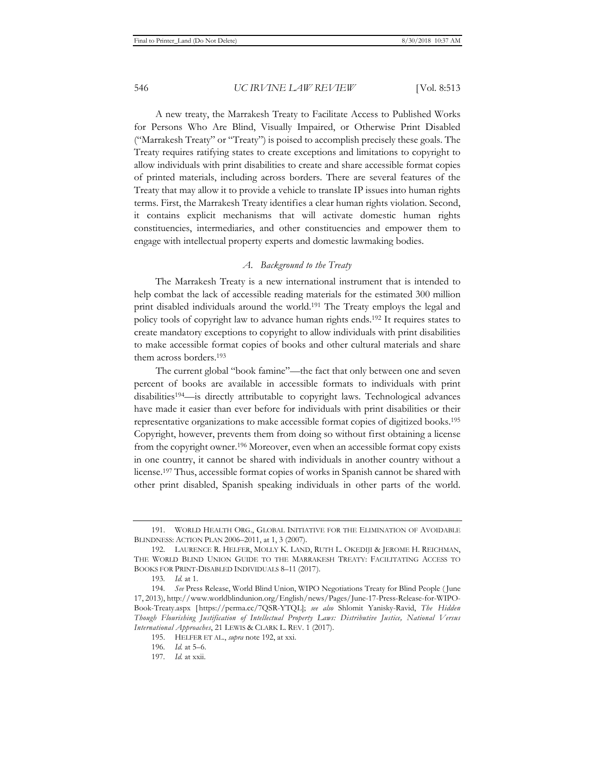A new treaty, the Marrakesh Treaty to Facilitate Access to Published Works for Persons Who Are Blind, Visually Impaired, or Otherwise Print Disabled ("Marrakesh Treaty" or "Treaty") is poised to accomplish precisely these goals. The Treaty requires ratifying states to create exceptions and limitations to copyright to allow individuals with print disabilities to create and share accessible format copies of printed materials, including across borders. There are several features of the Treaty that may allow it to provide a vehicle to translate IP issues into human rights terms. First, the Marrakesh Treaty identifies a clear human rights violation. Second, it contains explicit mechanisms that will activate domestic human rights constituencies, intermediaries, and other constituencies and empower them to engage with intellectual property experts and domestic lawmaking bodies.

### *A. Background to the Treaty*

The Marrakesh Treaty is a new international instrument that is intended to help combat the lack of accessible reading materials for the estimated 300 million print disabled individuals around the world.[191] The Treaty employs the legal and policy tools of copyright law to advance human rights ends.[192] It requires states to create mandatory exceptions to copyright to allow individuals with print disabilities to make accessible format copies of books and other cultural materials and share them across borders.[193]

The current global "book famine"—the fact that only between one and seven percent of books are available in accessible formats to individuals with print disabilities[194]—is directly attributable to copyright laws. Technological advances have made it easier than ever before for individuals with print disabilities or their representative organizations to make accessible format copies of digitized books.[195] Copyright, however, prevents them from doing so without first obtaining a license from the copyright owner.[196] Moreover, even when an accessible format copy exists in one country, it cannot be shared with individuals in another country without a license.[197] Thus, accessible format copies of works in Spanish cannot be shared with other print disabled, Spanish speaking individuals in other parts of the world.

---

191. WORLD HEALTH ORG., GLOBAL INITIATIVE FOR THE ELIMINATION OF AVOIDABLE BLINDNESS: ACTION PLAN 2006–2011, at 1, 3 (2007).

192. LAURENCE R. HELFER, MOLLY K. LAND, RUTH L. OKEDIJI & JEROME H. REICHMAN, THE WORLD BLIND UNION GUIDE TO THE MARRAKESH TREATY: FACILITATING ACCESS TO BOOKS FOR PRINT-DISABLED INDIVIDUALS 8–11 (2017).

193. *Id.* at 1.

194. *See* Press Release, World Blind Union, WIPO Negotiations Treaty for Blind People (June 17, 2013), http://www.worldblindunion.org/English/news/Pages/June-17-Press-Release-for-WIPO-Book-Treaty.aspx [https://perma.cc/7QSR-YTQL]; *see also* Shlomit Yanisky-Ravid, *The Hidden Though Flourishing Justification of Intellectual Property Laws: Distributive Justice, National Versus International Approaches*, 21 LEWIS & CLARK L. REV. 1 (2017).

195. HELFER ET AL., *supra* note 192, at xxi.

196. *Id.* at 5–6.

197. *Id.* at xxii.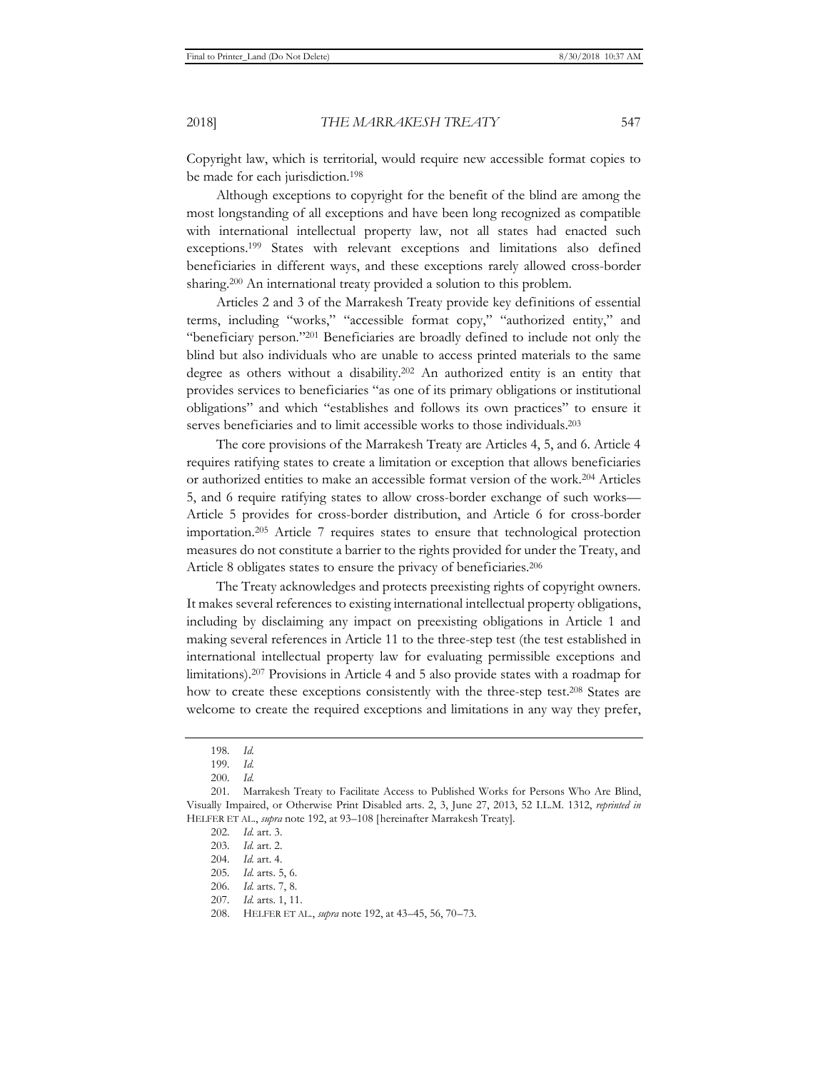Copyright law, which is territorial, would require new accessible format copies to be made for each jurisdiction.[198]

Although exceptions to copyright for the benefit of the blind are among the most longstanding of all exceptions and have been long recognized as compatible with international intellectual property law, not all states had enacted such exceptions.[199] States with relevant exceptions and limitations also defined beneficiaries in different ways, and these exceptions rarely allowed cross-border sharing.[200] An international treaty provided a solution to this problem.

Articles 2 and 3 of the Marrakesh Treaty provide key definitions of essential terms, including "works," "accessible format copy," "authorized entity," and "beneficiary person."[201] Beneficiaries are broadly defined to include not only the blind but also individuals who are unable to access printed materials to the same degree as others without a disability.[202] An authorized entity is an entity that provides services to beneficiaries "as one of its primary obligations or institutional obligations" and which "establishes and follows its own practices" to ensure it serves beneficiaries and to limit accessible works to those individuals.[203]

The core provisions of the Marrakesh Treaty are Articles 4, 5, and 6. Article 4 requires ratifying states to create a limitation or exception that allows beneficiaries or authorized entities to make an accessible format version of the work.[204] Articles 5, and 6 require ratifying states to allow cross-border exchange of such works—Article 5 provides for cross-border distribution, and Article 6 for cross-border importation.[205] Article 7 requires states to ensure that technological protection measures do not constitute a barrier to the rights provided for under the Treaty, and Article 8 obligates states to ensure the privacy of beneficiaries.[206]

The Treaty acknowledges and protects preexisting rights of copyright owners. It makes several references to existing international intellectual property obligations, including by disclaiming any impact on preexisting obligations in Article 1 and making several references in Article 11 to the three-step test (the test established in international intellectual property law for evaluating permissible exceptions and limitations).[207] Provisions in Article 4 and 5 also provide states with a roadmap for how to create these exceptions consistently with the three-step test.[208] States are welcome to create the required exceptions and limitations in any way they prefer,

---

198. *Id.*

199. *Id.*

200. *Id.*

201. Marrakesh Treaty to Facilitate Access to Published Works for Persons Who Are Blind, Visually Impaired, or Otherwise Print Disabled arts. 2, 3, June 27, 2013, 52 I.L.M. 1312, *reprinted in* HELFER ET AL., *supra* note 192, at 93–108 [hereinafter Marrakesh Treaty].

202. *Id.* art. 3.

203. *Id.* art. 2.

204. *Id.* art. 4.

205. *Id.* arts. 5, 6.

206. *Id.* arts. 7, 8.

207. *Id.* arts. 1, 11.

208. HELFER ET AL., *supra* note 192, at 43–45, 56, 70–73.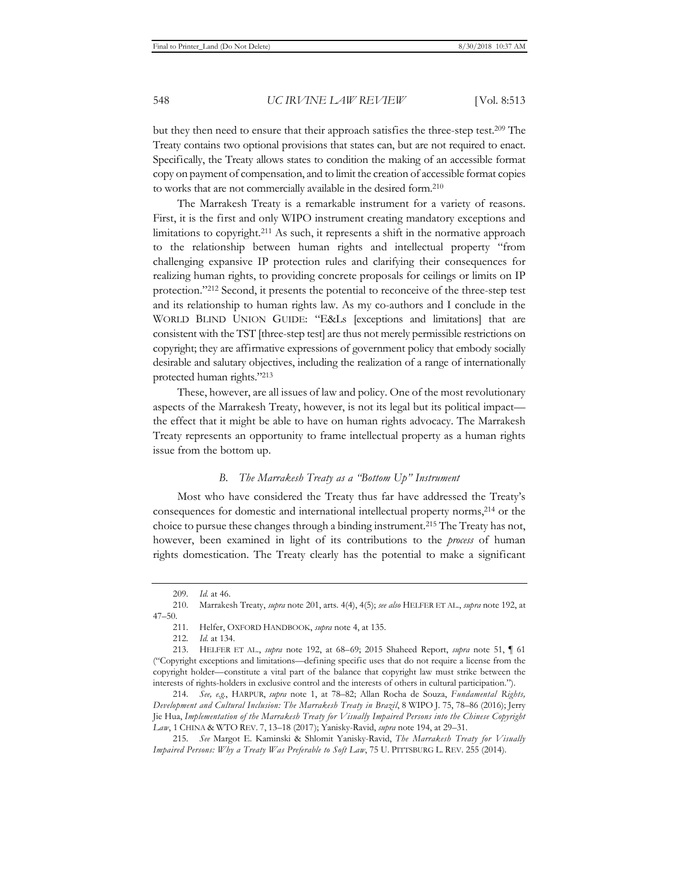but they then need to ensure that their approach satisfies the three-step test.[209] The Treaty contains two optional provisions that states can, but are not required to enact. Specifically, the Treaty allows states to condition the making of an accessible format copy on payment of compensation, and to limit the creation of accessible format copies to works that are not commercially available in the desired form.[210]

The Marrakesh Treaty is a remarkable instrument for a variety of reasons. First, it is the first and only WIPO instrument creating mandatory exceptions and limitations to copyright.[211] As such, it represents a shift in the normative approach to the relationship between human rights and intellectual property "from challenging expansive IP protection rules and clarifying their consequences for realizing human rights, to providing concrete proposals for ceilings or limits on IP protection."[212] Second, it presents the potential to reconceive of the three-step test and its relationship to human rights law. As my co-authors and I conclude in the WORLD BLIND UNION GUIDE: "E&Ls [exceptions and limitations] that are consistent with the TST [three-step test] are thus not merely permissible restrictions on copyright; they are affirmative expressions of government policy that embody socially desirable and salutary objectives, including the realization of a range of internationally protected human rights."[213]

These, however, are all issues of law and policy. One of the most revolutionary aspects of the Marrakesh Treaty, however, is not its legal but its political impact—the effect that it might be able to have on human rights advocacy. The Marrakesh Treaty represents an opportunity to frame intellectual property as a human rights issue from the bottom up.

### *B. The Marrakesh Treaty as a "Bottom Up" Instrument*

Most who have considered the Treaty thus far have addressed the Treaty's consequences for domestic and international intellectual property norms,[214] or the choice to pursue these changes through a binding instrument.[215] The Treaty has not, however, been examined in light of its contributions to the *process* of human rights domestication. The Treaty clearly has the potential to make a significant

---

209. *Id.* at 46.

210. Marrakesh Treaty, *supra* note 201, arts. 4(4), 4(5); *see also* HELFER ET AL., *supra* note 192, at 47–50.

211. Helfer, OXFORD HANDBOOK, *supra* note 4, at 135.

212. *Id.* at 134.

213. HELFER ET AL., *supra* note 192, at 68–69; 2015 Shaheed Report, *supra* note 51, ¶ 61 ("Copyright exceptions and limitations—defining specific uses that do not require a license from the copyright holder—constitute a vital part of the balance that copyright law must strike between the interests of rights-holders in exclusive control and the interests of others in cultural participation.").

214. *See, e.g.*, HARPUR, *supra* note 1, at 78–82; Allan Rocha de Souza, *Fundamental Rights, Development and Cultural Inclusion: The Marrakesh Treaty in Brazil*, 8 WIPO J. 75, 78–86 (2016); Jerry Jie Hua, *Implementation of the Marrakesh Treaty for Visually Impaired Persons into the Chinese Copyright Law*, 1 CHINA & WTO REV. 7, 13–18 (2017); Yanisky-Ravid, *supra* note 194, at 29–31.

215. *See* Margot E. Kaminski & Shlomit Yanisky-Ravid, *The Marrakesh Treaty for Visually Impaired Persons: Why a Treaty Was Preferable to Soft Law*, 75 U. PITTSBURG L. REV. 255 (2014).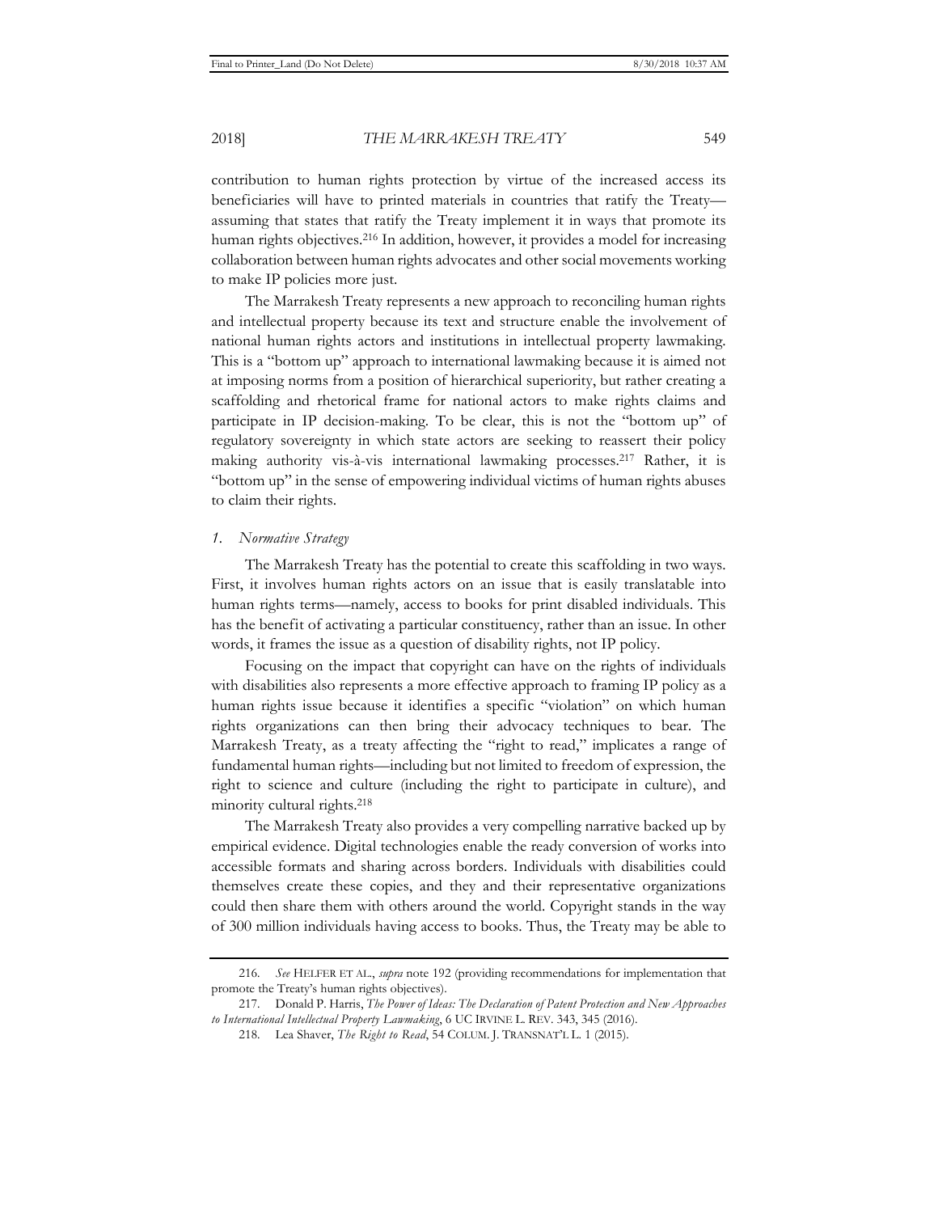contribution to human rights protection by virtue of the increased access its beneficiaries will have to printed materials in countries that ratify the Treaty—assuming that states that ratify the Treaty implement it in ways that promote its human rights objectives.[216] In addition, however, it provides a model for increasing collaboration between human rights advocates and other social movements working to make IP policies more just.

The Marrakesh Treaty represents a new approach to reconciling human rights and intellectual property because its text and structure enable the involvement of national human rights actors and institutions in intellectual property lawmaking. This is a "bottom up" approach to international lawmaking because it is aimed not at imposing norms from a position of hierarchical superiority, but rather creating a scaffolding and rhetorical frame for national actors to make rights claims and participate in IP decision-making. To be clear, this is not the "bottom up" of regulatory sovereignty in which state actors are seeking to reassert their policy making authority vis-à-vis international lawmaking processes.[217] Rather, it is "bottom up" in the sense of empowering individual victims of human rights abuses to claim their rights.

#### *1. Normative Strategy*

The Marrakesh Treaty has the potential to create this scaffolding in two ways. First, it involves human rights actors on an issue that is easily translatable into human rights terms—namely, access to books for print disabled individuals. This has the benefit of activating a particular constituency, rather than an issue. In other words, it frames the issue as a question of disability rights, not IP policy.

Focusing on the impact that copyright can have on the rights of individuals with disabilities also represents a more effective approach to framing IP policy as a human rights issue because it identifies a specific "violation" on which human rights organizations can then bring their advocacy techniques to bear. The Marrakesh Treaty, as a treaty affecting the "right to read," implicates a range of fundamental human rights—including but not limited to freedom of expression, the right to science and culture (including the right to participate in culture), and minority cultural rights.[218]

The Marrakesh Treaty also provides a very compelling narrative backed up by empirical evidence. Digital technologies enable the ready conversion of works into accessible formats and sharing across borders. Individuals with disabilities could themselves create these copies, and they and their representative organizations could then share them with others around the world. Copyright stands in the way of 300 million individuals having access to books. Thus, the Treaty may be able to

---

216. *See* HELFER ET AL., *supra* note 192 (providing recommendations for implementation that promote the Treaty's human rights objectives).

217. Donald P. Harris, *The Power of Ideas: The Declaration of Patent Protection and New Approaches to International Intellectual Property Lawmaking*, 6 UC IRVINE L. REV. 343, 345 (2016).

218. Lea Shaver, *The Right to Read*, 54 COLUM. J. TRANSNAT'L L. 1 (2015).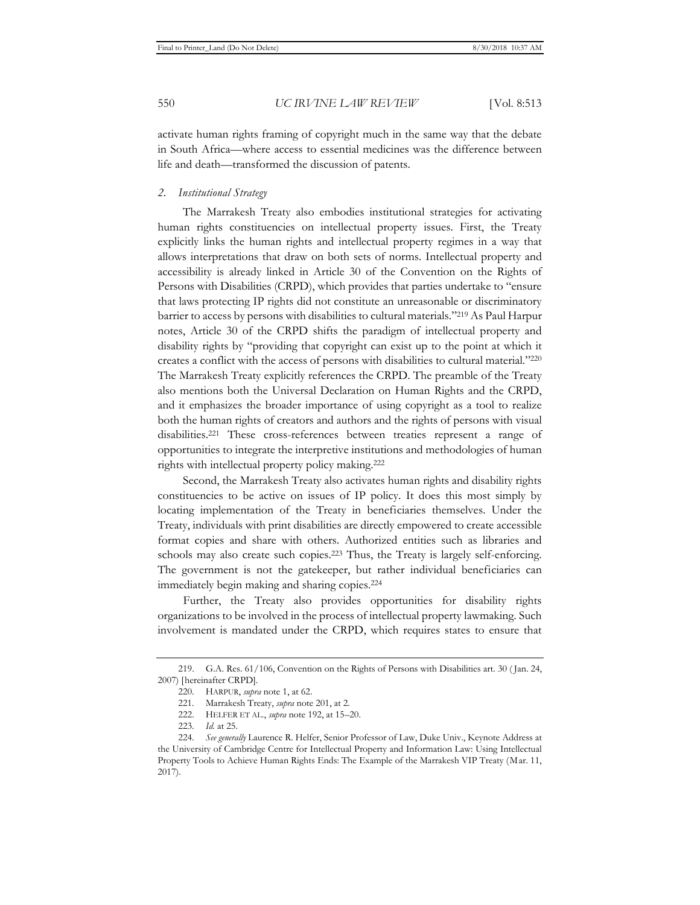activate human rights framing of copyright much in the same way that the debate in South Africa—where access to essential medicines was the difference between life and death—transformed the discussion of patents.

### 2. *Institutional Strategy*

The Marrakesh Treaty also embodies institutional strategies for activating human rights constituencies on intellectual property issues. First, the Treaty explicitly links the human rights and intellectual property regimes in a way that allows interpretations that draw on both sets of norms. Intellectual property and accessibility is already linked in Article 30 of the Convention on the Rights of Persons with Disabilities (CRPD), which provides that parties undertake to "ensure that laws protecting IP rights did not constitute an unreasonable or discriminatory barrier to access by persons with disabilities to cultural materials."[219] As Paul Harpur notes, Article 30 of the CRPD shifts the paradigm of intellectual property and disability rights by "providing that copyright can exist up to the point at which it creates a conflict with the access of persons with disabilities to cultural material."[220] The Marrakesh Treaty explicitly references the CRPD. The preamble of the Treaty also mentions both the Universal Declaration on Human Rights and the CRPD, and it emphasizes the broader importance of using copyright as a tool to realize both the human rights of creators and authors and the rights of persons with visual disabilities.[221] These cross-references between treaties represent a range of opportunities to integrate the interpretive institutions and methodologies of human rights with intellectual property policy making.[222]

Second, the Marrakesh Treaty also activates human rights and disability rights constituencies to be active on issues of IP policy. It does this most simply by locating implementation of the Treaty in beneficiaries themselves. Under the Treaty, individuals with print disabilities are directly empowered to create accessible format copies and share with others. Authorized entities such as libraries and schools may also create such copies.[223] Thus, the Treaty is largely self-enforcing. The government is not the gatekeeper, but rather individual beneficiaries can immediately begin making and sharing copies.[224]

Further, the Treaty also provides opportunities for disability rights organizations to be involved in the process of intellectual property lawmaking. Such involvement is mandated under the CRPD, which requires states to ensure that

---

219. G.A. Res. 61/106, Convention on the Rights of Persons with Disabilities art. 30 (Jan. 24, 2007) [hereinafter CRPD].

220. HARPUR, *supra* note 1, at 62.

221. Marrakesh Treaty, *supra* note 201, at 2.

222. HELFER ET AL., *supra* note 192, at 15–20.

223. *Id.* at 25.

224. *See generally* Laurence R. Helfer, Senior Professor of Law, Duke Univ., Keynote Address at the University of Cambridge Centre for Intellectual Property and Information Law: Using Intellectual Property Tools to Achieve Human Rights Ends: The Example of the Marrakesh VIP Treaty (Mar. 11, 2017).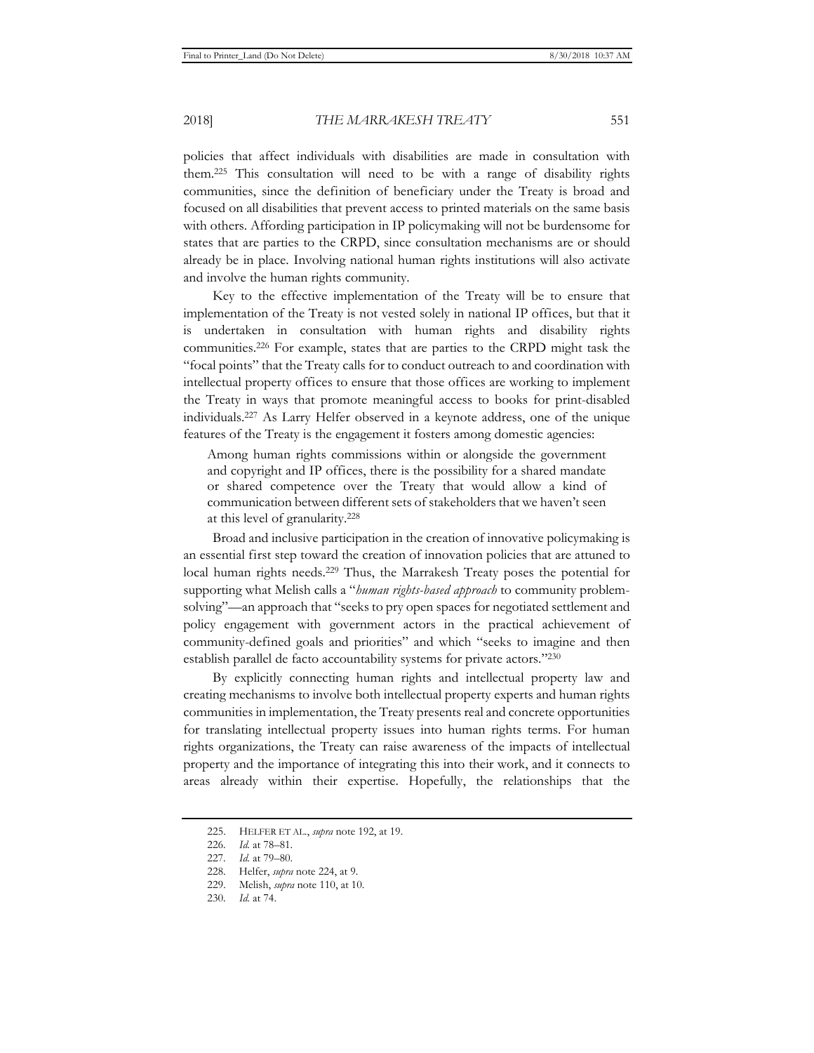policies that affect individuals with disabilities are made in consultation with them.[225] This consultation will need to be with a range of disability rights communities, since the definition of beneficiary under the Treaty is broad and focused on all disabilities that prevent access to printed materials on the same basis with others. Affording participation in IP policymaking will not be burdensome for states that are parties to the CRPD, since consultation mechanisms are or should already be in place. Involving national human rights institutions will also activate and involve the human rights community.

Key to the effective implementation of the Treaty will be to ensure that implementation of the Treaty is not vested solely in national IP offices, but that it is undertaken in consultation with human rights and disability rights communities.[226] For example, states that are parties to the CRPD might task the "focal points" that the Treaty calls for to conduct outreach to and coordination with intellectual property offices to ensure that those offices are working to implement the Treaty in ways that promote meaningful access to books for print-disabled individuals.[227] As Larry Helfer observed in a keynote address, one of the unique features of the Treaty is the engagement it fosters among domestic agencies:

> Among human rights commissions within or alongside the government and copyright and IP offices, there is the possibility for a shared mandate or shared competence over the Treaty that would allow a kind of communication between different sets of stakeholders that we haven't seen at this level of granularity.[228]

Broad and inclusive participation in the creation of innovative policymaking is an essential first step toward the creation of innovation policies that are attuned to local human rights needs.[229] Thus, the Marrakesh Treaty poses the potential for supporting what Melish calls a "*human rights-based approach* to community problem-solving"—an approach that "seeks to pry open spaces for negotiated settlement and policy engagement with government actors in the practical achievement of community-defined goals and priorities" and which "seeks to imagine and then establish parallel de facto accountability systems for private actors."[230]

By explicitly connecting human rights and intellectual property law and creating mechanisms to involve both intellectual property experts and human rights communities in implementation, the Treaty presents real and concrete opportunities for translating intellectual property issues into human rights terms. For human rights organizations, the Treaty can raise awareness of the impacts of intellectual property and the importance of integrating this into their work, and it connects to areas already within their expertise. Hopefully, the relationships that the

---

225. HELFER ET AL., *supra* note 192, at 19.

226. *Id.* at 78–81.

227. *Id.* at 79–80.

228. Helfer, *supra* note 224, at 9.

229. Melish, *supra* note 110, at 10.

230. *Id.* at 74.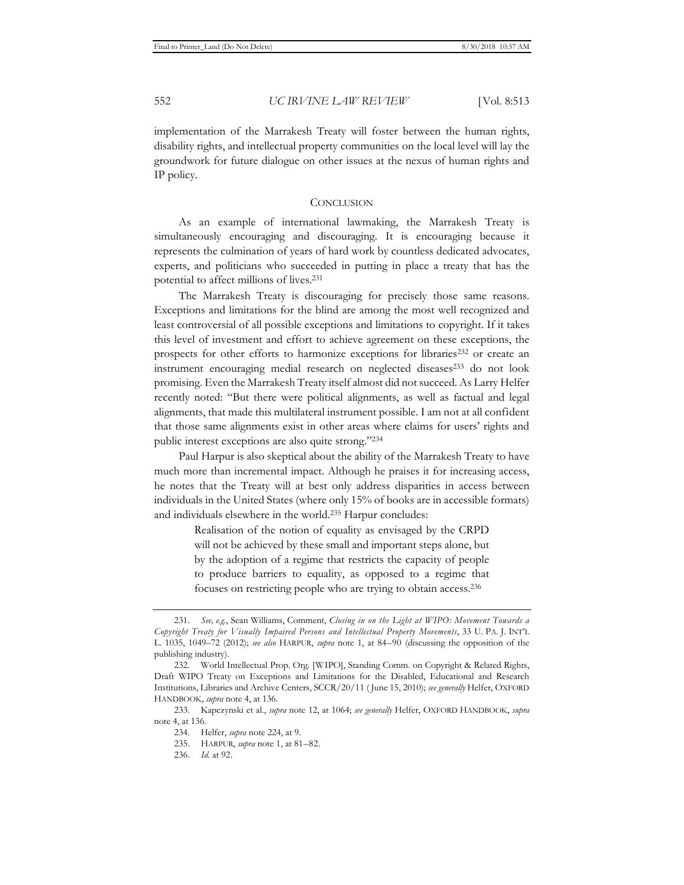implementation of the Marrakesh Treaty will foster between the human rights, disability rights, and intellectual property communities on the local level will lay the groundwork for future dialogue on other issues at the nexus of human rights and IP policy.

## CONCLUSION

As an example of international lawmaking, the Marrakesh Treaty is simultaneously encouraging and discouraging. It is encouraging because it represents the culmination of years of hard work by countless dedicated advocates, experts, and politicians who succeeded in putting in place a treaty that has the potential to affect millions of lives.[231]

The Marrakesh Treaty is discouraging for precisely those same reasons. Exceptions and limitations for the blind are among the most well recognized and least controversial of all possible exceptions and limitations to copyright. If it takes this level of investment and effort to achieve agreement on these exceptions, the prospects for other efforts to harmonize exceptions for libraries[232] or create an instrument encouraging medial research on neglected diseases[233] do not look promising. Even the Marrakesh Treaty itself almost did not succeed. As Larry Helfer recently noted: "But there were political alignments, as well as factual and legal alignments, that made this multilateral instrument possible. I am not at all confident that those same alignments exist in other areas where claims for users' rights and public interest exceptions are also quite strong."[234]

Paul Harpur is also skeptical about the ability of the Marrakesh Treaty to have much more than incremental impact. Although he praises it for increasing access, he notes that the Treaty will at best only address disparities in access between individuals in the United States (where only 15% of books are in accessible formats) and individuals elsewhere in the world.[235] Harpur concludes:

> Realisation of the notion of equality as envisaged by the CRPD will not be achieved by these small and important steps alone, but by the adoption of a regime that restricts the capacity of people to produce barriers to equality, as opposed to a regime that focuses on restricting people who are trying to obtain access.[236]

---

231. *See, e.g.*, Sean Williams, Comment, *Closing in on the Light at WIPO: Movement Towards a Copyright Treaty for Visually Impaired Persons and Intellectual Property Movements*, 33 U. PA. J. INT'L L. 1035, 1049–72 (2012); *see also* HARPUR, *supra* note 1, at 84–90 (discussing the opposition of the publishing industry).

232. World Intellectual Prop. Org. [WIPO], Standing Comm. on Copyright & Related Rights, Draft WIPO Treaty on Exceptions and Limitations for the Disabled, Educational and Research Institutions, Libraries and Archive Centers, SCCR/20/11 (June 15, 2010); *see generally* Helfer, OXFORD HANDBOOK, *supra* note 4, at 136.

233. Kapczynski et al., *supra* note 12, at 1064; *see generally* Helfer, OXFORD HANDBOOK, *supra* note 4, at 136.

234. Helfer, *supra* note 224, at 9.

235. HARPUR, *supra* note 1, at 81–82.

236. *Id.* at 92.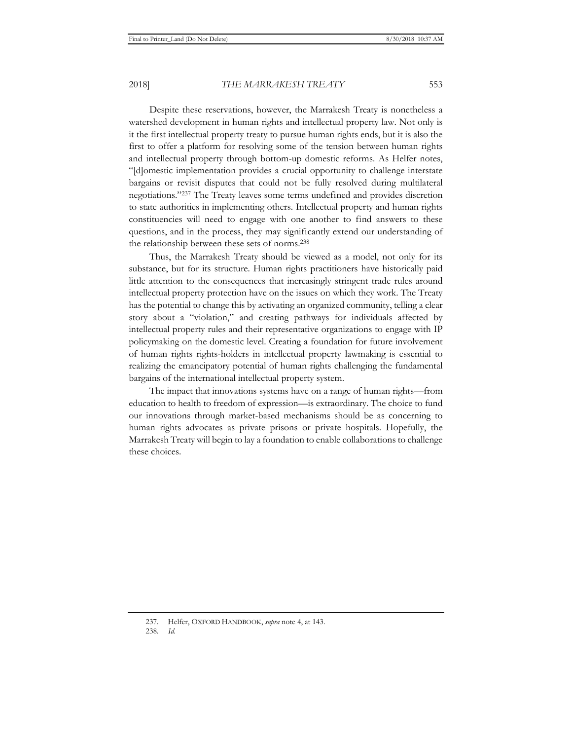Despite these reservations, however, the Marrakesh Treaty is nonetheless a watershed development in human rights and intellectual property law. Not only is it the first intellectual property treaty to pursue human rights ends, but it is also the first to offer a platform for resolving some of the tension between human rights and intellectual property through bottom-up domestic reforms. As Helfer notes, "[d]omestic implementation provides a crucial opportunity to challenge interstate bargains or revisit disputes that could not be fully resolved during multilateral negotiations."[237] The Treaty leaves some terms undefined and provides discretion to state authorities in implementing others. Intellectual property and human rights constituencies will need to engage with one another to find answers to these questions, and in the process, they may significantly extend our understanding of the relationship between these sets of norms.[238]

Thus, the Marrakesh Treaty should be viewed as a model, not only for its substance, but for its structure. Human rights practitioners have historically paid little attention to the consequences that increasingly stringent trade rules around intellectual property protection have on the issues on which they work. The Treaty has the potential to change this by activating an organized community, telling a clear story about a "violation," and creating pathways for individuals affected by intellectual property rules and their representative organizations to engage with IP policymaking on the domestic level. Creating a foundation for future involvement of human rights rights-holders in intellectual property lawmaking is essential to realizing the emancipatory potential of human rights challenging the fundamental bargains of the international intellectual property system.

The impact that innovations systems have on a range of human rights—from education to health to freedom of expression—is extraordinary. The choice to fund our innovations through market-based mechanisms should be as concerning to human rights advocates as private prisons or private hospitals. Hopefully, the Marrakesh Treaty will begin to lay a foundation to enable collaborations to challenge these choices.

237. Helfer, OXFORD HANDBOOK, *supra* note 4, at 143.

238. *Id.*